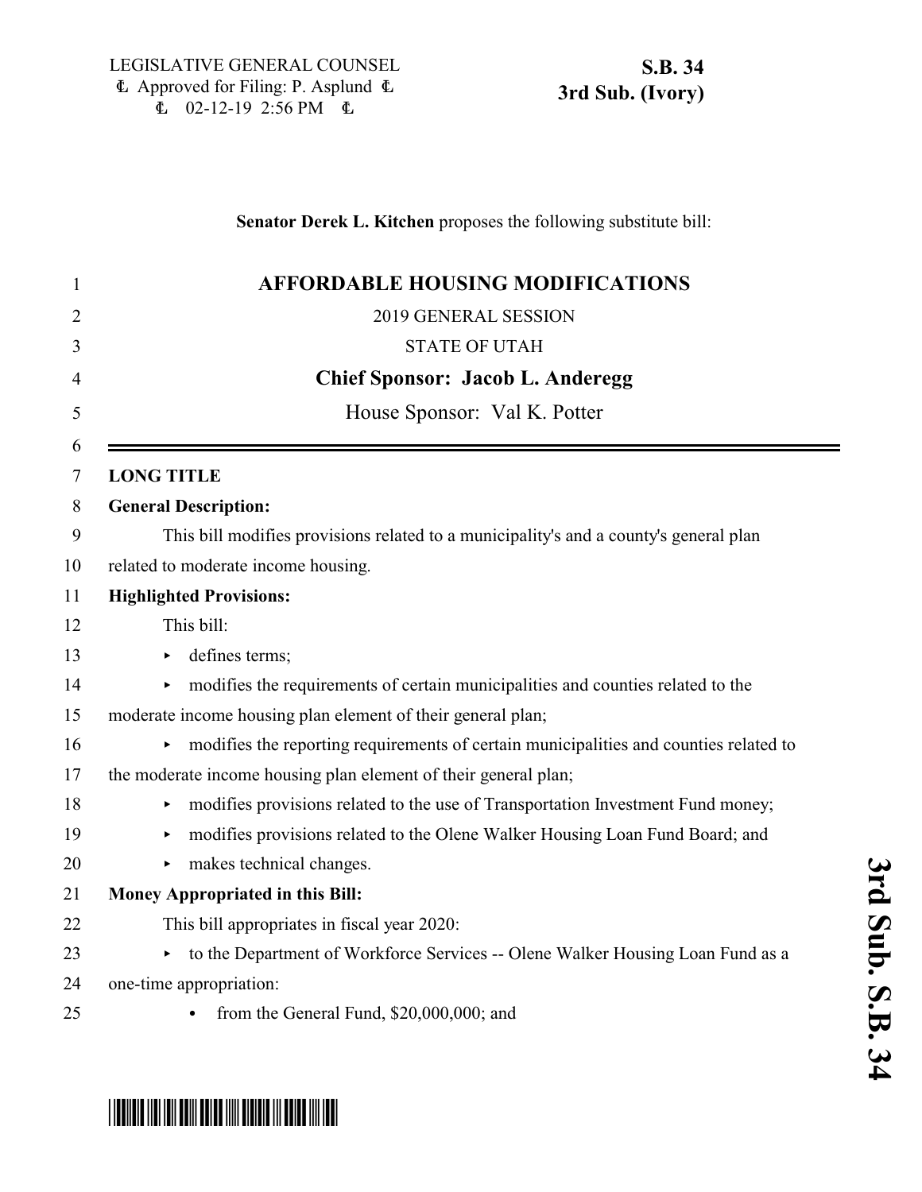LEGISLATIVE GENERAL COUNSEL
Approved for Filing: P. Asplund
02-12-19 2:56 PM

**S.B. 34**
**3rd Sub. (Ivory)**

**Senator Derek L. Kitchen** proposes the following substitute bill:

# AFFORDABLE HOUSING MODIFICATIONS

2019 GENERAL SESSION

STATE OF UTAH

**Chief Sponsor: Jacob L. Anderegg**

House Sponsor: Val K. Potter

**LONG TITLE**

**General Description:**

This bill modifies provisions related to a municipality's and a county's general plan related to moderate income housing.

**Highlighted Provisions:**

This bill:

- defines terms;
- modifies the requirements of certain municipalities and counties related to the moderate income housing plan element of their general plan;
- modifies the reporting requirements of certain municipalities and counties related to the moderate income housing plan element of their general plan;
- modifies provisions related to the use of Transportation Investment Fund money;
- modifies provisions related to the Olene Walker Housing Loan Fund Board; and
- makes technical changes.

**Money Appropriated in this Bill:**

This bill appropriates in fiscal year 2020:

- to the Department of Workforce Services -- Olene Walker Housing Loan Fund as a one-time appropriation:
  - from the General Fund, $20,000,000; and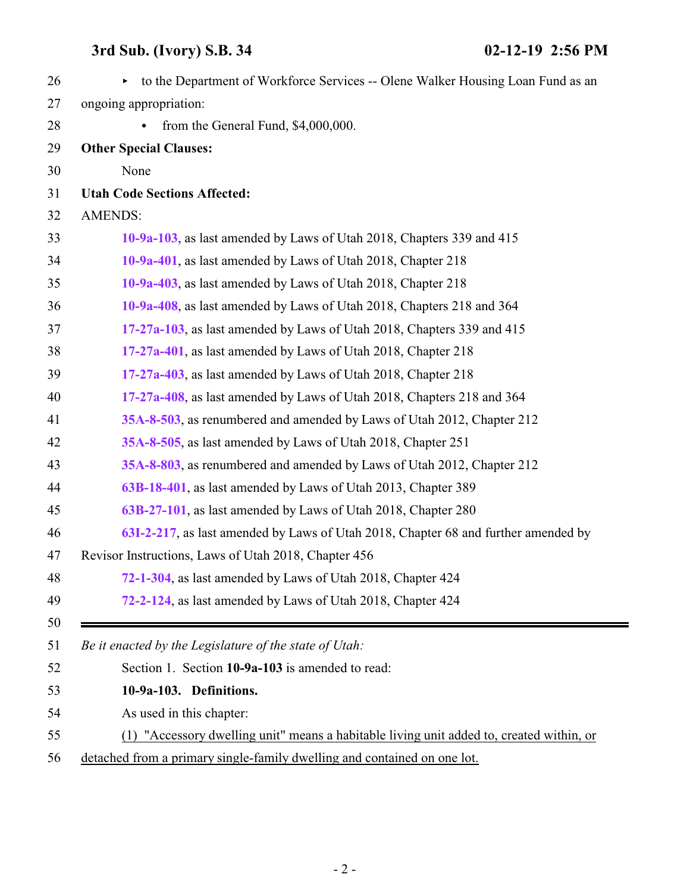▸ to the Department of Workforce Services -- Olene Walker Housing Loan Fund as an ongoing appropriation:

- from the General Fund, $4,000,000.

**Other Special Clauses:**

None

**Utah Code Sections Affected:**

AMENDS:

**10-9a-103**, as last amended by Laws of Utah 2018, Chapters 339 and 415

**10-9a-401**, as last amended by Laws of Utah 2018, Chapter 218

**10-9a-403**, as last amended by Laws of Utah 2018, Chapter 218

**10-9a-408**, as last amended by Laws of Utah 2018, Chapters 218 and 364

**17-27a-103**, as last amended by Laws of Utah 2018, Chapters 339 and 415

**17-27a-401**, as last amended by Laws of Utah 2018, Chapter 218

**17-27a-403**, as last amended by Laws of Utah 2018, Chapter 218

**17-27a-408**, as last amended by Laws of Utah 2018, Chapters 218 and 364

**35A-8-503**, as renumbered and amended by Laws of Utah 2012, Chapter 212

**35A-8-505**, as last amended by Laws of Utah 2018, Chapter 251

**35A-8-803**, as renumbered and amended by Laws of Utah 2012, Chapter 212

**63B-18-401**, as last amended by Laws of Utah 2013, Chapter 389

**63B-27-101**, as last amended by Laws of Utah 2018, Chapter 280

**63I-2-217**, as last amended by Laws of Utah 2018, Chapter 68 and further amended by Revisor Instructions, Laws of Utah 2018, Chapter 456

**72-1-304**, as last amended by Laws of Utah 2018, Chapter 424

**72-2-124**, as last amended by Laws of Utah 2018, Chapter 424

---

*Be it enacted by the Legislature of the state of Utah:*

Section 1. Section **10-9a-103** is amended to read:

**10-9a-103. Definitions.**

As used in this chapter:

<u>(1) "Accessory dwelling unit" means a habitable living unit added to, created within, or detached from a primary single-family dwelling and contained on one lot.</u>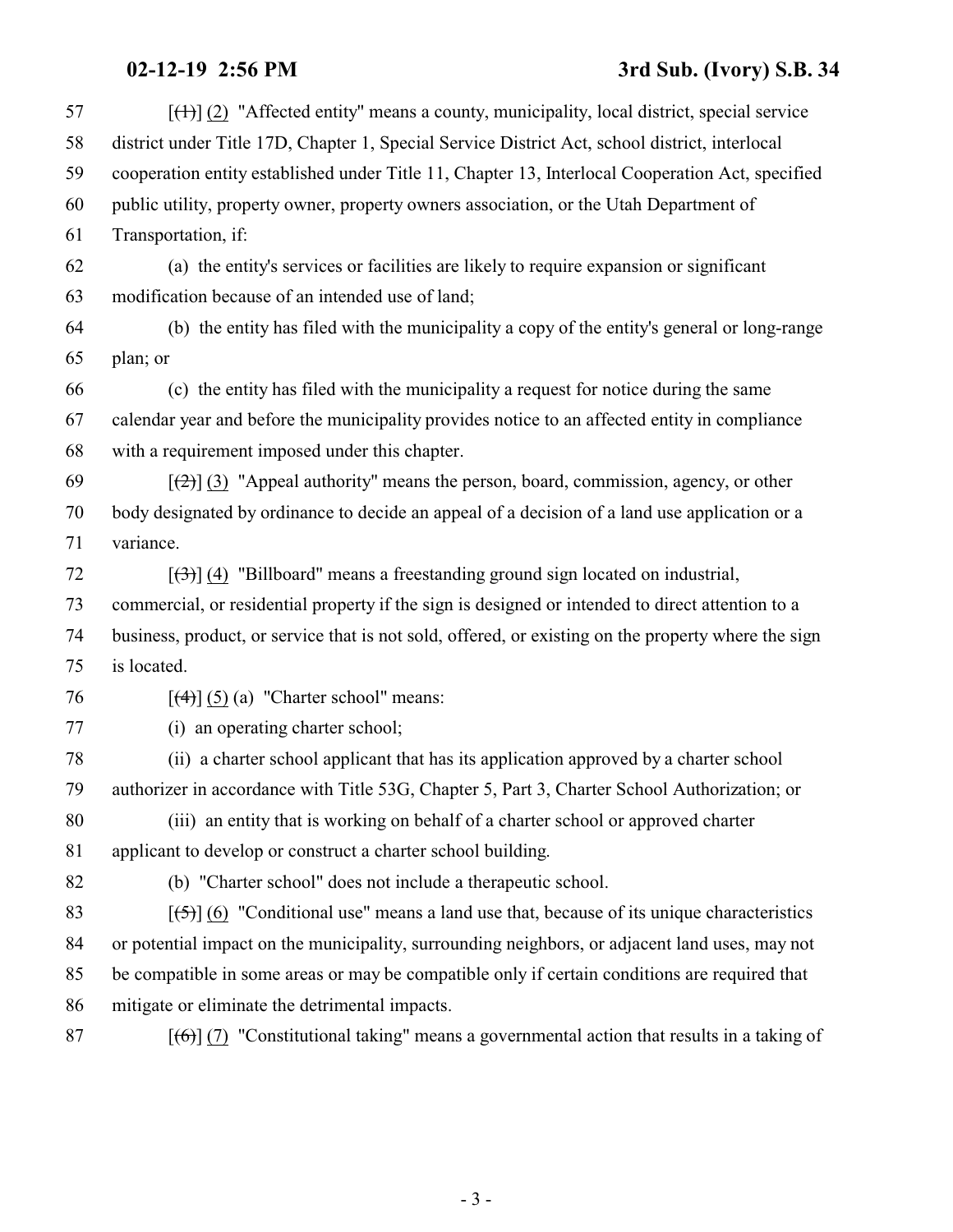[(1)] (2) "Affected entity" means a county, municipality, local district, special service district under Title 17D, Chapter 1, Special Service District Act, school district, interlocal cooperation entity established under Title 11, Chapter 13, Interlocal Cooperation Act, specified public utility, property owner, property owners association, or the Utah Department of Transportation, if:

(a) the entity's services or facilities are likely to require expansion or significant modification because of an intended use of land;

(b) the entity has filed with the municipality a copy of the entity's general or long-range plan; or

(c) the entity has filed with the municipality a request for notice during the same calendar year and before the municipality provides notice to an affected entity in compliance with a requirement imposed under this chapter.

[(2)] (3) "Appeal authority" means the person, board, commission, agency, or other body designated by ordinance to decide an appeal of a decision of a land use application or a variance.

[(3)] (4) "Billboard" means a freestanding ground sign located on industrial, commercial, or residential property if the sign is designed or intended to direct attention to a business, product, or service that is not sold, offered, or existing on the property where the sign is located.

[(4)] (5) (a) "Charter school" means:

(i) an operating charter school;

(ii) a charter school applicant that has its application approved by a charter school authorizer in accordance with Title 53G, Chapter 5, Part 3, Charter School Authorization; or

(iii) an entity that is working on behalf of a charter school or approved charter applicant to develop or construct a charter school building.

(b) "Charter school" does not include a therapeutic school.

[(5)] (6) "Conditional use" means a land use that, because of its unique characteristics or potential impact on the municipality, surrounding neighbors, or adjacent land uses, may not be compatible in some areas or may be compatible only if certain conditions are required that mitigate or eliminate the detrimental impacts.

[(6)] (7) "Constitutional taking" means a governmental action that results in a taking of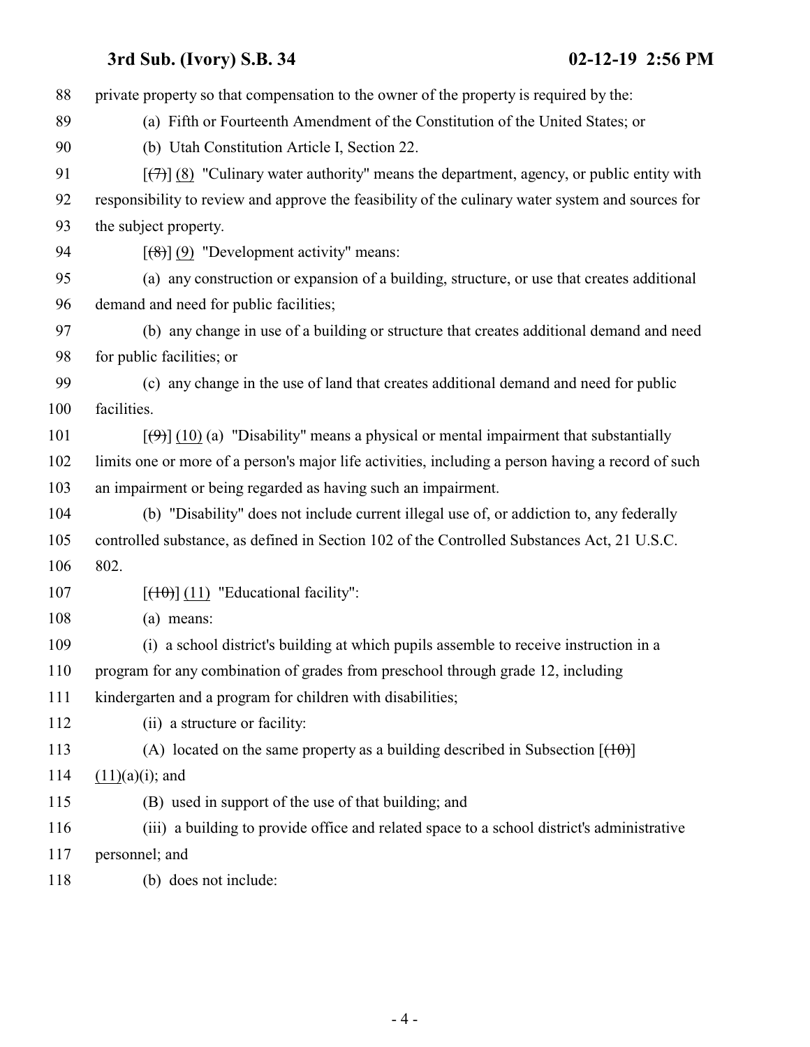88 private property so that compensation to the owner of the property is required by the:

89 (a) Fifth or Fourteenth Amendment of the Constitution of the United States; or

90 (b) Utah Constitution Article I, Section 22.

91 [~~(7)~~] (8) "Culinary water authority" means the department, agency, or public entity with

92 responsibility to review and approve the feasibility of the culinary water system and sources for

93 the subject property.

94 [~~(8)~~] (9) "Development activity" means:

95 (a) any construction or expansion of a building, structure, or use that creates additional

96 demand and need for public facilities;

97 (b) any change in use of a building or structure that creates additional demand and need

98 for public facilities; or

99 (c) any change in the use of land that creates additional demand and need for public

100 facilities.

101 [~~(9)~~] (10) (a) "Disability" means a physical or mental impairment that substantially

102 limits one or more of a person's major life activities, including a person having a record of such

103 an impairment or being regarded as having such an impairment.

104 (b) "Disability" does not include current illegal use of, or addiction to, any federally

105 controlled substance, as defined in Section 102 of the Controlled Substances Act, 21 U.S.C.

106 802.

107 [~~(10)~~] (11) "Educational facility":

108 (a) means:

109 (i) a school district's building at which pupils assemble to receive instruction in a

110 program for any combination of grades from preschool through grade 12, including

111 kindergarten and a program for children with disabilities;

112 (ii) a structure or facility:

113 (A) located on the same property as a building described in Subsection [~~(10)~~]

114 (11)(a)(i); and

115 (B) used in support of the use of that building; and

116 (iii) a building to provide office and related space to a school district's administrative

117 personnel; and

118 (b) does not include: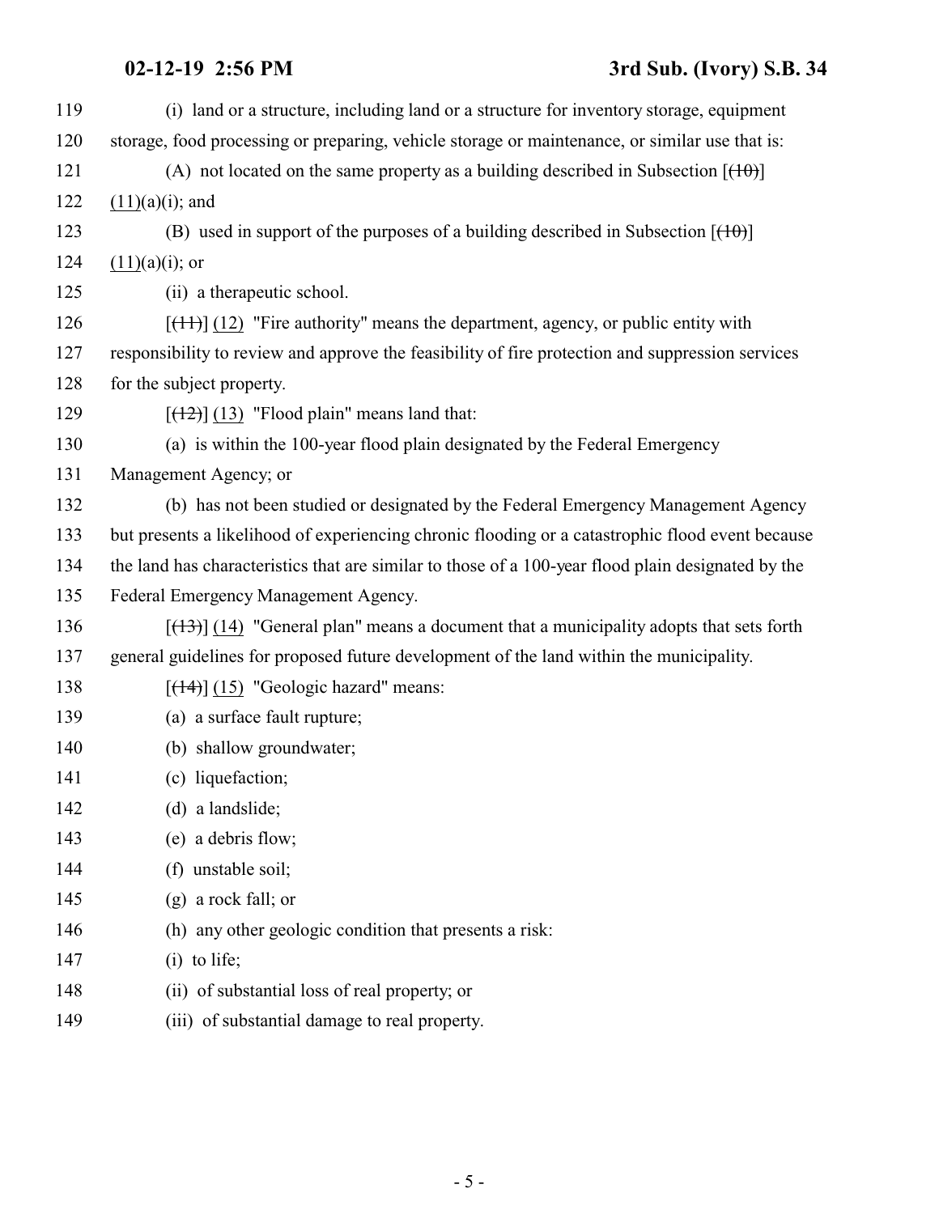(i) land or a structure, including land or a structure for inventory storage, equipment storage, food processing or preparing, vehicle storage or maintenance, or similar use that is:

(A) not located on the same property as a building described in Subsection [~~(10)~~] (11)(a)(i); and

(B) used in support of the purposes of a building described in Subsection [~~(10)~~] (11)(a)(i); or

(ii) a therapeutic school.

[~~(11)~~] (12) "Fire authority" means the department, agency, or public entity with responsibility to review and approve the feasibility of fire protection and suppression services for the subject property.

[~~(12)~~] (13) "Flood plain" means land that:

(a) is within the 100-year flood plain designated by the Federal Emergency Management Agency; or

(b) has not been studied or designated by the Federal Emergency Management Agency but presents a likelihood of experiencing chronic flooding or a catastrophic flood event because the land has characteristics that are similar to those of a 100-year flood plain designated by the Federal Emergency Management Agency.

[~~(13)~~] (14) "General plan" means a document that a municipality adopts that sets forth general guidelines for proposed future development of the land within the municipality.

[~~(14)~~] (15) "Geologic hazard" means:

(a) a surface fault rupture;

(b) shallow groundwater;

(c) liquefaction;

(d) a landslide;

(e) a debris flow;

(f) unstable soil;

(g) a rock fall; or

(h) any other geologic condition that presents a risk:

(i) to life;

(ii) of substantial loss of real property; or

(iii) of substantial damage to real property.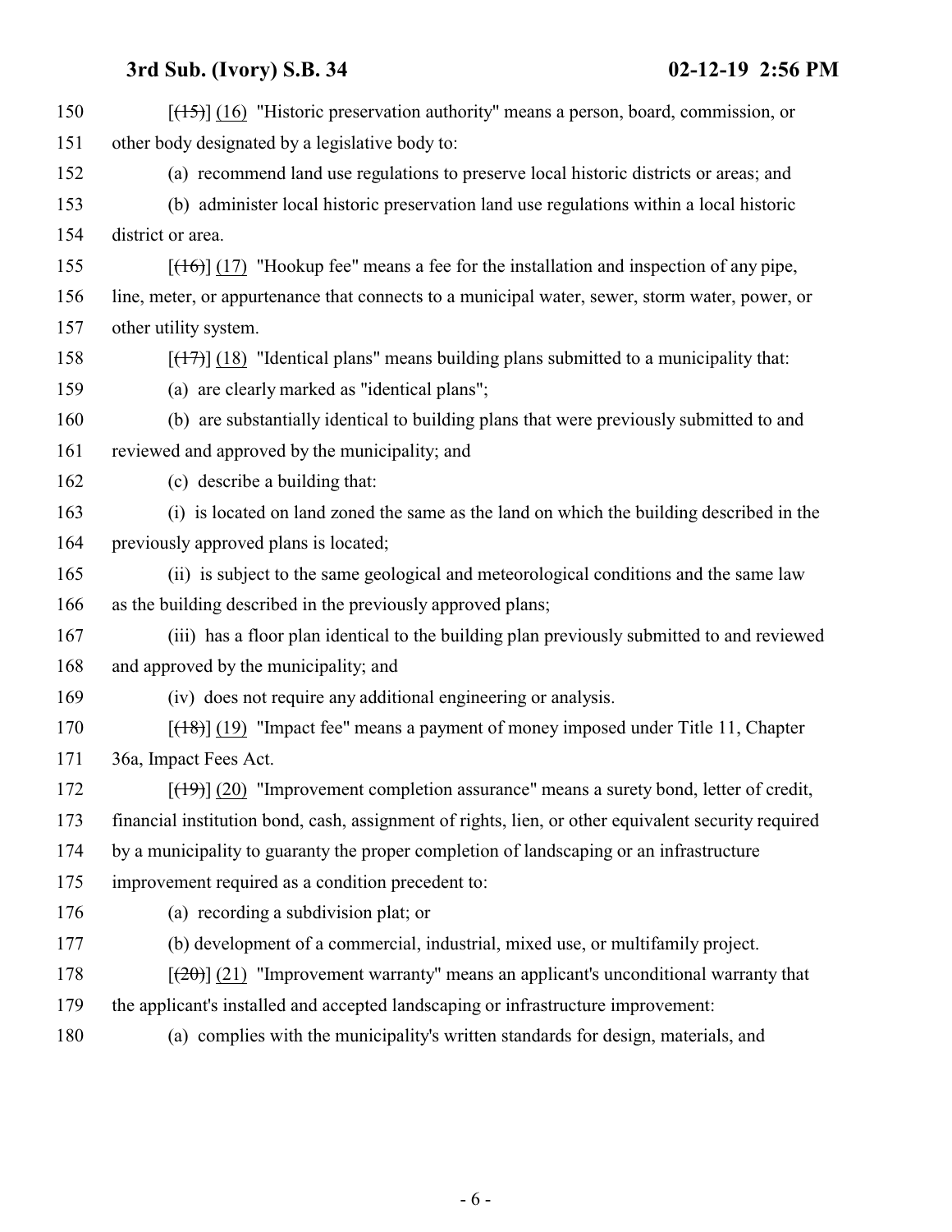150 [~~(15)~~] (16) "Historic preservation authority" means a person, board, commission, or
151 other body designated by a legislative body to:
152 (a) recommend land use regulations to preserve local historic districts or areas; and
153 (b) administer local historic preservation land use regulations within a local historic
154 district or area.
155 [~~(16)~~] (17) "Hookup fee" means a fee for the installation and inspection of any pipe,
156 line, meter, or appurtenance that connects to a municipal water, sewer, storm water, power, or
157 other utility system.
158 [~~(17)~~] (18) "Identical plans" means building plans submitted to a municipality that:
159 (a) are clearly marked as "identical plans";
160 (b) are substantially identical to building plans that were previously submitted to and
161 reviewed and approved by the municipality; and
162 (c) describe a building that:
163 (i) is located on land zoned the same as the land on which the building described in the
164 previously approved plans is located;
165 (ii) is subject to the same geological and meteorological conditions and the same law
166 as the building described in the previously approved plans;
167 (iii) has a floor plan identical to the building plan previously submitted to and reviewed
168 and approved by the municipality; and
169 (iv) does not require any additional engineering or analysis.
170 [~~(18)~~] (19) "Impact fee" means a payment of money imposed under Title 11, Chapter
171 36a, Impact Fees Act.
172 [~~(19)~~] (20) "Improvement completion assurance" means a surety bond, letter of credit,
173 financial institution bond, cash, assignment of rights, lien, or other equivalent security required
174 by a municipality to guaranty the proper completion of landscaping or an infrastructure
175 improvement required as a condition precedent to:
176 (a) recording a subdivision plat; or
177 (b) development of a commercial, industrial, mixed use, or multifamily project.
178 [~~(20)~~] (21) "Improvement warranty" means an applicant's unconditional warranty that
179 the applicant's installed and accepted landscaping or infrastructure improvement:
180 (a) complies with the municipality's written standards for design, materials, and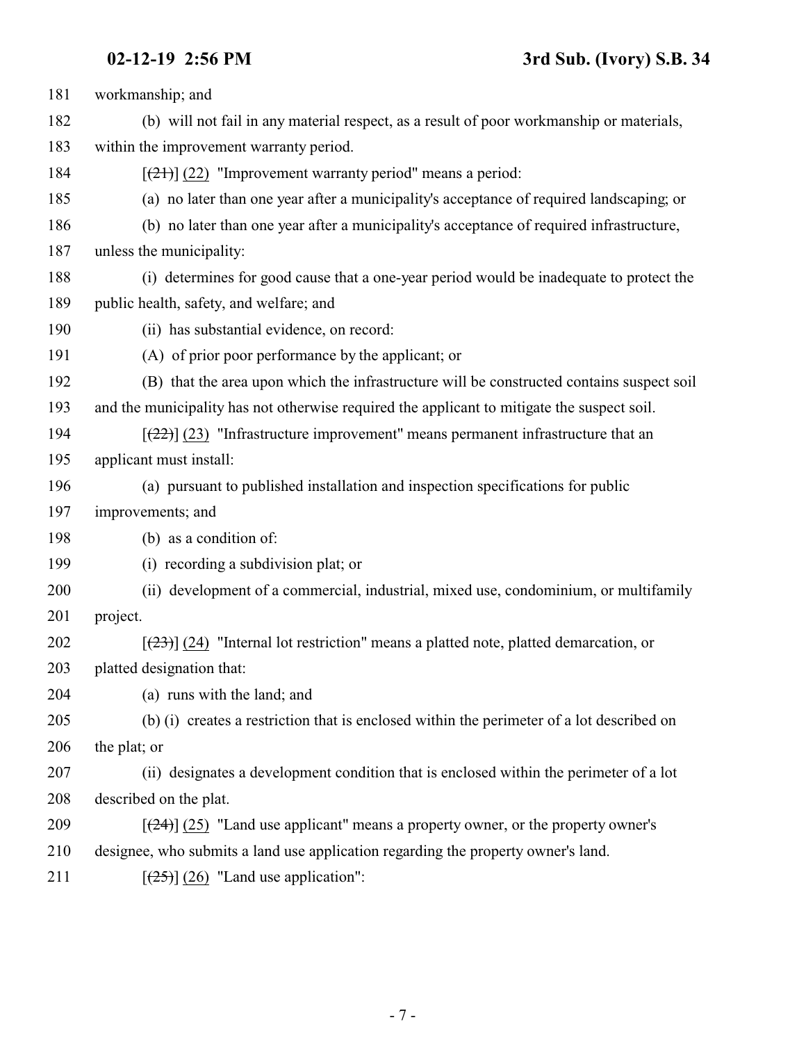workmanship; and

(b) will not fail in any material respect, as a result of poor workmanship or materials, within the improvement warranty period.

[~~(21)~~] (22) "Improvement warranty period" means a period:

(a) no later than one year after a municipality's acceptance of required landscaping; or

(b) no later than one year after a municipality's acceptance of required infrastructure, unless the municipality:

(i) determines for good cause that a one-year period would be inadequate to protect the public health, safety, and welfare; and

(ii) has substantial evidence, on record:

(A) of prior poor performance by the applicant; or

(B) that the area upon which the infrastructure will be constructed contains suspect soil and the municipality has not otherwise required the applicant to mitigate the suspect soil.

[~~(22)~~] (23) "Infrastructure improvement" means permanent infrastructure that an applicant must install:

(a) pursuant to published installation and inspection specifications for public improvements; and

(b) as a condition of:

(i) recording a subdivision plat; or

(ii) development of a commercial, industrial, mixed use, condominium, or multifamily project.

[~~(23)~~] (24) "Internal lot restriction" means a platted note, platted demarcation, or platted designation that:

(a) runs with the land; and

(b) (i) creates a restriction that is enclosed within the perimeter of a lot described on the plat; or

(ii) designates a development condition that is enclosed within the perimeter of a lot described on the plat.

[~~(24)~~] (25) "Land use applicant" means a property owner, or the property owner's designee, who submits a land use application regarding the property owner's land.

[~~(25)~~] (26) "Land use application":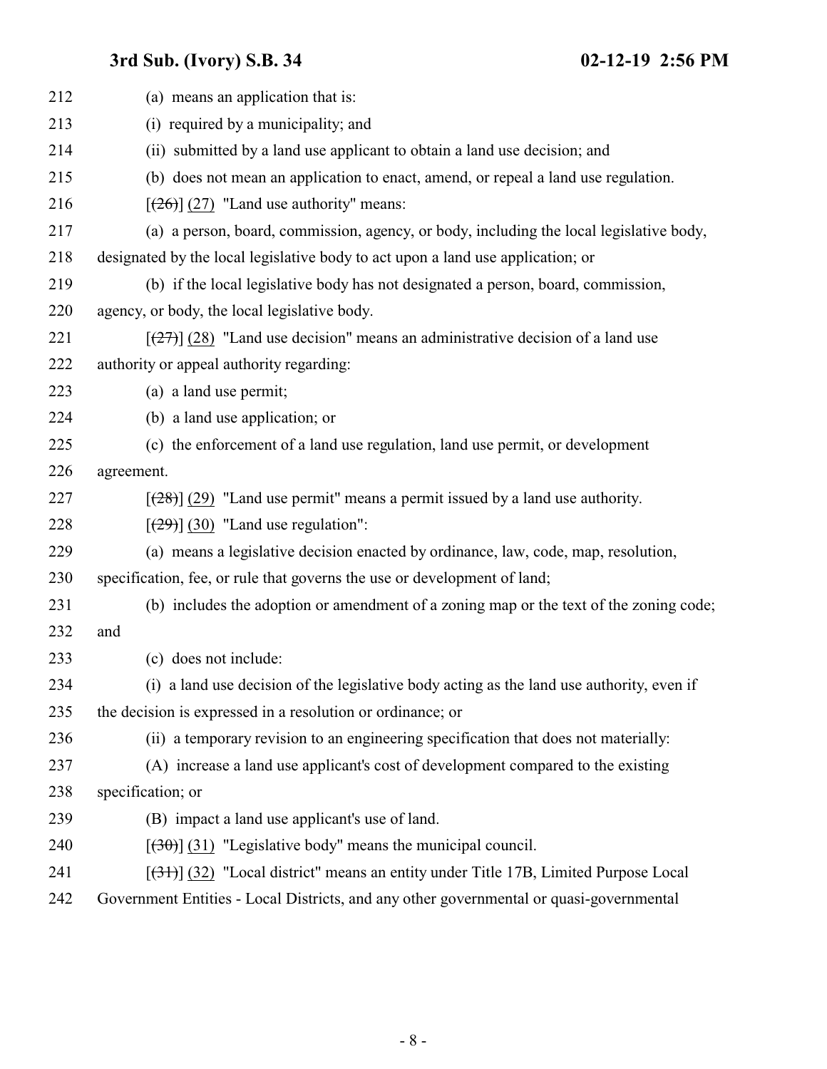(a) means an application that is:

(i) required by a municipality; and

(ii) submitted by a land use applicant to obtain a land use decision; and

(b) does not mean an application to enact, amend, or repeal a land use regulation.

[~~(26)~~] (27) "Land use authority" means:

(a) a person, board, commission, agency, or body, including the local legislative body, designated by the local legislative body to act upon a land use application; or

(b) if the local legislative body has not designated a person, board, commission, agency, or body, the local legislative body.

[~~(27)~~] (28) "Land use decision" means an administrative decision of a land use authority or appeal authority regarding:

(a) a land use permit;

(b) a land use application; or

(c) the enforcement of a land use regulation, land use permit, or development agreement.

[~~(28)~~] (29) "Land use permit" means a permit issued by a land use authority.

[~~(29)~~] (30) "Land use regulation":

(a) means a legislative decision enacted by ordinance, law, code, map, resolution, specification, fee, or rule that governs the use or development of land;

(b) includes the adoption or amendment of a zoning map or the text of the zoning code; and

(c) does not include:

(i) a land use decision of the legislative body acting as the land use authority, even if the decision is expressed in a resolution or ordinance; or

(ii) a temporary revision to an engineering specification that does not materially:

(A) increase a land use applicant's cost of development compared to the existing specification; or

(B) impact a land use applicant's use of land.

[~~(30)~~] (31) "Legislative body" means the municipal council.

[~~(31)~~] (32) "Local district" means an entity under Title 17B, Limited Purpose Local Government Entities - Local Districts, and any other governmental or quasi-governmental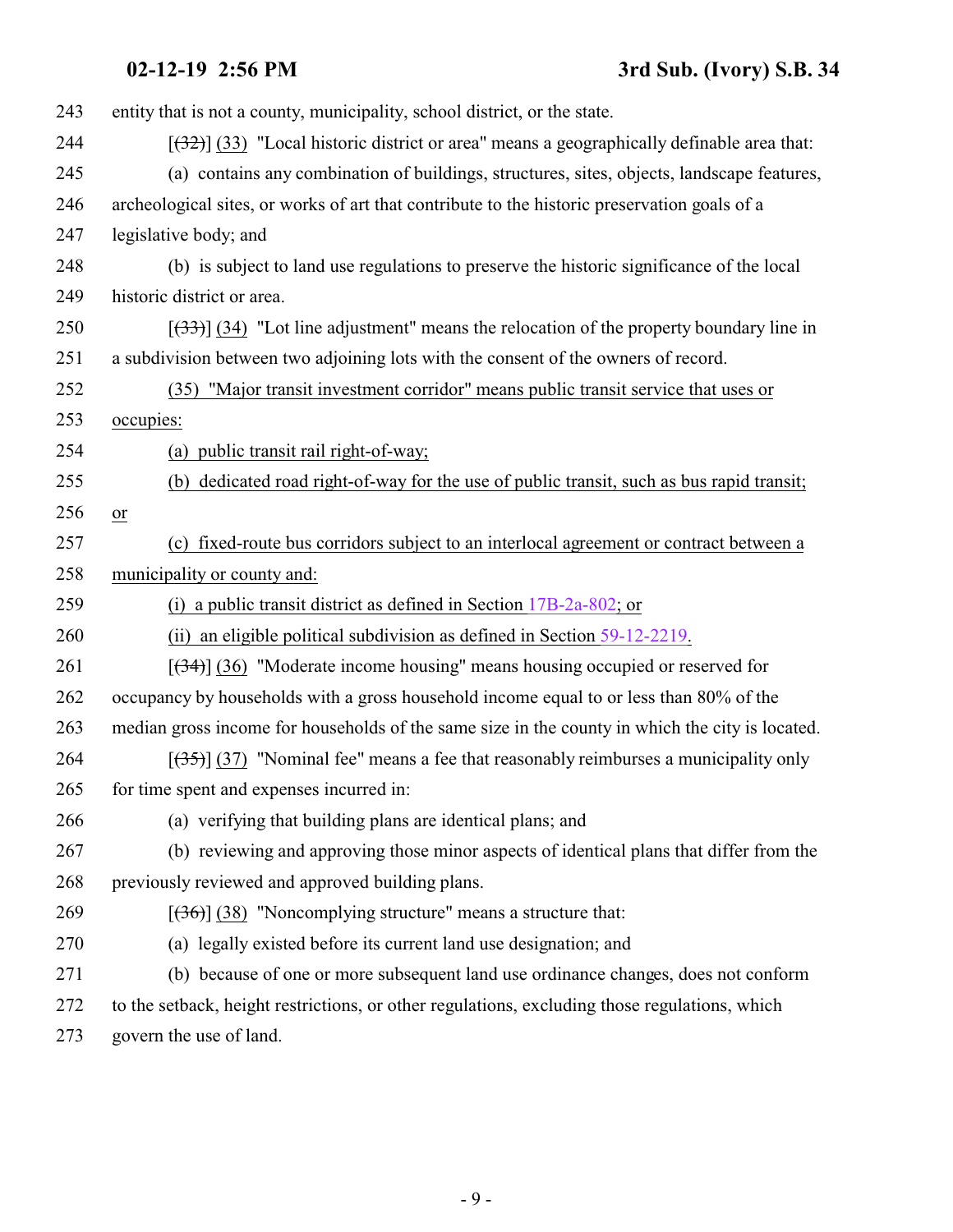243 entity that is not a county, municipality, school district, or the state.

244 [(32)] (33) "Local historic district or area" means a geographically definable area that:

245 (a) contains any combination of buildings, structures, sites, objects, landscape features,

246 archeological sites, or works of art that contribute to the historic preservation goals of a

247 legislative body; and

248 (b) is subject to land use regulations to preserve the historic significance of the local

249 historic district or area.

250 [(33)] (34) "Lot line adjustment" means the relocation of the property boundary line in

251 a subdivision between two adjoining lots with the consent of the owners of record.

252 (35) "Major transit investment corridor" means public transit service that uses or

253 occupies:

254 (a) public transit rail right-of-way;

255 (b) dedicated road right-of-way for the use of public transit, such as bus rapid transit;

256 or

257 (c) fixed-route bus corridors subject to an interlocal agreement or contract between a

258 municipality or county and:

259 (i) a public transit district as defined in Section 17B-2a-802; or

260 (ii) an eligible political subdivision as defined in Section 59-12-2219.

261 [(34)] (36) "Moderate income housing" means housing occupied or reserved for

262 occupancy by households with a gross household income equal to or less than 80% of the

263 median gross income for households of the same size in the county in which the city is located.

264 [(35)] (37) "Nominal fee" means a fee that reasonably reimburses a municipality only

265 for time spent and expenses incurred in:

266 (a) verifying that building plans are identical plans; and

267 (b) reviewing and approving those minor aspects of identical plans that differ from the

268 previously reviewed and approved building plans.

269 [(36)] (38) "Noncomplying structure" means a structure that:

270 (a) legally existed before its current land use designation; and

271 (b) because of one or more subsequent land use ordinance changes, does not conform

272 to the setback, height restrictions, or other regulations, excluding those regulations, which

273 govern the use of land.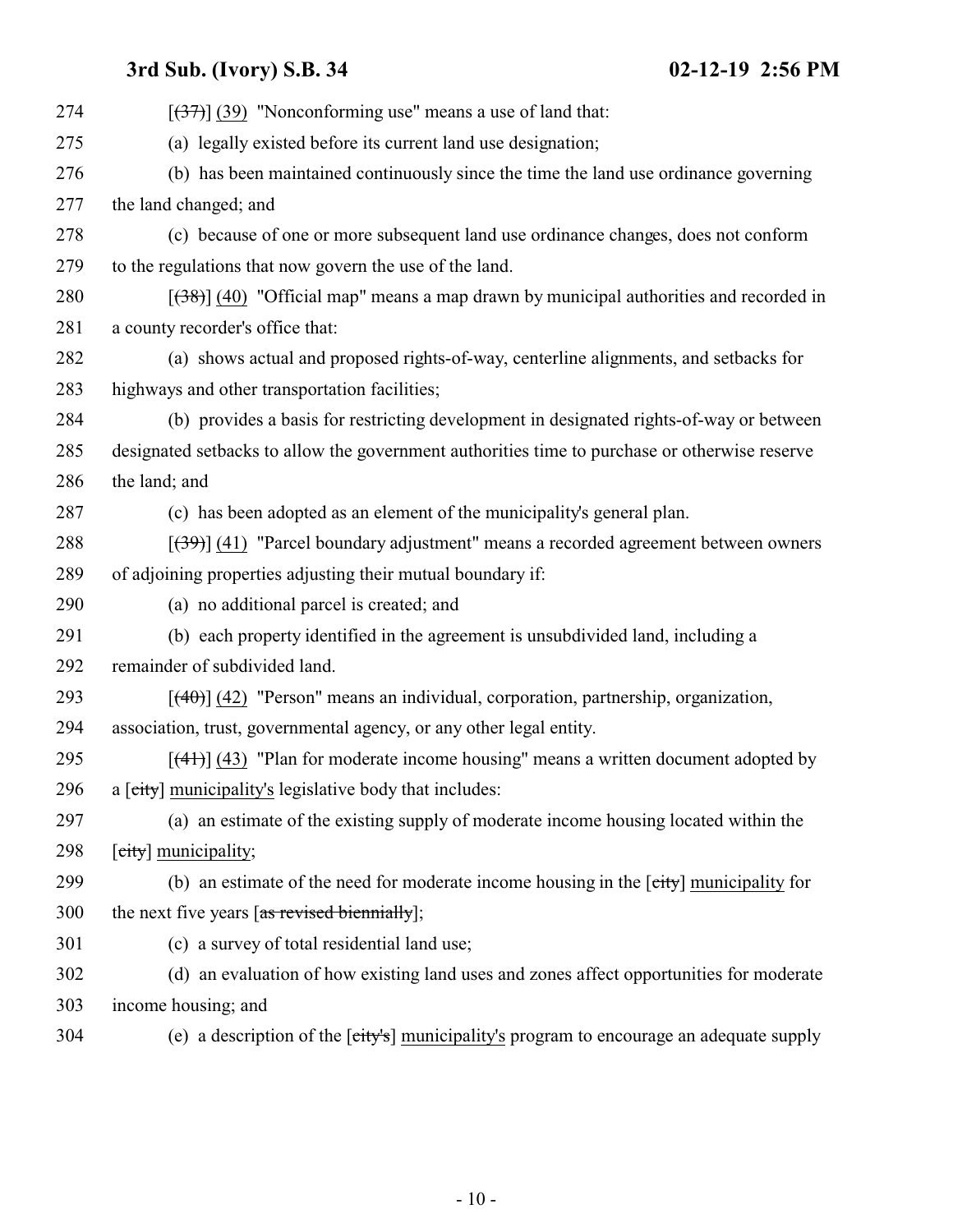274 [~~(37)~~] (39) "Nonconforming use" means a use of land that:

275 (a) legally existed before its current land use designation;

276 (b) has been maintained continuously since the time the land use ordinance governing

277 the land changed; and

278 (c) because of one or more subsequent land use ordinance changes, does not conform

279 to the regulations that now govern the use of the land.

280 [~~(38)~~] (40) "Official map" means a map drawn by municipal authorities and recorded in

281 a county recorder's office that:

282 (a) shows actual and proposed rights-of-way, centerline alignments, and setbacks for

283 highways and other transportation facilities;

284 (b) provides a basis for restricting development in designated rights-of-way or between

285 designated setbacks to allow the government authorities time to purchase or otherwise reserve

286 the land; and

287 (c) has been adopted as an element of the municipality's general plan.

288 [~~(39)~~] (41) "Parcel boundary adjustment" means a recorded agreement between owners

289 of adjoining properties adjusting their mutual boundary if:

290 (a) no additional parcel is created; and

291 (b) each property identified in the agreement is unsubdivided land, including a

292 remainder of subdivided land.

293 [~~(40)~~] (42) "Person" means an individual, corporation, partnership, organization,

294 association, trust, governmental agency, or any other legal entity.

295 [~~(41)~~] (43) "Plan for moderate income housing" means a written document adopted by

296 a [~~city~~] municipality's legislative body that includes:

297 (a) an estimate of the existing supply of moderate income housing located within the

298 [~~city~~] municipality;

299 (b) an estimate of the need for moderate income housing in the [~~city~~] municipality for

300 the next five years [~~as revised biennially~~];

301 (c) a survey of total residential land use;

302 (d) an evaluation of how existing land uses and zones affect opportunities for moderate

303 income housing; and

304 (e) a description of the [~~city's~~] municipality's program to encourage an adequate supply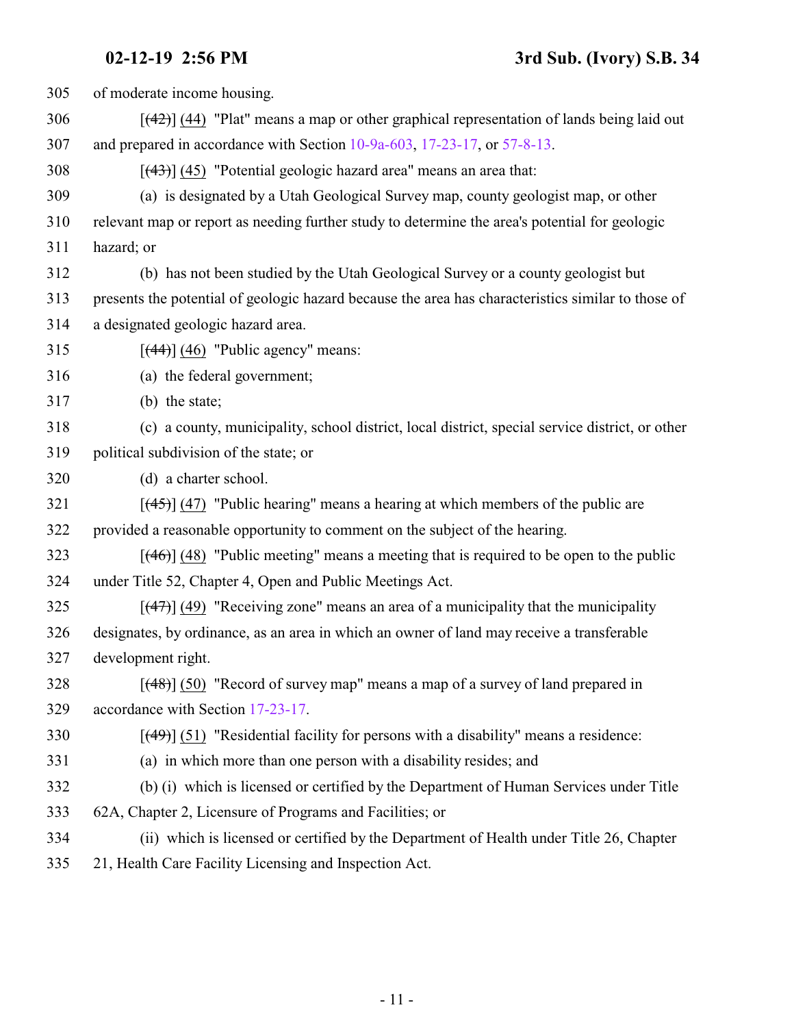of moderate income housing.

[~~(42)~~] (44) "Plat" means a map or other graphical representation of lands being laid out and prepared in accordance with Section 10-9a-603, 17-23-17, or 57-8-13.

[~~(43)~~] (45) "Potential geologic hazard area" means an area that:

(a) is designated by a Utah Geological Survey map, county geologist map, or other relevant map or report as needing further study to determine the area's potential for geologic hazard; or

(b) has not been studied by the Utah Geological Survey or a county geologist but presents the potential of geologic hazard because the area has characteristics similar to those of a designated geologic hazard area.

[~~(44)~~] (46) "Public agency" means:

(a) the federal government;

(b) the state;

(c) a county, municipality, school district, local district, special service district, or other political subdivision of the state; or

(d) a charter school.

[~~(45)~~] (47) "Public hearing" means a hearing at which members of the public are provided a reasonable opportunity to comment on the subject of the hearing.

[~~(46)~~] (48) "Public meeting" means a meeting that is required to be open to the public under Title 52, Chapter 4, Open and Public Meetings Act.

[~~(47)~~] (49) "Receiving zone" means an area of a municipality that the municipality designates, by ordinance, as an area in which an owner of land may receive a transferable development right.

[~~(48)~~] (50) "Record of survey map" means a map of a survey of land prepared in accordance with Section 17-23-17.

[~~(49)~~] (51) "Residential facility for persons with a disability" means a residence:

(a) in which more than one person with a disability resides; and

(b) (i) which is licensed or certified by the Department of Human Services under Title 62A, Chapter 2, Licensure of Programs and Facilities; or

(ii) which is licensed or certified by the Department of Health under Title 26, Chapter 21, Health Care Facility Licensing and Inspection Act.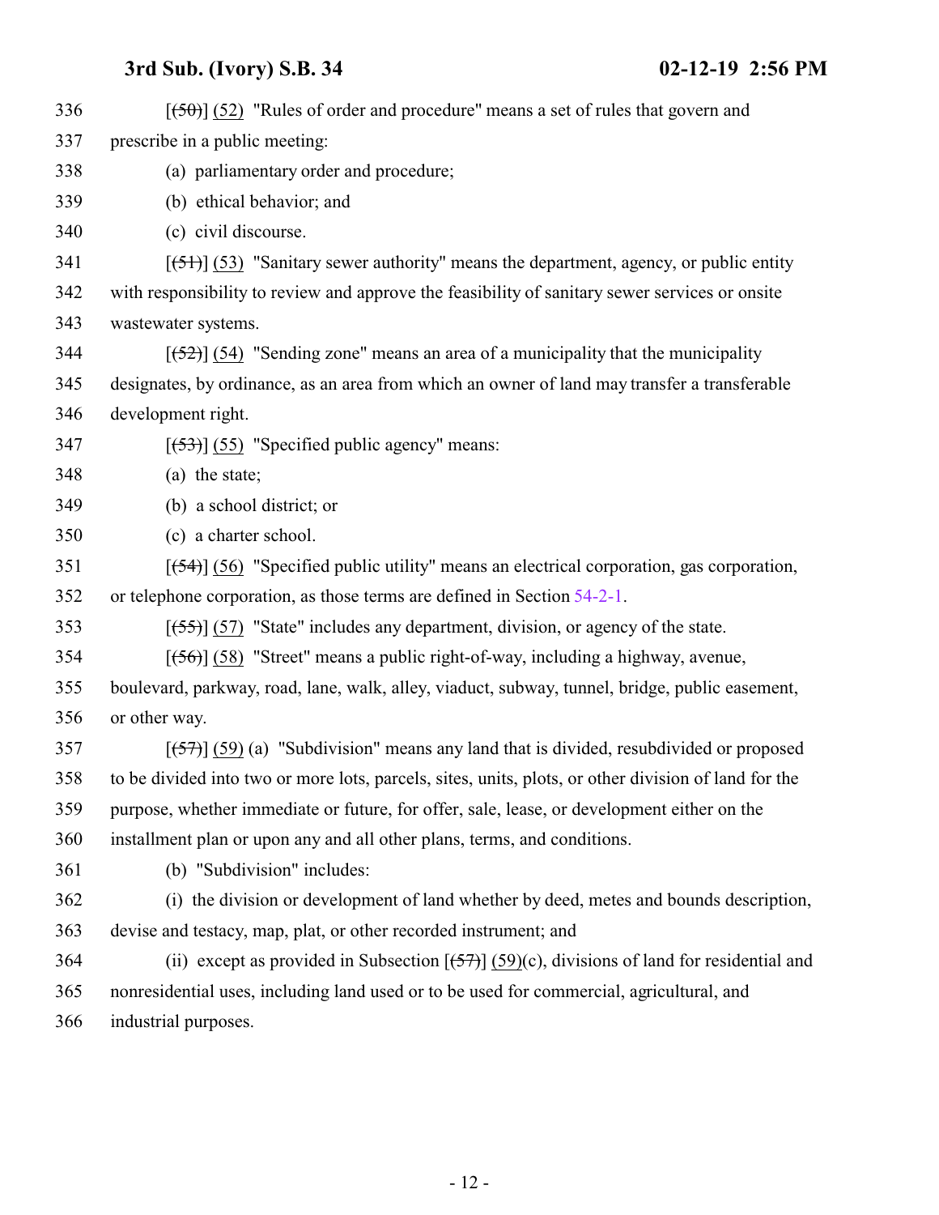[~~(50)~~] (52) "Rules of order and procedure" means a set of rules that govern and prescribe in a public meeting:

(a) parliamentary order and procedure;

(b) ethical behavior; and

(c) civil discourse.

[~~(51)~~] (53) "Sanitary sewer authority" means the department, agency, or public entity with responsibility to review and approve the feasibility of sanitary sewer services or onsite wastewater systems.

[~~(52)~~] (54) "Sending zone" means an area of a municipality that the municipality designates, by ordinance, as an area from which an owner of land may transfer a transferable development right.

[~~(53)~~] (55) "Specified public agency" means:

(a) the state;

(b) a school district; or

(c) a charter school.

[~~(54)~~] (56) "Specified public utility" means an electrical corporation, gas corporation, or telephone corporation, as those terms are defined in Section 54-2-1.

[~~(55)~~] (57) "State" includes any department, division, or agency of the state.

[~~(56)~~] (58) "Street" means a public right-of-way, including a highway, avenue, boulevard, parkway, road, lane, walk, alley, viaduct, subway, tunnel, bridge, public easement, or other way.

[~~(57)~~] (59) (a) "Subdivision" means any land that is divided, resubdivided or proposed to be divided into two or more lots, parcels, sites, units, plots, or other division of land for the purpose, whether immediate or future, for offer, sale, lease, or development either on the installment plan or upon any and all other plans, terms, and conditions.

(b) "Subdivision" includes:

(i) the division or development of land whether by deed, metes and bounds description, devise and testacy, map, plat, or other recorded instrument; and

(ii) except as provided in Subsection [~~(57)~~] (59)(c), divisions of land for residential and nonresidential uses, including land used or to be used for commercial, agricultural, and industrial purposes.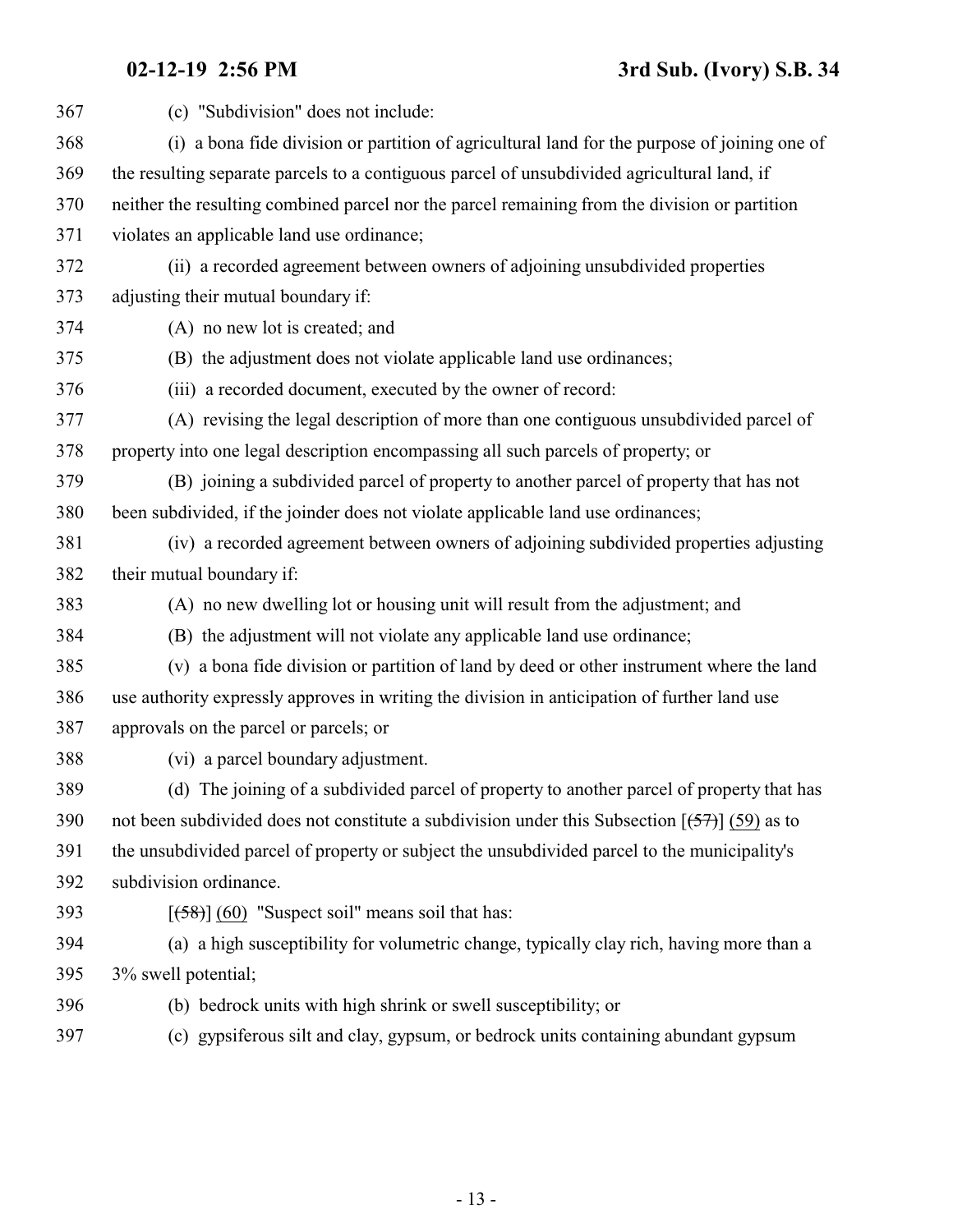(c) "Subdivision" does not include:

(i) a bona fide division or partition of agricultural land for the purpose of joining one of the resulting separate parcels to a contiguous parcel of unsubdivided agricultural land, if neither the resulting combined parcel nor the parcel remaining from the division or partition violates an applicable land use ordinance;

(ii) a recorded agreement between owners of adjoining unsubdivided properties adjusting their mutual boundary if:

(A) no new lot is created; and

(B) the adjustment does not violate applicable land use ordinances;

(iii) a recorded document, executed by the owner of record:

(A) revising the legal description of more than one contiguous unsubdivided parcel of property into one legal description encompassing all such parcels of property; or

(B) joining a subdivided parcel of property to another parcel of property that has not been subdivided, if the joinder does not violate applicable land use ordinances;

(iv) a recorded agreement between owners of adjoining subdivided properties adjusting their mutual boundary if:

(A) no new dwelling lot or housing unit will result from the adjustment; and

(B) the adjustment will not violate any applicable land use ordinance;

(v) a bona fide division or partition of land by deed or other instrument where the land use authority expressly approves in writing the division in anticipation of further land use approvals on the parcel or parcels; or

(vi) a parcel boundary adjustment.

(d) The joining of a subdivided parcel of property to another parcel of property that has not been subdivided does not constitute a subdivision under this Subsection [~~(57)~~] (59) as to the unsubdivided parcel of property or subject the unsubdivided parcel to the municipality's subdivision ordinance.

[~~(58)~~] (60) "Suspect soil" means soil that has:

(a) a high susceptibility for volumetric change, typically clay rich, having more than a 3% swell potential;

(b) bedrock units with high shrink or swell susceptibility; or

(c) gypsiferous silt and clay, gypsum, or bedrock units containing abundant gypsum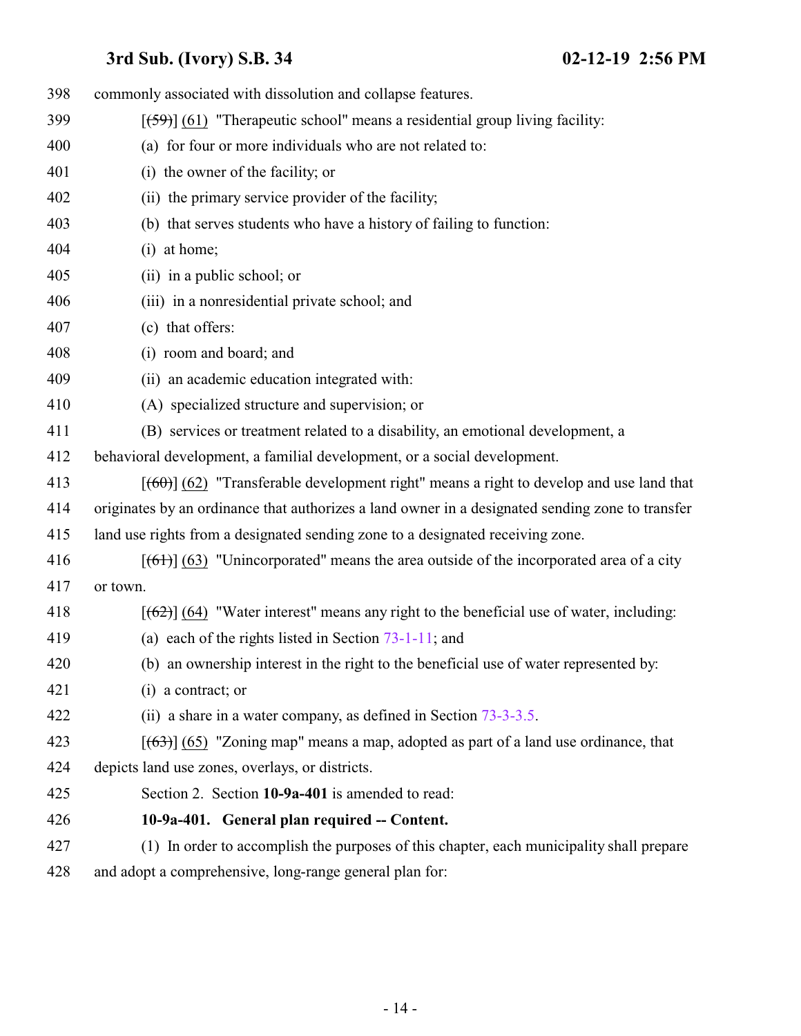commonly associated with dissolution and collapse features.

[~~(59)~~] (61) "Therapeutic school" means a residential group living facility:

(a) for four or more individuals who are not related to:

(i) the owner of the facility; or

(ii) the primary service provider of the facility;

(b) that serves students who have a history of failing to function:

(i) at home;

(ii) in a public school; or

(iii) in a nonresidential private school; and

(c) that offers:

(i) room and board; and

(ii) an academic education integrated with:

(A) specialized structure and supervision; or

(B) services or treatment related to a disability, an emotional development, a behavioral development, a familial development, or a social development.

[~~(60)~~] (62) "Transferable development right" means a right to develop and use land that originates by an ordinance that authorizes a land owner in a designated sending zone to transfer land use rights from a designated sending zone to a designated receiving zone.

[~~(61)~~] (63) "Unincorporated" means the area outside of the incorporated area of a city or town.

[~~(62)~~] (64) "Water interest" means any right to the beneficial use of water, including:

(a) each of the rights listed in Section 73-1-11; and

(b) an ownership interest in the right to the beneficial use of water represented by:

(i) a contract; or

(ii) a share in a water company, as defined in Section 73-3-3.5.

[~~(63)~~] (65) "Zoning map" means a map, adopted as part of a land use ordinance, that depicts land use zones, overlays, or districts.

Section 2. Section **10-9a-401** is amended to read:

**10-9a-401. General plan required -- Content.**

(1) In order to accomplish the purposes of this chapter, each municipality shall prepare and adopt a comprehensive, long-range general plan for: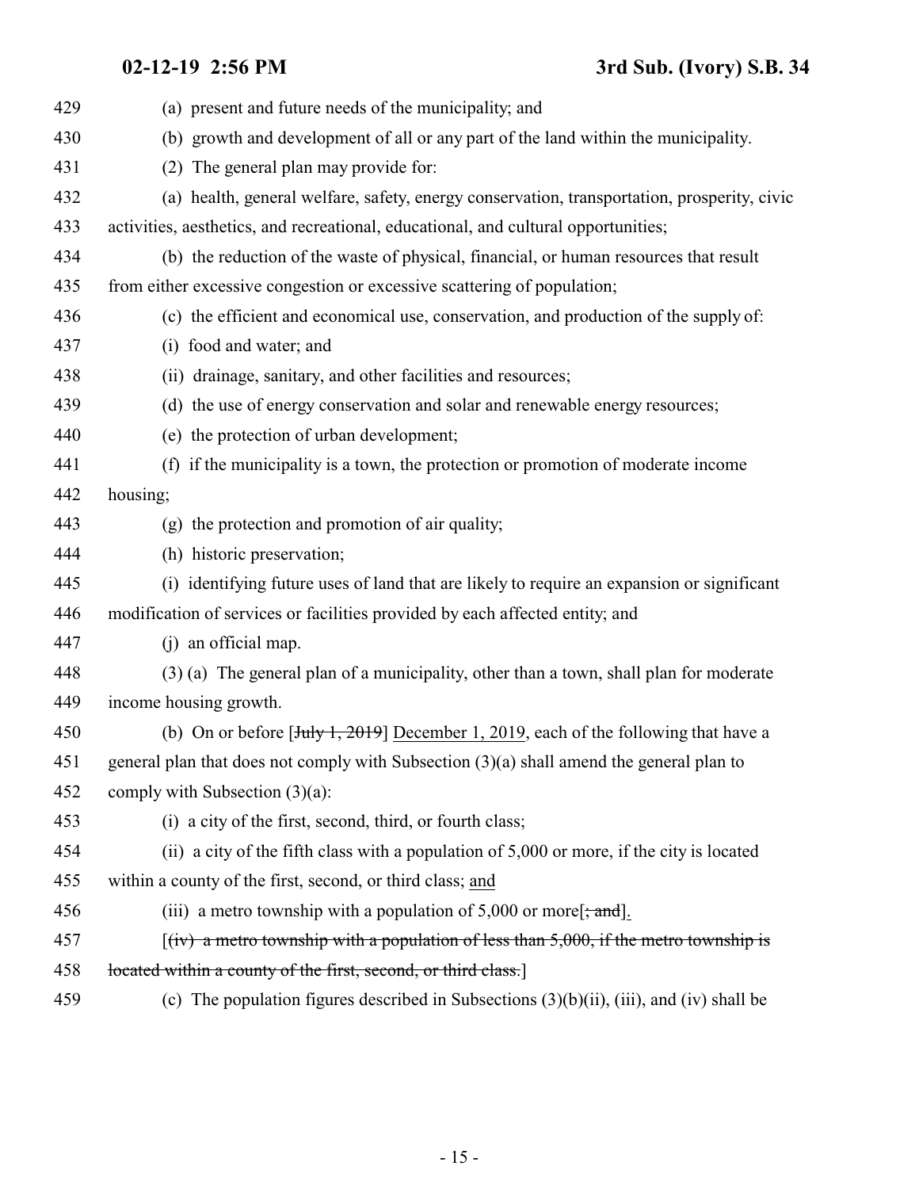429 (a) present and future needs of the municipality; and

430 (b) growth and development of all or any part of the land within the municipality.

431 (2) The general plan may provide for:

432 (a) health, general welfare, safety, energy conservation, transportation, prosperity, civic

433 activities, aesthetics, and recreational, educational, and cultural opportunities;

434 (b) the reduction of the waste of physical, financial, or human resources that result

435 from either excessive congestion or excessive scattering of population;

436 (c) the efficient and economical use, conservation, and production of the supply of:

437 (i) food and water; and

438 (ii) drainage, sanitary, and other facilities and resources;

439 (d) the use of energy conservation and solar and renewable energy resources;

440 (e) the protection of urban development;

441 (f) if the municipality is a town, the protection or promotion of moderate income

442 housing;

443 (g) the protection and promotion of air quality;

444 (h) historic preservation;

445 (i) identifying future uses of land that are likely to require an expansion or significant

446 modification of services or facilities provided by each affected entity; and

447 (j) an official map.

448 (3) (a) The general plan of a municipality, other than a town, shall plan for moderate

449 income housing growth.

450 (b) On or before [~~July 1, 2019~~] <u>December 1, 2019</u>, each of the following that have a

451 general plan that does not comply with Subsection (3)(a) shall amend the general plan to

452 comply with Subsection (3)(a):

453 (i) a city of the first, second, third, or fourth class;

454 (ii) a city of the fifth class with a population of 5,000 or more, if the city is located

455 within a county of the first, second, or third class; <u>and</u>

456 (iii) a metro township with a population of 5,000 or more[~~; and~~]<u>.</u>

457 [~~(iv) a metro township with a population of less than 5,000, if the metro township is~~

458 ~~located within a county of the first, second, or third class.~~]

459 (c) The population figures described in Subsections (3)(b)(ii), (iii), and (iv) shall be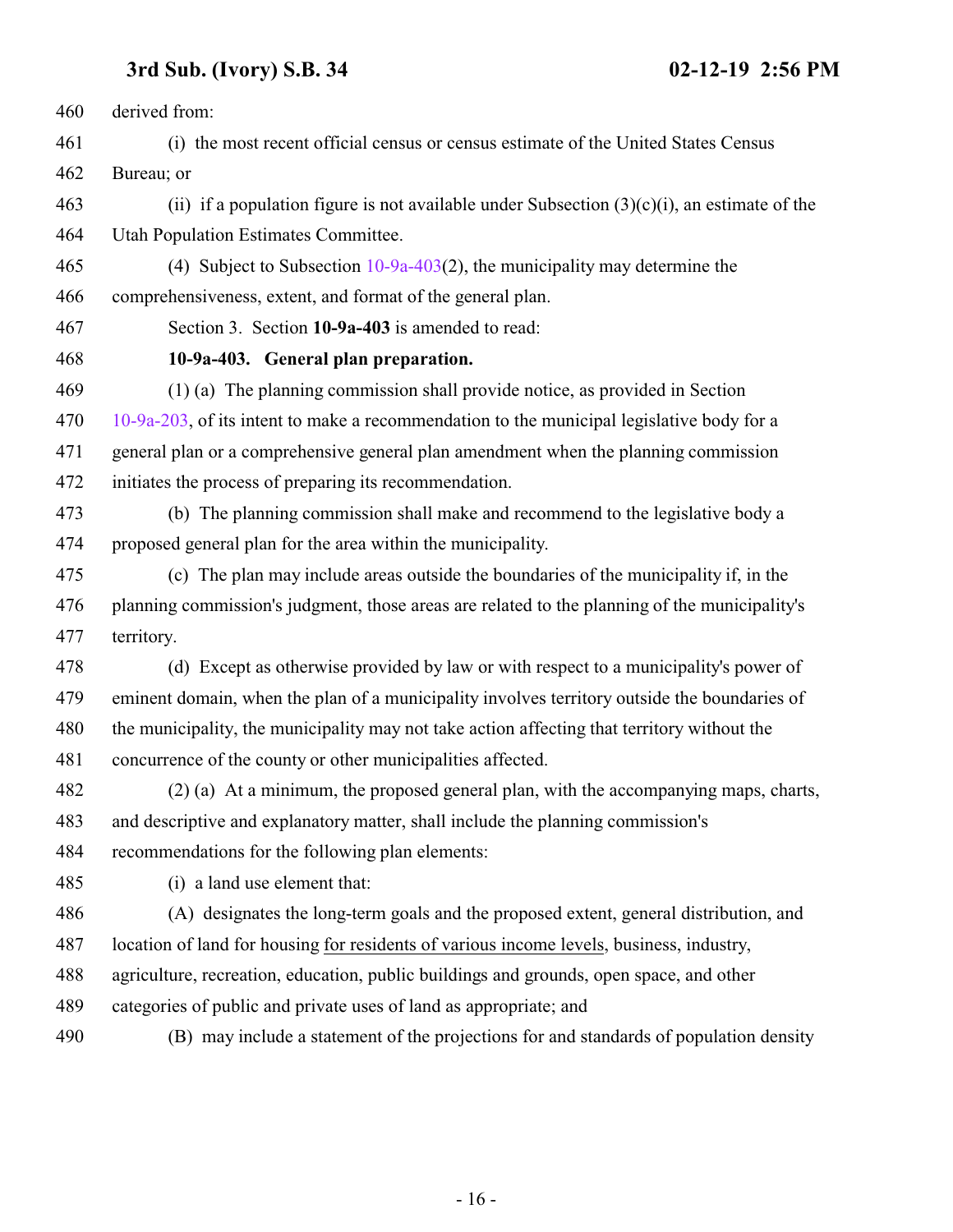derived from:

(i) the most recent official census or census estimate of the United States Census Bureau; or

(ii) if a population figure is not available under Subsection (3)(c)(i), an estimate of the Utah Population Estimates Committee.

(4) Subject to Subsection 10-9a-403(2), the municipality may determine the comprehensiveness, extent, and format of the general plan.

Section 3. Section **10-9a-403** is amended to read:

**10-9a-403. General plan preparation.**

(1) (a) The planning commission shall provide notice, as provided in Section 10-9a-203, of its intent to make a recommendation to the municipal legislative body for a general plan or a comprehensive general plan amendment when the planning commission initiates the process of preparing its recommendation.

(b) The planning commission shall make and recommend to the legislative body a proposed general plan for the area within the municipality.

(c) The plan may include areas outside the boundaries of the municipality if, in the planning commission's judgment, those areas are related to the planning of the municipality's territory.

(d) Except as otherwise provided by law or with respect to a municipality's power of eminent domain, when the plan of a municipality involves territory outside the boundaries of the municipality, the municipality may not take action affecting that territory without the concurrence of the county or other municipalities affected.

(2) (a) At a minimum, the proposed general plan, with the accompanying maps, charts, and descriptive and explanatory matter, shall include the planning commission's recommendations for the following plan elements:

(i) a land use element that:

(A) designates the long-term goals and the proposed extent, general distribution, and location of land for housing for residents of various income levels, business, industry, agriculture, recreation, education, public buildings and grounds, open space, and other categories of public and private uses of land as appropriate; and

(B) may include a statement of the projections for and standards of population density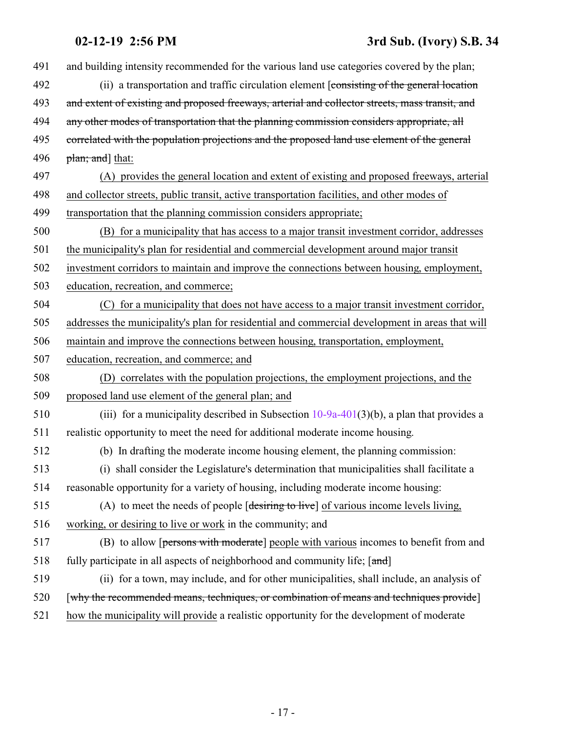491 and building intensity recommended for the various land use categories covered by the plan;

492 (ii) a transportation and traffic circulation element [~~consisting of the general location~~
493 ~~and extent of existing and proposed freeways, arterial and collector streets, mass transit, and~~
494 ~~any other modes of transportation that the planning commission considers appropriate, all~~
495 ~~correlated with the population projections and the proposed land use element of the general~~
496 ~~plan; and~~] that:

497 (A) provides the general location and extent of existing and proposed freeways, arterial
498 and collector streets, public transit, active transportation facilities, and other modes of
499 transportation that the planning commission considers appropriate;

500 (B) for a municipality that has access to a major transit investment corridor, addresses
501 the municipality's plan for residential and commercial development around major transit
502 investment corridors to maintain and improve the connections between housing, employment,
503 education, recreation, and commerce;

504 (C) for a municipality that does not have access to a major transit investment corridor,
505 addresses the municipality's plan for residential and commercial development in areas that will
506 maintain and improve the connections between housing, transportation, employment,
507 education, recreation, and commerce; and

508 (D) correlates with the population projections, the employment projections, and the
509 proposed land use element of the general plan; and

510 (iii) for a municipality described in Subsection 10-9a-401(3)(b), a plan that provides a
511 realistic opportunity to meet the need for additional moderate income housing.

512 (b) In drafting the moderate income housing element, the planning commission:

513 (i) shall consider the Legislature's determination that municipalities shall facilitate a
514 reasonable opportunity for a variety of housing, including moderate income housing:

515 (A) to meet the needs of people [~~desiring to live~~] of various income levels living,
516 working, or desiring to live or work in the community; and

517 (B) to allow [~~persons with moderate~~] people with various incomes to benefit from and
518 fully participate in all aspects of neighborhood and community life; [~~and~~]

519 (ii) for a town, may include, and for other municipalities, shall include, an analysis of
520 [~~why the recommended means, techniques, or combination of means and techniques provide~~]
521 how the municipality will provide a realistic opportunity for the development of moderate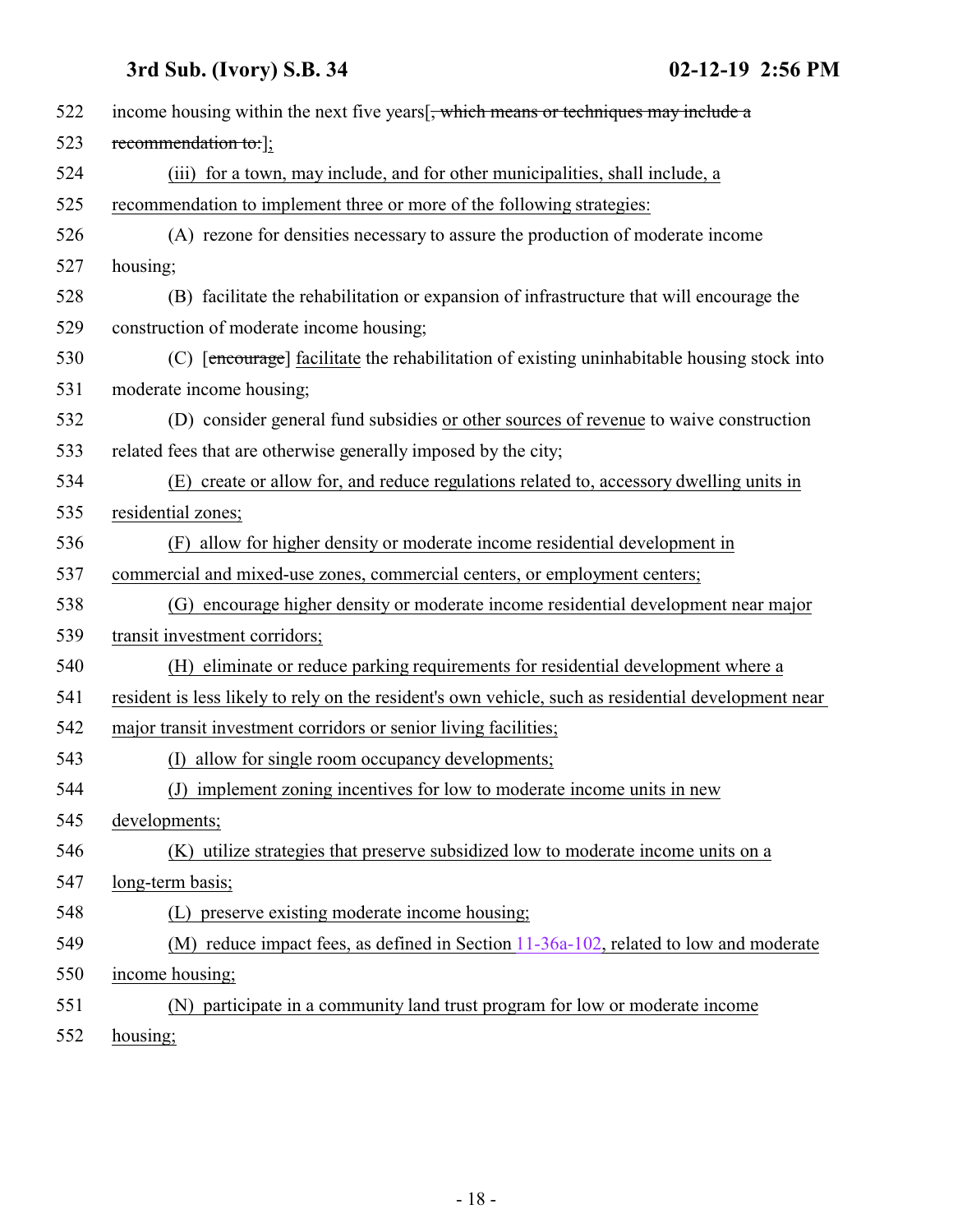522 income housing within the next five years[~~, which means or techniques may include a~~
523 ~~recommendation to:~~]<u>;</u>

524 <u>(iii) for a town, may include, and for other municipalities, shall include, a</u>
525 <u>recommendation to implement three or more of the following strategies:</u>

526 (A) rezone for densities necessary to assure the production of moderate income
527 housing;

528 (B) facilitate the rehabilitation or expansion of infrastructure that will encourage the
529 construction of moderate income housing;

530 (C) [~~encourage~~] <u>facilitate</u> the rehabilitation of existing uninhabitable housing stock into
531 moderate income housing;

532 (D) consider general fund subsidies <u>or other sources of revenue</u> to waive construction
533 related fees that are otherwise generally imposed by the city;

534 <u>(E) create or allow for, and reduce regulations related to, accessory dwelling units in</u>
535 <u>residential zones;</u>

536 <u>(F) allow for higher density or moderate income residential development in</u>
537 <u>commercial and mixed-use zones, commercial centers, or employment centers;</u>

538 <u>(G) encourage higher density or moderate income residential development near major</u>
539 <u>transit investment corridors;</u>

540 <u>(H) eliminate or reduce parking requirements for residential development where a</u>
541 <u>resident is less likely to rely on the resident's own vehicle, such as residential development near</u>
542 <u>major transit investment corridors or senior living facilities;</u>

543 <u>(I) allow for single room occupancy developments;</u>

544 <u>(J) implement zoning incentives for low to moderate income units in new</u>
545 <u>developments;</u>

546 <u>(K) utilize strategies that preserve subsidized low to moderate income units on a</u>
547 <u>long-term basis;</u>

548 <u>(L) preserve existing moderate income housing;</u>

549 <u>(M) reduce impact fees, as defined in Section 11-36a-102, related to low and moderate</u>
550 <u>income housing;</u>

551 <u>(N) participate in a community land trust program for low or moderate income</u>
552 <u>housing;</u>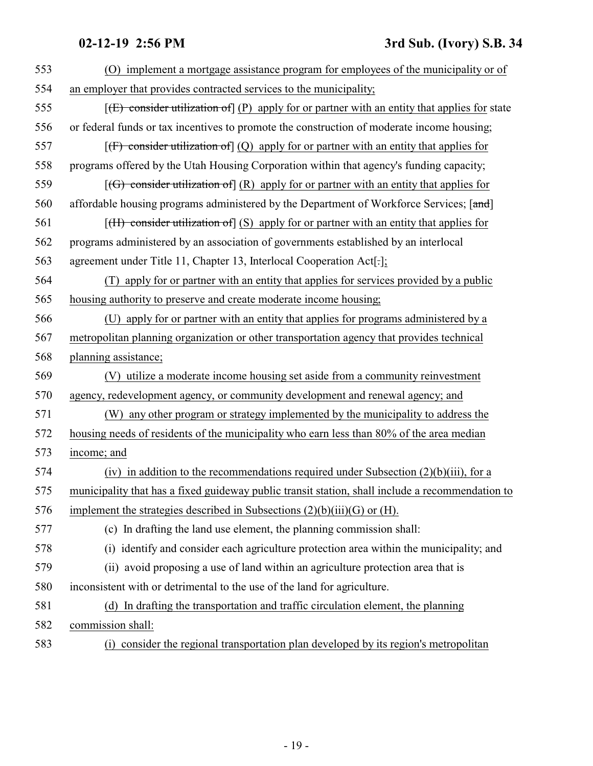553 (O) implement a mortgage assistance program for employees of the municipality or of
554 an employer that provides contracted services to the municipality;

555 [~~(E) consider utilization of~~] (P) apply for or partner with an entity that applies for state
556 or federal funds or tax incentives to promote the construction of moderate income housing;

557 [~~(F) consider utilization of~~] (Q) apply for or partner with an entity that applies for
558 programs offered by the Utah Housing Corporation within that agency's funding capacity;

559 [~~(G) consider utilization of~~] (R) apply for or partner with an entity that applies for
560 affordable housing programs administered by the Department of Workforce Services; [~~and~~]

561 [~~(H) consider utilization of~~] (S) apply for or partner with an entity that applies for
562 programs administered by an association of governments established by an interlocal
563 agreement under Title 11, Chapter 13, Interlocal Cooperation Act[~~.~~];

564 (T) apply for or partner with an entity that applies for services provided by a public
565 housing authority to preserve and create moderate income housing;

566 (U) apply for or partner with an entity that applies for programs administered by a
567 metropolitan planning organization or other transportation agency that provides technical
568 planning assistance;

569 (V) utilize a moderate income housing set aside from a community reinvestment
570 agency, redevelopment agency, or community development and renewal agency; and

571 (W) any other program or strategy implemented by the municipality to address the
572 housing needs of residents of the municipality who earn less than 80% of the area median
573 income; and

574 (iv) in addition to the recommendations required under Subsection (2)(b)(iii), for a
575 municipality that has a fixed guideway public transit station, shall include a recommendation to
576 implement the strategies described in Subsections (2)(b)(iii)(G) or (H).

577 (c) In drafting the land use element, the planning commission shall:

578 (i) identify and consider each agriculture protection area within the municipality; and

579 (ii) avoid proposing a use of land within an agriculture protection area that is
580 inconsistent with or detrimental to the use of the land for agriculture.

581 (d) In drafting the transportation and traffic circulation element, the planning
582 commission shall:

583 (i) consider the regional transportation plan developed by its region's metropolitan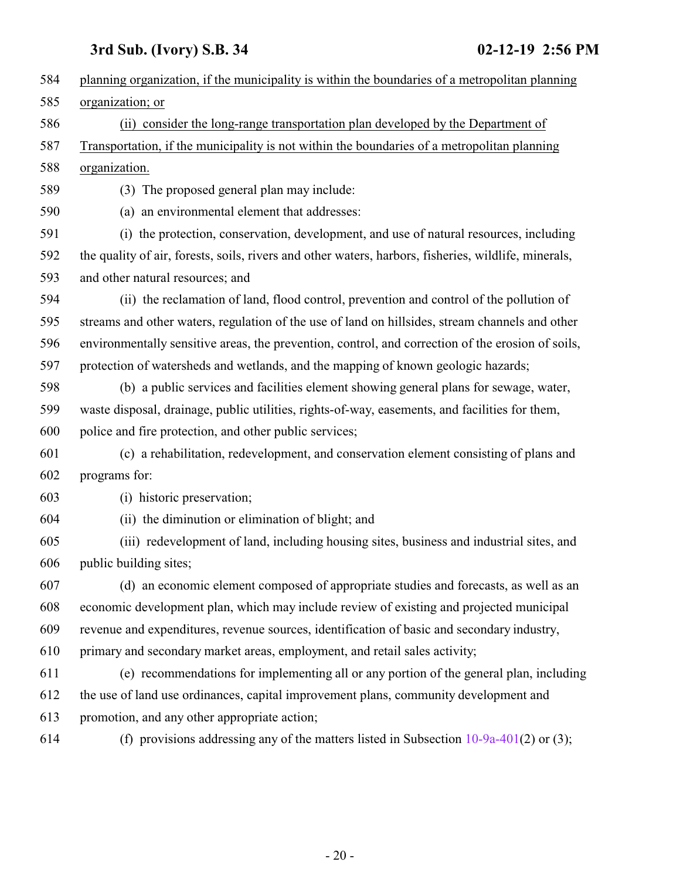planning organization, if the municipality is within the boundaries of a metropolitan planning organization; or

(ii) consider the long-range transportation plan developed by the Department of Transportation, if the municipality is not within the boundaries of a metropolitan planning organization.

(3) The proposed general plan may include:

(a) an environmental element that addresses:

(i) the protection, conservation, development, and use of natural resources, including the quality of air, forests, soils, rivers and other waters, harbors, fisheries, wildlife, minerals, and other natural resources; and

(ii) the reclamation of land, flood control, prevention and control of the pollution of streams and other waters, regulation of the use of land on hillsides, stream channels and other environmentally sensitive areas, the prevention, control, and correction of the erosion of soils, protection of watersheds and wetlands, and the mapping of known geologic hazards;

(b) a public services and facilities element showing general plans for sewage, water, waste disposal, drainage, public utilities, rights-of-way, easements, and facilities for them, police and fire protection, and other public services;

(c) a rehabilitation, redevelopment, and conservation element consisting of plans and programs for:

(i) historic preservation;

(ii) the diminution or elimination of blight; and

(iii) redevelopment of land, including housing sites, business and industrial sites, and public building sites;

(d) an economic element composed of appropriate studies and forecasts, as well as an economic development plan, which may include review of existing and projected municipal revenue and expenditures, revenue sources, identification of basic and secondary industry, primary and secondary market areas, employment, and retail sales activity;

(e) recommendations for implementing all or any portion of the general plan, including the use of land use ordinances, capital improvement plans, community development and promotion, and any other appropriate action;

(f) provisions addressing any of the matters listed in Subsection 10-9a-401(2) or (3);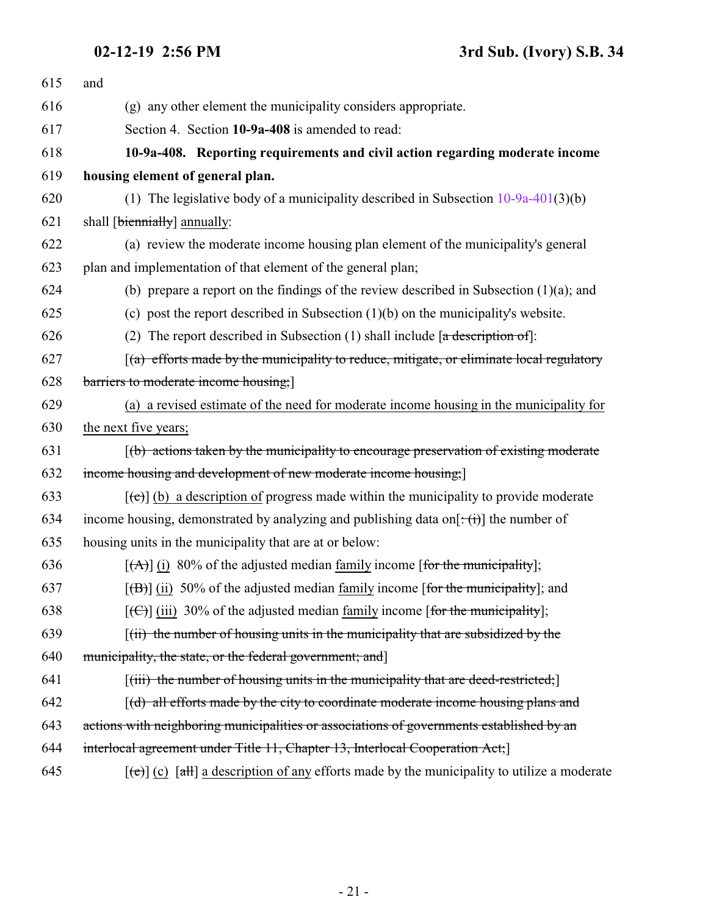615 and

616 (g) any other element the municipality considers appropriate.

617 Section 4. Section **10-9a-408** is amended to read:

618 **10-9a-408. Reporting requirements and civil action regarding moderate income**

619 **housing element of general plan.**

620 (1) The legislative body of a municipality described in Subsection 10-9a-401(3)(b)

621 shall [~~biennially~~] annually:

622 (a) review the moderate income housing plan element of the municipality's general

623 plan and implementation of that element of the general plan;

624 (b) prepare a report on the findings of the review described in Subsection (1)(a); and

625 (c) post the report described in Subsection (1)(b) on the municipality's website.

626 (2) The report described in Subsection (1) shall include [~~a description of~~]:

627 [~~(a) efforts made by the municipality to reduce, mitigate, or eliminate local regulatory~~

628 ~~barriers to moderate income housing;~~]

629 (a) a revised estimate of the need for moderate income housing in the municipality for

630 the next five years;

631 [~~(b) actions taken by the municipality to encourage preservation of existing moderate~~

632 ~~income housing and development of new moderate income housing;~~]

633 [~~(c)~~] (b) a description of progress made within the municipality to provide moderate

634 income housing, demonstrated by analyzing and publishing data on[~~: (i)~~] the number of

635 housing units in the municipality that are at or below:

636 [~~(A)~~] (i) 80% of the adjusted median family income [~~for the municipality~~];

637 [~~(B)~~] (ii) 50% of the adjusted median family income [~~for the municipality~~]; and

638 [~~(C)~~] (iii) 30% of the adjusted median family income [~~for the municipality~~];

639 [~~(ii) the number of housing units in the municipality that are subsidized by the~~

640 ~~municipality, the state, or the federal government; and~~]

641 [~~(iii) the number of housing units in the municipality that are deed-restricted;~~]

642 [~~(d) all efforts made by the city to coordinate moderate income housing plans and~~

643 ~~actions with neighboring municipalities or associations of governments established by an~~

644 ~~interlocal agreement under Title 11, Chapter 13, Interlocal Cooperation Act;~~]

645 [~~(e)~~] (c) [~~all~~] a description of any efforts made by the municipality to utilize a moderate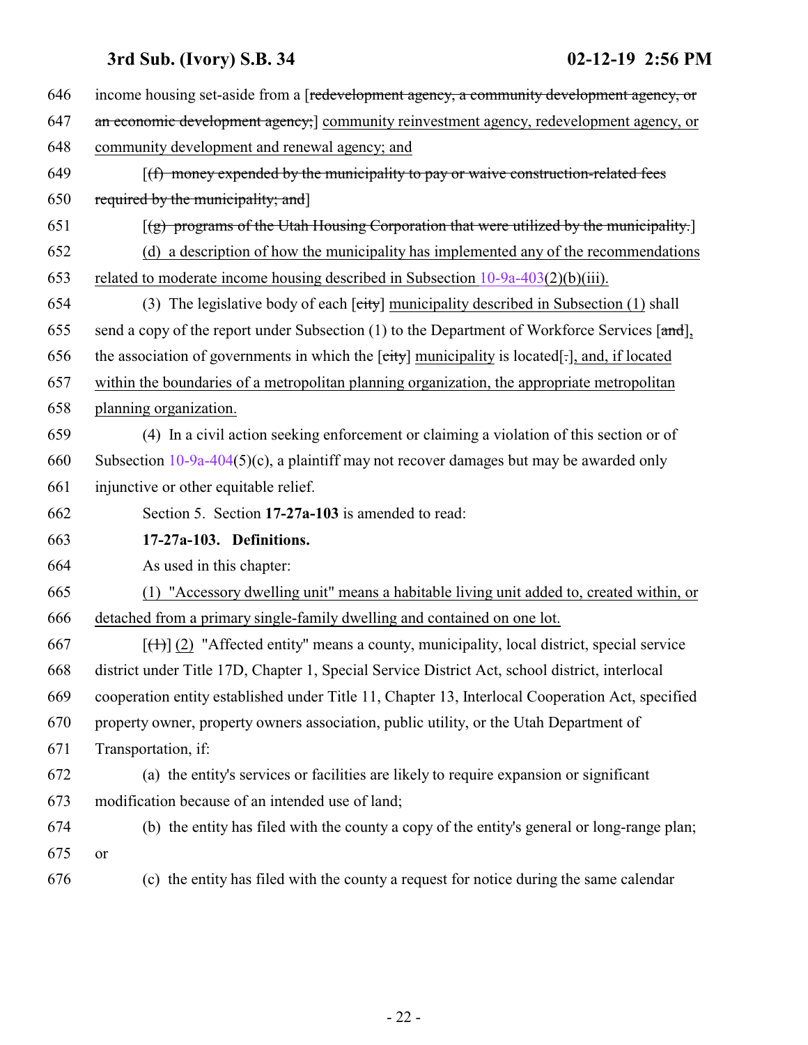646 income housing set-aside from a [redevelopment agency, a community development agency, or
647 an economic development agency;] community reinvestment agency, redevelopment agency, or
648 community development and renewal agency; and

649 [(f) money expended by the municipality to pay or waive construction-related fees
650 required by the municipality; and]

651 [(g) programs of the Utah Housing Corporation that were utilized by the municipality.]

652 (d) a description of how the municipality has implemented any of the recommendations
653 related to moderate income housing described in Subsection 10-9a-403(2)(b)(iii).

654 (3) The legislative body of each [city] municipality described in Subsection (1) shall
655 send a copy of the report under Subsection (1) to the Department of Workforce Services [and],
656 the association of governments in which the [city] municipality is located[.], and, if located
657 within the boundaries of a metropolitan planning organization, the appropriate metropolitan
658 planning organization.

659 (4) In a civil action seeking enforcement or claiming a violation of this section or of
660 Subsection 10-9a-404(5)(c), a plaintiff may not recover damages but may be awarded only
661 injunctive or other equitable relief.

662 Section 5. Section **17-27a-103** is amended to read:

663 **17-27a-103. Definitions.**

664 As used in this chapter:

665 (1) "Accessory dwelling unit" means a habitable living unit added to, created within, or
666 detached from a primary single-family dwelling and contained on one lot.

667 [(1)] (2) "Affected entity" means a county, municipality, local district, special service
668 district under Title 17D, Chapter 1, Special Service District Act, school district, interlocal
669 cooperation entity established under Title 11, Chapter 13, Interlocal Cooperation Act, specified
670 property owner, property owners association, public utility, or the Utah Department of
671 Transportation, if:

672 (a) the entity's services or facilities are likely to require expansion or significant
673 modification because of an intended use of land;

674 (b) the entity has filed with the county a copy of the entity's general or long-range plan;
675 or

676 (c) the entity has filed with the county a request for notice during the same calendar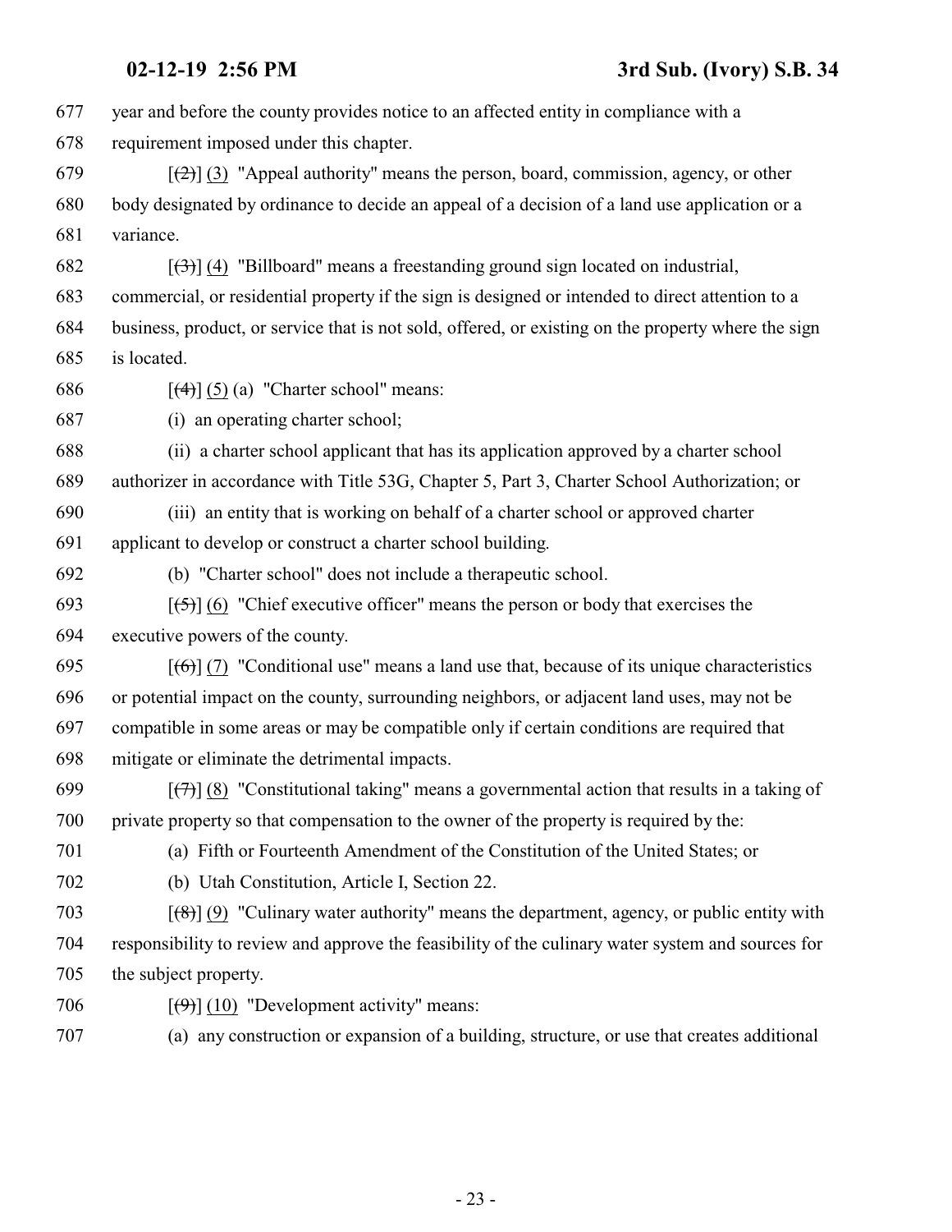677 year and before the county provides notice to an affected entity in compliance with a
678 requirement imposed under this chapter.

679 [~~(2)~~] (3) "Appeal authority" means the person, board, commission, agency, or other
680 body designated by ordinance to decide an appeal of a decision of a land use application or a
681 variance.

682 [~~(3)~~] (4) "Billboard" means a freestanding ground sign located on industrial,
683 commercial, or residential property if the sign is designed or intended to direct attention to a
684 business, product, or service that is not sold, offered, or existing on the property where the sign
685 is located.

686 [~~(4)~~] (5) (a) "Charter school" means:

687 (i) an operating charter school;

688 (ii) a charter school applicant that has its application approved by a charter school
689 authorizer in accordance with Title 53G, Chapter 5, Part 3, Charter School Authorization; or

690 (iii) an entity that is working on behalf of a charter school or approved charter
691 applicant to develop or construct a charter school building.

692 (b) "Charter school" does not include a therapeutic school.

693 [~~(5)~~] (6) "Chief executive officer" means the person or body that exercises the
694 executive powers of the county.

695 [~~(6)~~] (7) "Conditional use" means a land use that, because of its unique characteristics
696 or potential impact on the county, surrounding neighbors, or adjacent land uses, may not be
697 compatible in some areas or may be compatible only if certain conditions are required that
698 mitigate or eliminate the detrimental impacts.

699 [~~(7)~~] (8) "Constitutional taking" means a governmental action that results in a taking of
700 private property so that compensation to the owner of the property is required by the:

701 (a) Fifth or Fourteenth Amendment of the Constitution of the United States; or

702 (b) Utah Constitution, Article I, Section 22.

703 [~~(8)~~] (9) "Culinary water authority" means the department, agency, or public entity with
704 responsibility to review and approve the feasibility of the culinary water system and sources for
705 the subject property.

706 [~~(9)~~] (10) "Development activity" means:

707 (a) any construction or expansion of a building, structure, or use that creates additional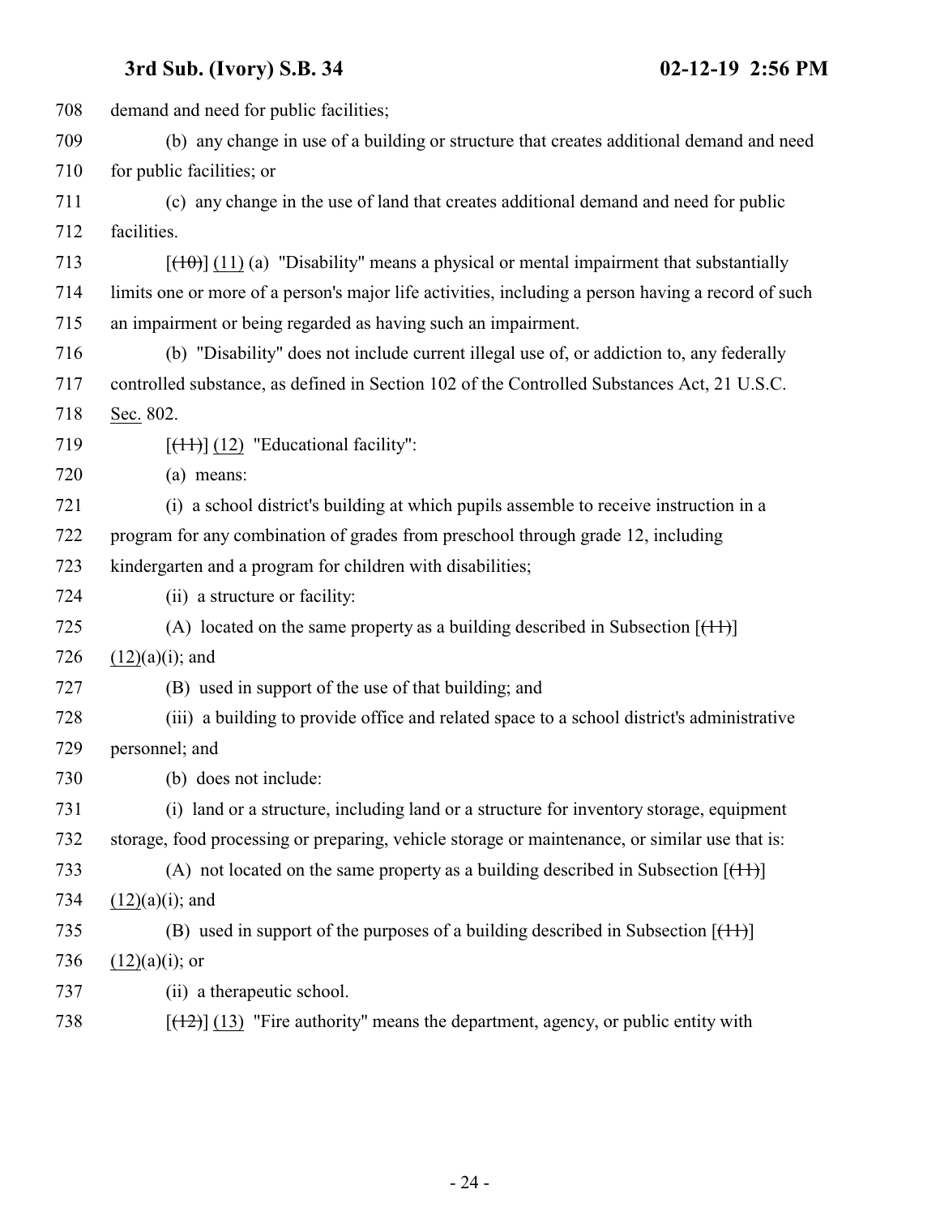708 demand and need for public facilities;

709 (b) any change in use of a building or structure that creates additional demand and need

710 for public facilities; or

711 (c) any change in the use of land that creates additional demand and need for public

712 facilities.

713 [~~(10)~~] (11) (a) "Disability" means a physical or mental impairment that substantially

714 limits one or more of a person's major life activities, including a person having a record of such

715 an impairment or being regarded as having such an impairment.

716 (b) "Disability" does not include current illegal use of, or addiction to, any federally

717 controlled substance, as defined in Section 102 of the Controlled Substances Act, 21 U.S.C.

718 Sec. 802.

719 [~~(11)~~] (12) "Educational facility":

720 (a) means:

721 (i) a school district's building at which pupils assemble to receive instruction in a

722 program for any combination of grades from preschool through grade 12, including

723 kindergarten and a program for children with disabilities;

724 (ii) a structure or facility:

725 (A) located on the same property as a building described in Subsection [~~(11)~~]

726 (12)(a)(i); and

727 (B) used in support of the use of that building; and

728 (iii) a building to provide office and related space to a school district's administrative

729 personnel; and

730 (b) does not include:

731 (i) land or a structure, including land or a structure for inventory storage, equipment

732 storage, food processing or preparing, vehicle storage or maintenance, or similar use that is:

733 (A) not located on the same property as a building described in Subsection [~~(11)~~]

734 (12)(a)(i); and

735 (B) used in support of the purposes of a building described in Subsection [~~(11)~~]

736 (12)(a)(i); or

737 (ii) a therapeutic school.

738 [~~(12)~~] (13) "Fire authority" means the department, agency, or public entity with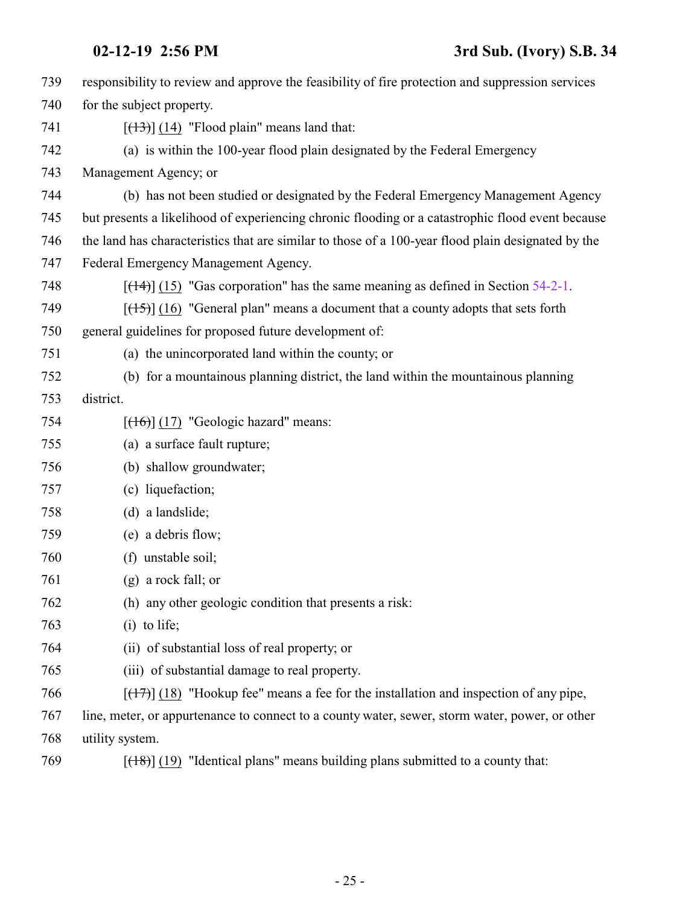739 responsibility to review and approve the feasibility of fire protection and suppression services
740 for the subject property.

741 [~~(13)~~] (14) "Flood plain" means land that:

742 (a) is within the 100-year flood plain designated by the Federal Emergency
743 Management Agency; or

744 (b) has not been studied or designated by the Federal Emergency Management Agency
745 but presents a likelihood of experiencing chronic flooding or a catastrophic flood event because
746 the land has characteristics that are similar to those of a 100-year flood plain designated by the
747 Federal Emergency Management Agency.

748 [~~(14)~~] (15) "Gas corporation" has the same meaning as defined in Section 54-2-1.

749 [~~(15)~~] (16) "General plan" means a document that a county adopts that sets forth
750 general guidelines for proposed future development of:

751 (a) the unincorporated land within the county; or

752 (b) for a mountainous planning district, the land within the mountainous planning
753 district.

754 [~~(16)~~] (17) "Geologic hazard" means:

755 (a) a surface fault rupture;

756 (b) shallow groundwater;

757 (c) liquefaction;

758 (d) a landslide;

759 (e) a debris flow;

760 (f) unstable soil;

761 (g) a rock fall; or

762 (h) any other geologic condition that presents a risk:

763 (i) to life;

764 (ii) of substantial loss of real property; or

765 (iii) of substantial damage to real property.

766 [~~(17)~~] (18) "Hookup fee" means a fee for the installation and inspection of any pipe,
767 line, meter, or appurtenance to connect to a county water, sewer, storm water, power, or other
768 utility system.

769 [~~(18)~~] (19) "Identical plans" means building plans submitted to a county that: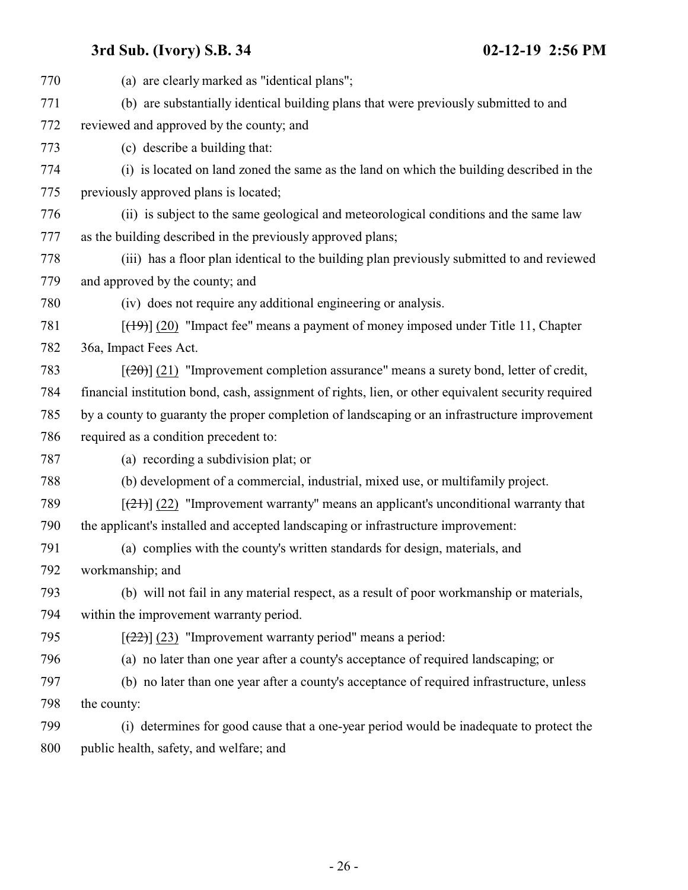(a) are clearly marked as "identical plans";

(b) are substantially identical building plans that were previously submitted to and reviewed and approved by the county; and

(c) describe a building that:

(i) is located on land zoned the same as the land on which the building described in the previously approved plans is located;

(ii) is subject to the same geological and meteorological conditions and the same law as the building described in the previously approved plans;

(iii) has a floor plan identical to the building plan previously submitted to and reviewed and approved by the county; and

(iv) does not require any additional engineering or analysis.

[~~(19)~~] (20) "Impact fee" means a payment of money imposed under Title 11, Chapter 36a, Impact Fees Act.

[~~(20)~~] (21) "Improvement completion assurance" means a surety bond, letter of credit, financial institution bond, cash, assignment of rights, lien, or other equivalent security required by a county to guaranty the proper completion of landscaping or an infrastructure improvement required as a condition precedent to:

(a) recording a subdivision plat; or

(b) development of a commercial, industrial, mixed use, or multifamily project.

[~~(21)~~] (22) "Improvement warranty" means an applicant's unconditional warranty that the applicant's installed and accepted landscaping or infrastructure improvement:

(a) complies with the county's written standards for design, materials, and workmanship; and

(b) will not fail in any material respect, as a result of poor workmanship or materials, within the improvement warranty period.

[~~(22)~~] (23) "Improvement warranty period" means a period:

(a) no later than one year after a county's acceptance of required landscaping; or

(b) no later than one year after a county's acceptance of required infrastructure, unless the county:

(i) determines for good cause that a one-year period would be inadequate to protect the public health, safety, and welfare; and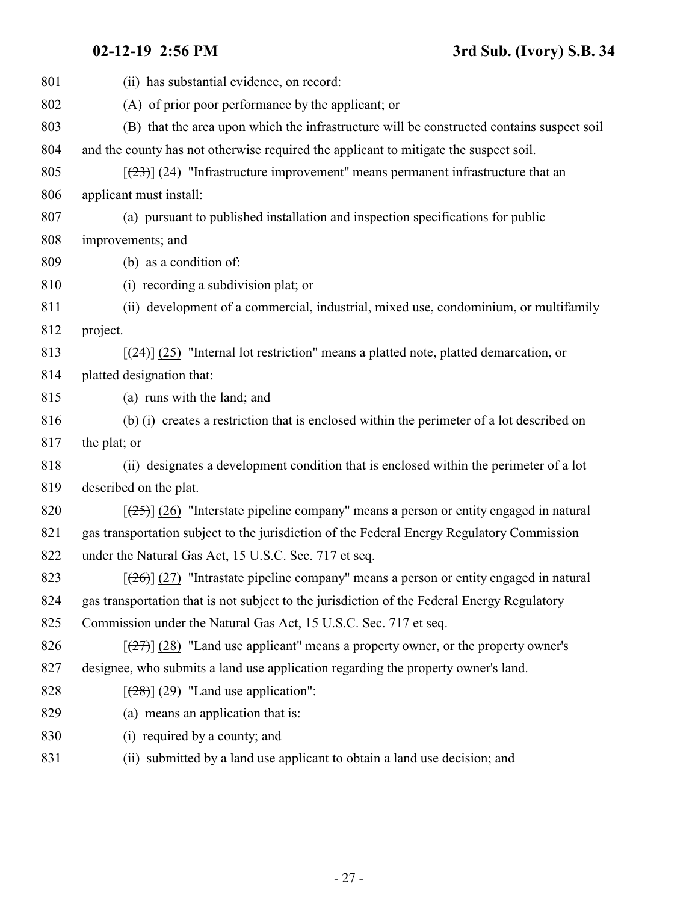801 (ii) has substantial evidence, on record:

802 (A) of prior poor performance by the applicant; or

803 (B) that the area upon which the infrastructure will be constructed contains suspect soil

804 and the county has not otherwise required the applicant to mitigate the suspect soil.

805 [~~(23)~~] (24) "Infrastructure improvement" means permanent infrastructure that an

806 applicant must install:

807 (a) pursuant to published installation and inspection specifications for public

808 improvements; and

809 (b) as a condition of:

810 (i) recording a subdivision plat; or

811 (ii) development of a commercial, industrial, mixed use, condominium, or multifamily

812 project.

813 [~~(24)~~] (25) "Internal lot restriction" means a platted note, platted demarcation, or

814 platted designation that:

815 (a) runs with the land; and

816 (b) (i) creates a restriction that is enclosed within the perimeter of a lot described on

817 the plat; or

818 (ii) designates a development condition that is enclosed within the perimeter of a lot

819 described on the plat.

820 [~~(25)~~] (26) "Interstate pipeline company" means a person or entity engaged in natural

821 gas transportation subject to the jurisdiction of the Federal Energy Regulatory Commission

822 under the Natural Gas Act, 15 U.S.C. Sec. 717 et seq.

823 [~~(26)~~] (27) "Intrastate pipeline company" means a person or entity engaged in natural

824 gas transportation that is not subject to the jurisdiction of the Federal Energy Regulatory

825 Commission under the Natural Gas Act, 15 U.S.C. Sec. 717 et seq.

826 [~~(27)~~] (28) "Land use applicant" means a property owner, or the property owner's

827 designee, who submits a land use application regarding the property owner's land.

828 [~~(28)~~] (29) "Land use application":

829 (a) means an application that is:

830 (i) required by a county; and

831 (ii) submitted by a land use applicant to obtain a land use decision; and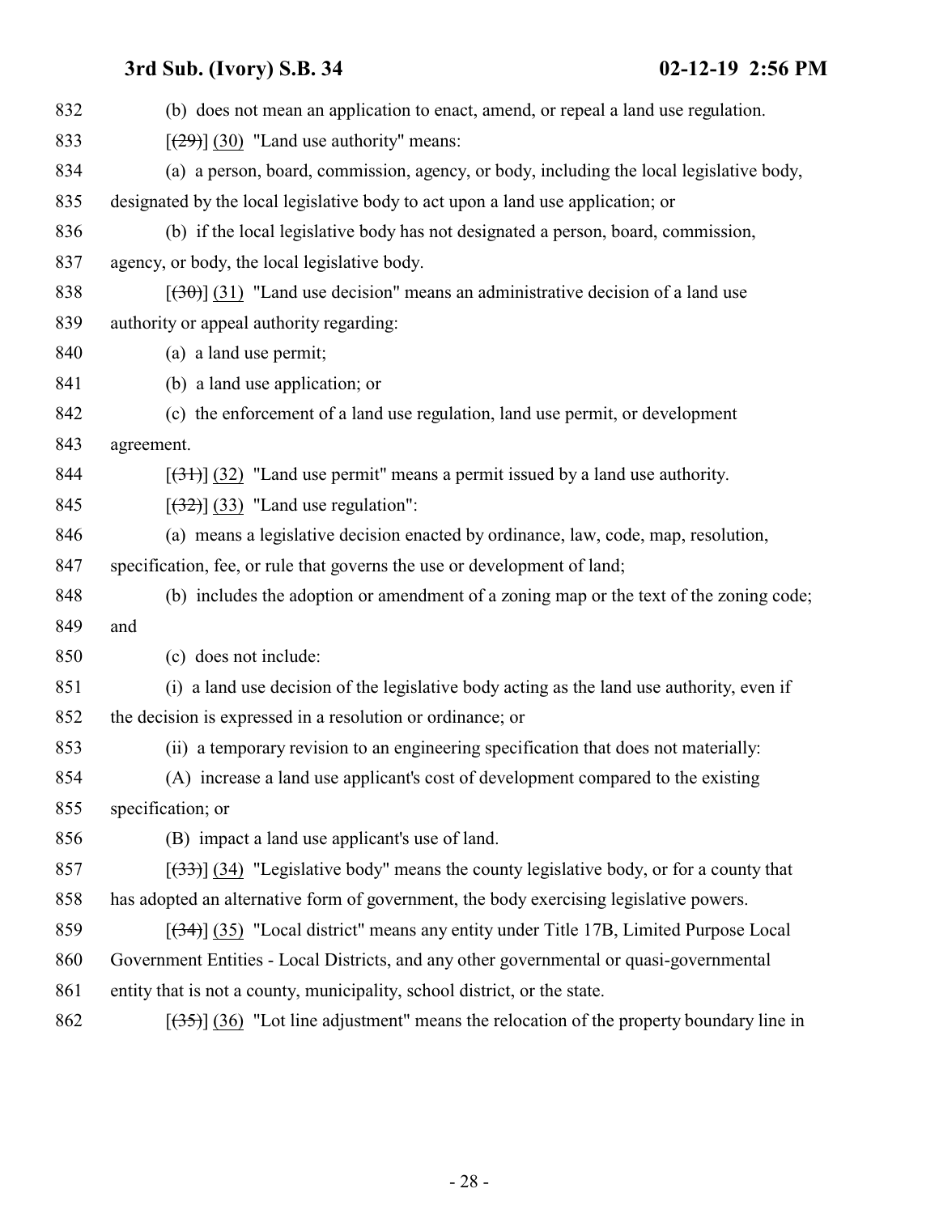(b) does not mean an application to enact, amend, or repeal a land use regulation.

[~~(29)~~] (30) "Land use authority" means:

(a) a person, board, commission, agency, or body, including the local legislative body, designated by the local legislative body to act upon a land use application; or

(b) if the local legislative body has not designated a person, board, commission, agency, or body, the local legislative body.

[~~(30)~~] (31) "Land use decision" means an administrative decision of a land use authority or appeal authority regarding:

(a) a land use permit;

(b) a land use application; or

(c) the enforcement of a land use regulation, land use permit, or development agreement.

[~~(31)~~] (32) "Land use permit" means a permit issued by a land use authority.

[~~(32)~~] (33) "Land use regulation":

(a) means a legislative decision enacted by ordinance, law, code, map, resolution, specification, fee, or rule that governs the use or development of land;

(b) includes the adoption or amendment of a zoning map or the text of the zoning code; and

(c) does not include:

(i) a land use decision of the legislative body acting as the land use authority, even if the decision is expressed in a resolution or ordinance; or

(ii) a temporary revision to an engineering specification that does not materially:

(A) increase a land use applicant's cost of development compared to the existing specification; or

(B) impact a land use applicant's use of land.

[~~(33)~~] (34) "Legislative body" means the county legislative body, or for a county that has adopted an alternative form of government, the body exercising legislative powers.

[~~(34)~~] (35) "Local district" means any entity under Title 17B, Limited Purpose Local Government Entities - Local Districts, and any other governmental or quasi-governmental entity that is not a county, municipality, school district, or the state.

[~~(35)~~] (36) "Lot line adjustment" means the relocation of the property boundary line in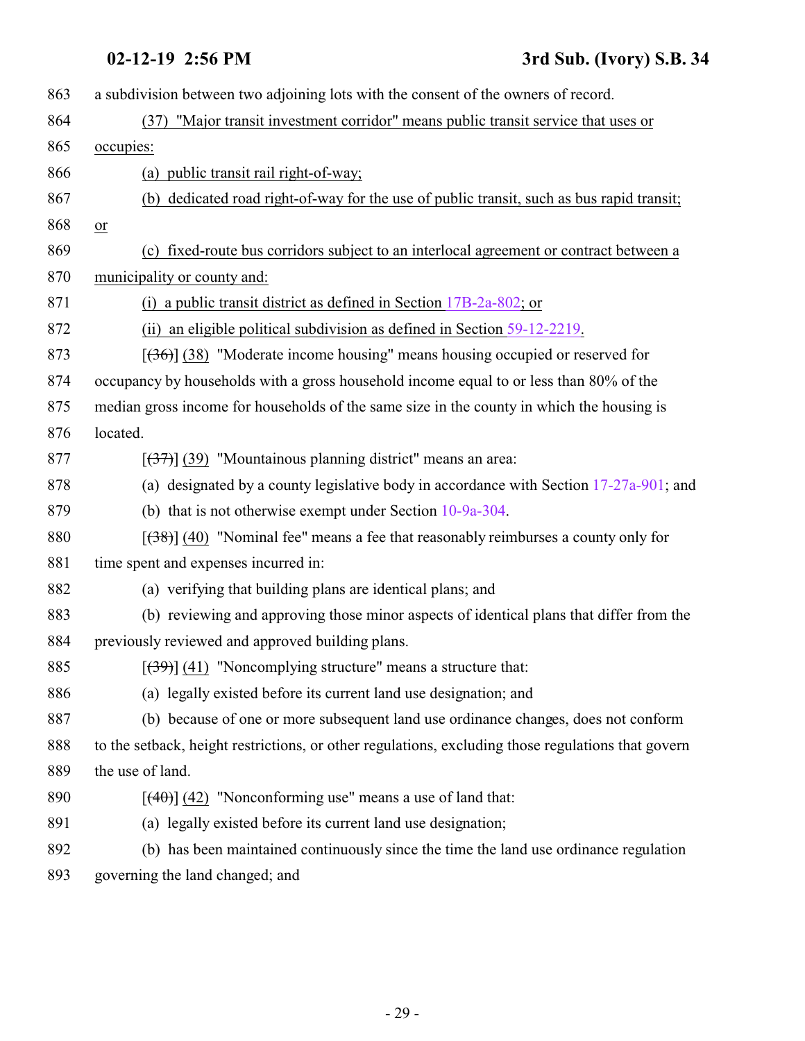863 a subdivision between two adjoining lots with the consent of the owners of record.

864 (37) "Major transit investment corridor" means public transit service that uses or

865 occupies:

866 (a) public transit rail right-of-way;

867 (b) dedicated road right-of-way for the use of public transit, such as bus rapid transit;

868 or

869 (c) fixed-route bus corridors subject to an interlocal agreement or contract between a

870 municipality or county and:

871 (i) a public transit district as defined in Section 17B-2a-802; or

872 (ii) an eligible political subdivision as defined in Section 59-12-2219.

873 [(36)] (38) "Moderate income housing" means housing occupied or reserved for

874 occupancy by households with a gross household income equal to or less than 80% of the

875 median gross income for households of the same size in the county in which the housing is

876 located.

877 [(37)] (39) "Mountainous planning district" means an area:

878 (a) designated by a county legislative body in accordance with Section 17-27a-901; and

879 (b) that is not otherwise exempt under Section 10-9a-304.

880 [(38)] (40) "Nominal fee" means a fee that reasonably reimburses a county only for

881 time spent and expenses incurred in:

882 (a) verifying that building plans are identical plans; and

883 (b) reviewing and approving those minor aspects of identical plans that differ from the

884 previously reviewed and approved building plans.

885 [(39)] (41) "Noncomplying structure" means a structure that:

886 (a) legally existed before its current land use designation; and

887 (b) because of one or more subsequent land use ordinance changes, does not conform

888 to the setback, height restrictions, or other regulations, excluding those regulations that govern

889 the use of land.

890 [(40)] (42) "Nonconforming use" means a use of land that:

891 (a) legally existed before its current land use designation;

892 (b) has been maintained continuously since the time the land use ordinance regulation

893 governing the land changed; and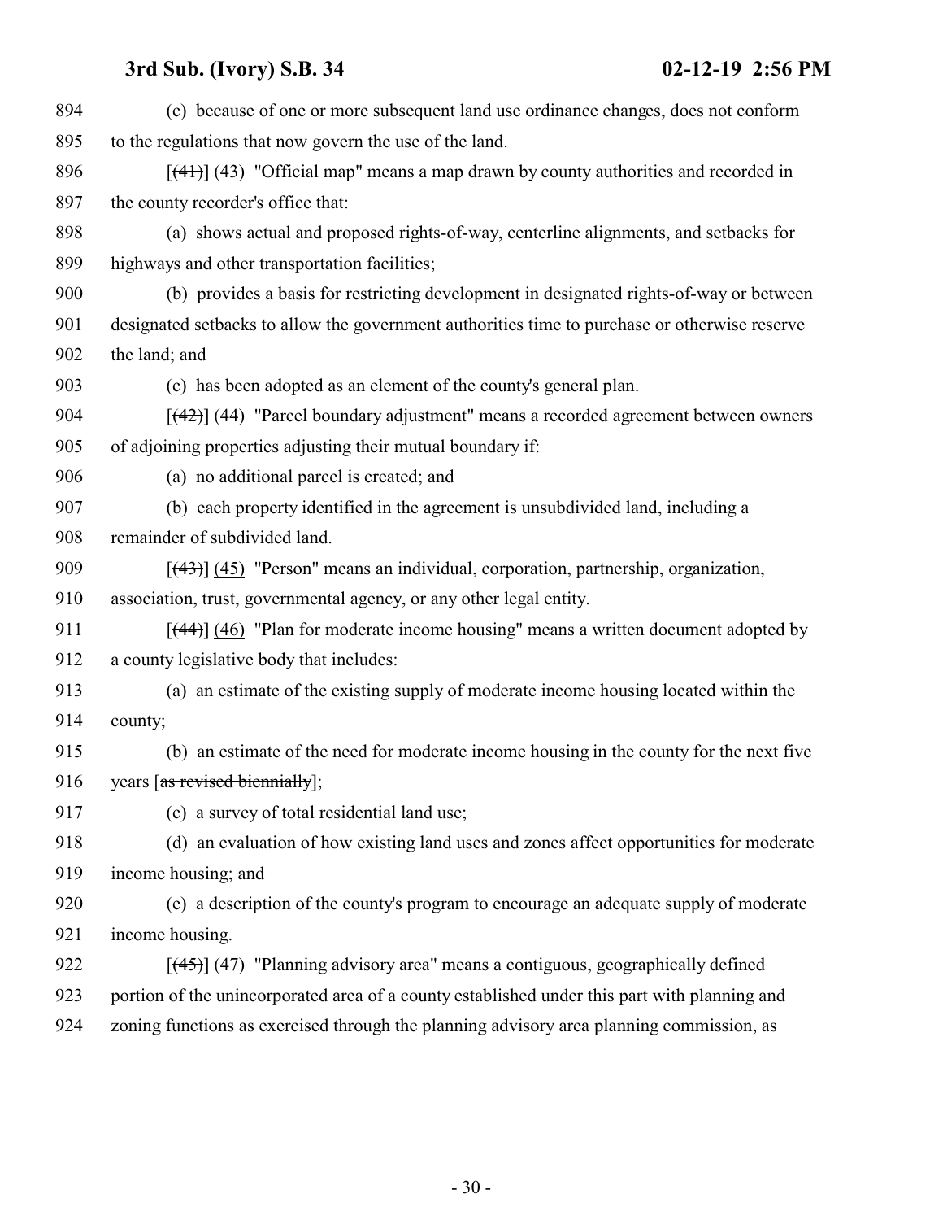(c) because of one or more subsequent land use ordinance changes, does not conform to the regulations that now govern the use of the land.

[~~(41)~~] (43) "Official map" means a map drawn by county authorities and recorded in the county recorder's office that:

(a) shows actual and proposed rights-of-way, centerline alignments, and setbacks for highways and other transportation facilities;

(b) provides a basis for restricting development in designated rights-of-way or between designated setbacks to allow the government authorities time to purchase or otherwise reserve the land; and

(c) has been adopted as an element of the county's general plan.

[~~(42)~~] (44) "Parcel boundary adjustment" means a recorded agreement between owners of adjoining properties adjusting their mutual boundary if:

(a) no additional parcel is created; and

(b) each property identified in the agreement is unsubdivided land, including a remainder of subdivided land.

[~~(43)~~] (45) "Person" means an individual, corporation, partnership, organization, association, trust, governmental agency, or any other legal entity.

[~~(44)~~] (46) "Plan for moderate income housing" means a written document adopted by a county legislative body that includes:

(a) an estimate of the existing supply of moderate income housing located within the county;

(b) an estimate of the need for moderate income housing in the county for the next five years [~~as revised biennially~~];

(c) a survey of total residential land use;

(d) an evaluation of how existing land uses and zones affect opportunities for moderate income housing; and

(e) a description of the county's program to encourage an adequate supply of moderate income housing.

[~~(45)~~] (47) "Planning advisory area" means a contiguous, geographically defined portion of the unincorporated area of a county established under this part with planning and zoning functions as exercised through the planning advisory area planning commission, as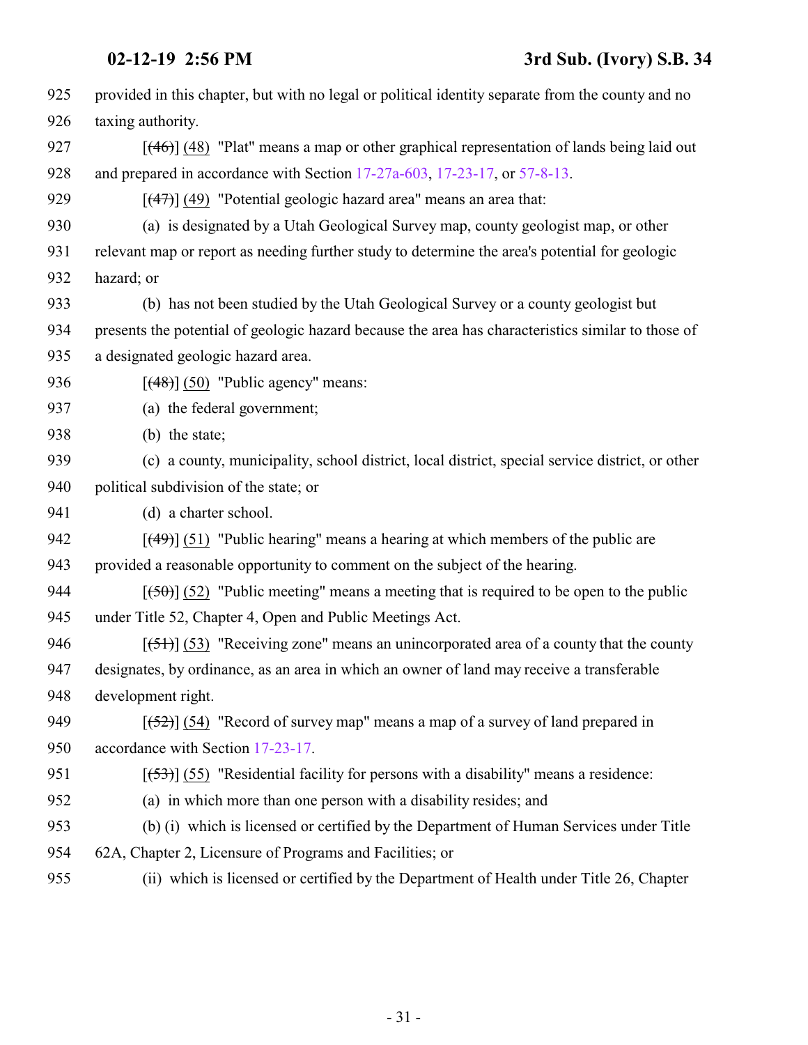provided in this chapter, but with no legal or political identity separate from the county and no taxing authority.

[(46)] (48) "Plat" means a map or other graphical representation of lands being laid out and prepared in accordance with Section 17-27a-603, 17-23-17, or 57-8-13.

[(47)] (49) "Potential geologic hazard area" means an area that:

(a) is designated by a Utah Geological Survey map, county geologist map, or other relevant map or report as needing further study to determine the area's potential for geologic hazard; or

(b) has not been studied by the Utah Geological Survey or a county geologist but presents the potential of geologic hazard because the area has characteristics similar to those of a designated geologic hazard area.

[(48)] (50) "Public agency" means:

(a) the federal government;

(b) the state;

(c) a county, municipality, school district, local district, special service district, or other political subdivision of the state; or

(d) a charter school.

[(49)] (51) "Public hearing" means a hearing at which members of the public are provided a reasonable opportunity to comment on the subject of the hearing.

[(50)] (52) "Public meeting" means a meeting that is required to be open to the public under Title 52, Chapter 4, Open and Public Meetings Act.

[(51)] (53) "Receiving zone" means an unincorporated area of a county that the county designates, by ordinance, as an area in which an owner of land may receive a transferable development right.

[(52)] (54) "Record of survey map" means a map of a survey of land prepared in accordance with Section 17-23-17.

[(53)] (55) "Residential facility for persons with a disability" means a residence:

(a) in which more than one person with a disability resides; and

(b) (i) which is licensed or certified by the Department of Human Services under Title 62A, Chapter 2, Licensure of Programs and Facilities; or

(ii) which is licensed or certified by the Department of Health under Title 26, Chapter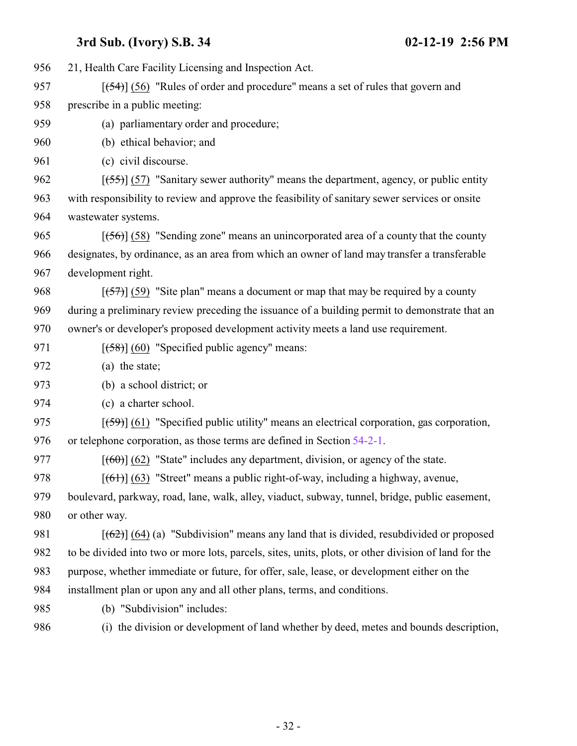21, Health Care Facility Licensing and Inspection Act.

[~~(54)~~] (56) "Rules of order and procedure" means a set of rules that govern and prescribe in a public meeting:

(a) parliamentary order and procedure;

(b) ethical behavior; and

(c) civil discourse.

[~~(55)~~] (57) "Sanitary sewer authority" means the department, agency, or public entity with responsibility to review and approve the feasibility of sanitary sewer services or onsite wastewater systems.

[~~(56)~~] (58) "Sending zone" means an unincorporated area of a county that the county designates, by ordinance, as an area from which an owner of land may transfer a transferable development right.

[~~(57)~~] (59) "Site plan" means a document or map that may be required by a county during a preliminary review preceding the issuance of a building permit to demonstrate that an owner's or developer's proposed development activity meets a land use requirement.

[~~(58)~~] (60) "Specified public agency" means:

(a) the state;

(b) a school district; or

(c) a charter school.

[~~(59)~~] (61) "Specified public utility" means an electrical corporation, gas corporation, or telephone corporation, as those terms are defined in Section 54-2-1.

[~~(60)~~] (62) "State" includes any department, division, or agency of the state.

[~~(61)~~] (63) "Street" means a public right-of-way, including a highway, avenue, boulevard, parkway, road, lane, walk, alley, viaduct, subway, tunnel, bridge, public easement, or other way.

[~~(62)~~] (64) (a) "Subdivision" means any land that is divided, resubdivided or proposed to be divided into two or more lots, parcels, sites, units, plots, or other division of land for the purpose, whether immediate or future, for offer, sale, lease, or development either on the installment plan or upon any and all other plans, terms, and conditions.

(b) "Subdivision" includes:

(i) the division or development of land whether by deed, metes and bounds description,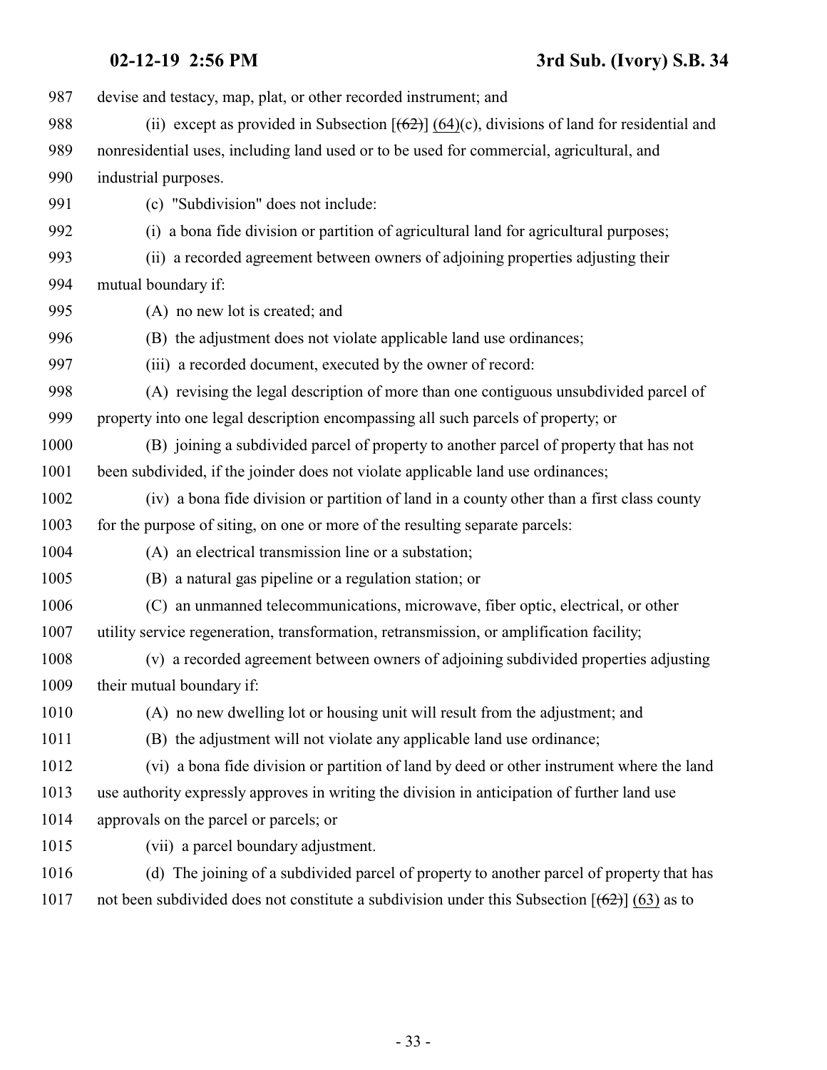devise and testacy, map, plat, or other recorded instrument; and

(ii) except as provided in Subsection [(62)] (64)(c), divisions of land for residential and nonresidential uses, including land used or to be used for commercial, agricultural, and industrial purposes.

(c) "Subdivision" does not include:

(i) a bona fide division or partition of agricultural land for agricultural purposes;

(ii) a recorded agreement between owners of adjoining properties adjusting their mutual boundary if:

(A) no new lot is created; and

(B) the adjustment does not violate applicable land use ordinances;

(iii) a recorded document, executed by the owner of record:

(A) revising the legal description of more than one contiguous unsubdivided parcel of property into one legal description encompassing all such parcels of property; or

(B) joining a subdivided parcel of property to another parcel of property that has not been subdivided, if the joinder does not violate applicable land use ordinances;

(iv) a bona fide division or partition of land in a county other than a first class county for the purpose of siting, on one or more of the resulting separate parcels:

(A) an electrical transmission line or a substation;

(B) a natural gas pipeline or a regulation station; or

(C) an unmanned telecommunications, microwave, fiber optic, electrical, or other utility service regeneration, transformation, retransmission, or amplification facility;

(v) a recorded agreement between owners of adjoining subdivided properties adjusting their mutual boundary if:

(A) no new dwelling lot or housing unit will result from the adjustment; and

(B) the adjustment will not violate any applicable land use ordinance;

(vi) a bona fide division or partition of land by deed or other instrument where the land use authority expressly approves in writing the division in anticipation of further land use approvals on the parcel or parcels; or

(vii) a parcel boundary adjustment.

(d) The joining of a subdivided parcel of property to another parcel of property that has not been subdivided does not constitute a subdivision under this Subsection [(62)] (63) as to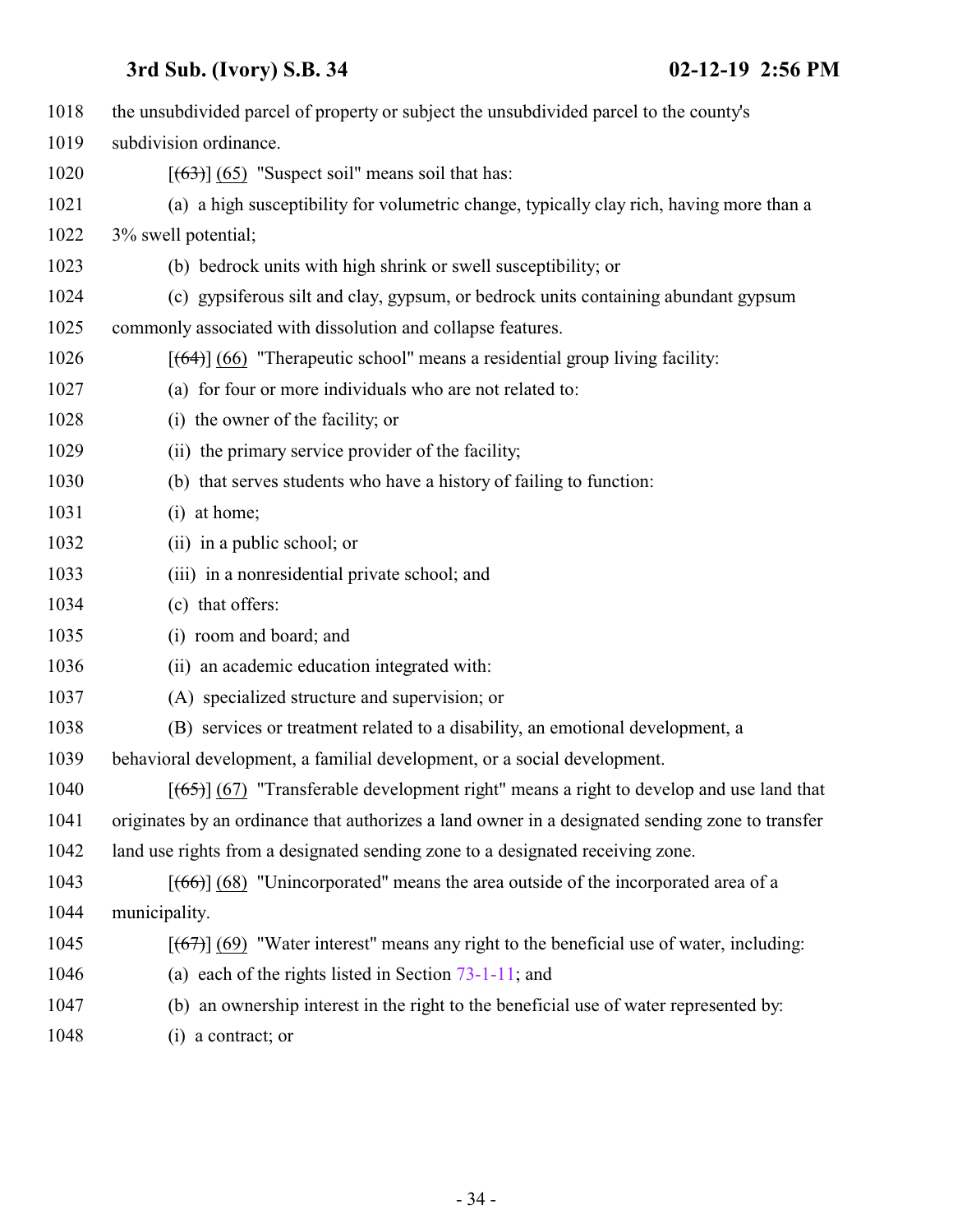the unsubdivided parcel of property or subject the unsubdivided parcel to the county's subdivision ordinance.

[~~(63)~~] (65) "Suspect soil" means soil that has:

(a) a high susceptibility for volumetric change, typically clay rich, having more than a 3% swell potential;

(b) bedrock units with high shrink or swell susceptibility; or

(c) gypsiferous silt and clay, gypsum, or bedrock units containing abundant gypsum commonly associated with dissolution and collapse features.

[~~(64)~~] (66) "Therapeutic school" means a residential group living facility:

(a) for four or more individuals who are not related to:

(i) the owner of the facility; or

(ii) the primary service provider of the facility;

(b) that serves students who have a history of failing to function:

(i) at home;

(ii) in a public school; or

(iii) in a nonresidential private school; and

(c) that offers:

(i) room and board; and

(ii) an academic education integrated with:

(A) specialized structure and supervision; or

(B) services or treatment related to a disability, an emotional development, a behavioral development, a familial development, or a social development.

[~~(65)~~] (67) "Transferable development right" means a right to develop and use land that originates by an ordinance that authorizes a land owner in a designated sending zone to transfer land use rights from a designated sending zone to a designated receiving zone.

[~~(66)~~] (68) "Unincorporated" means the area outside of the incorporated area of a municipality.

[~~(67)~~] (69) "Water interest" means any right to the beneficial use of water, including:

(a) each of the rights listed in Section 73-1-11; and

(b) an ownership interest in the right to the beneficial use of water represented by:

(i) a contract; or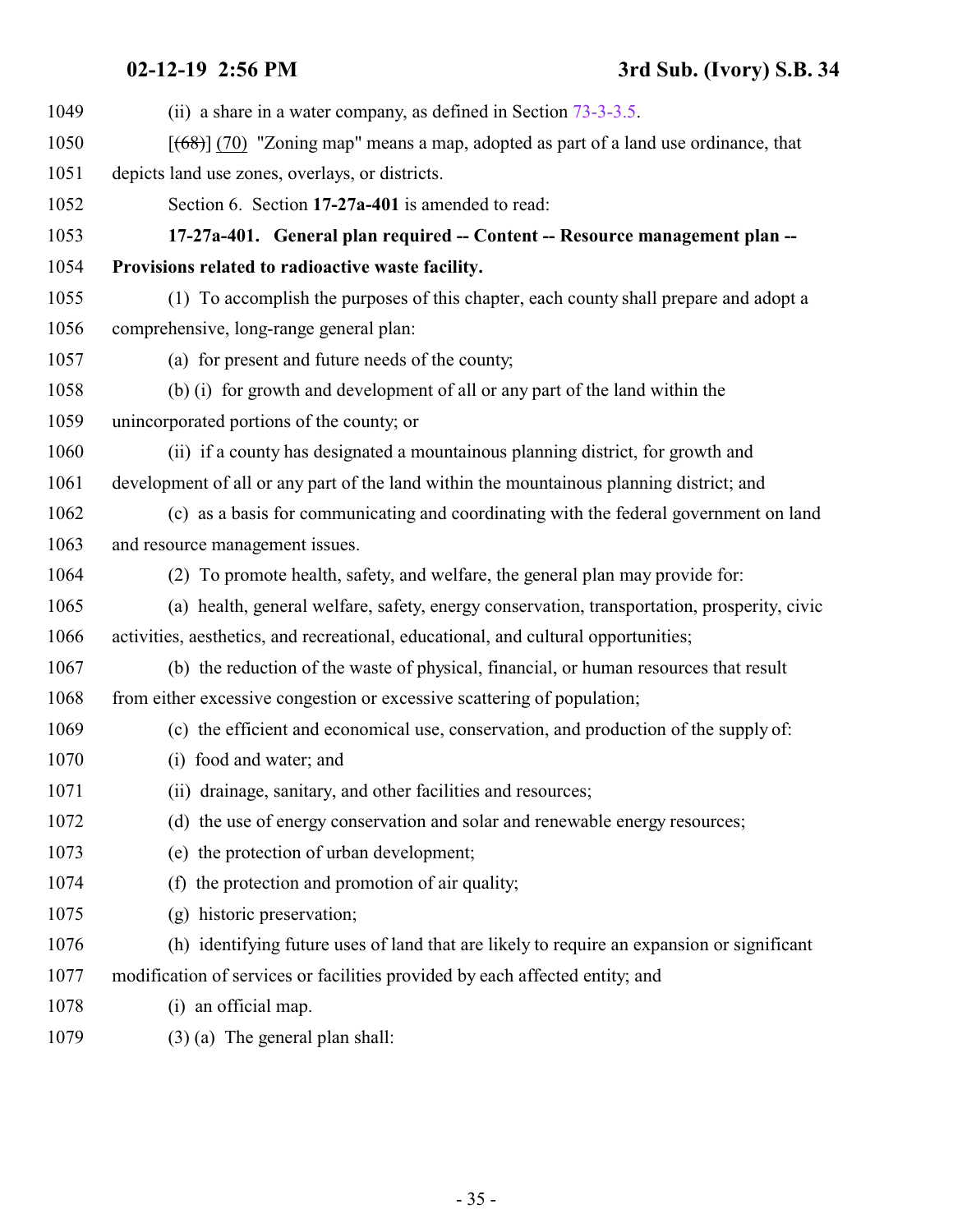(ii) a share in a water company, as defined in Section 73-3-3.5.

[~~(68)~~] (70) "Zoning map" means a map, adopted as part of a land use ordinance, that depicts land use zones, overlays, or districts.

Section 6. Section **17-27a-401** is amended to read:

**17-27a-401. General plan required -- Content -- Resource management plan -- Provisions related to radioactive waste facility.**

(1) To accomplish the purposes of this chapter, each county shall prepare and adopt a comprehensive, long-range general plan:

(a) for present and future needs of the county;

(b) (i) for growth and development of all or any part of the land within the unincorporated portions of the county; or

(ii) if a county has designated a mountainous planning district, for growth and development of all or any part of the land within the mountainous planning district; and

(c) as a basis for communicating and coordinating with the federal government on land and resource management issues.

(2) To promote health, safety, and welfare, the general plan may provide for:

(a) health, general welfare, safety, energy conservation, transportation, prosperity, civic activities, aesthetics, and recreational, educational, and cultural opportunities;

(b) the reduction of the waste of physical, financial, or human resources that result from either excessive congestion or excessive scattering of population;

(c) the efficient and economical use, conservation, and production of the supply of:

(i) food and water; and

(ii) drainage, sanitary, and other facilities and resources;

(d) the use of energy conservation and solar and renewable energy resources;

(e) the protection of urban development;

(f) the protection and promotion of air quality;

(g) historic preservation;

(h) identifying future uses of land that are likely to require an expansion or significant modification of services or facilities provided by each affected entity; and

(i) an official map.

(3) (a) The general plan shall: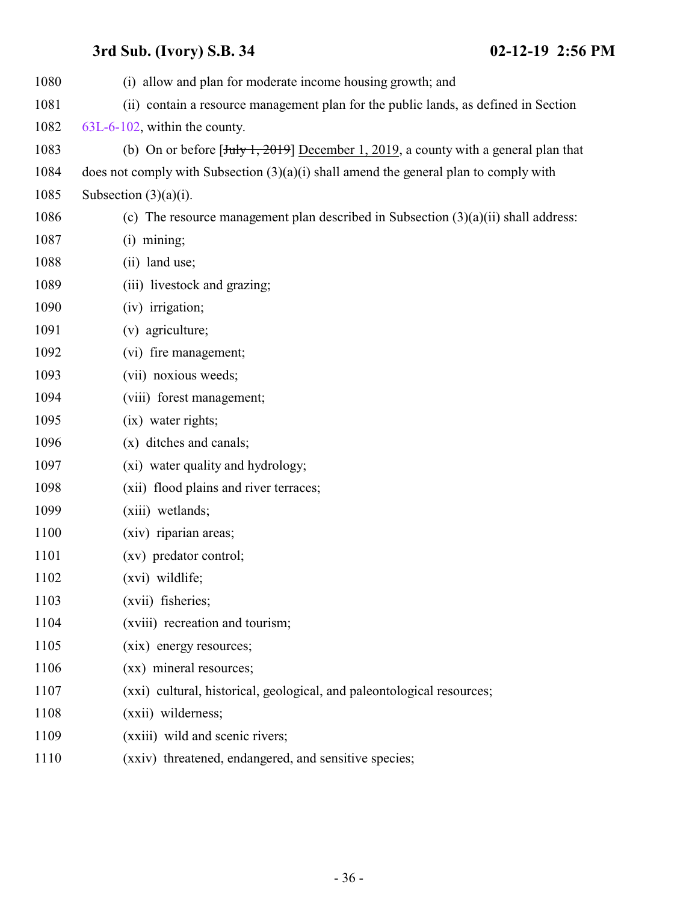1080 (i) allow and plan for moderate income housing growth; and

1081 (ii) contain a resource management plan for the public lands, as defined in Section

1082 63L-6-102, within the county.

1083 (b) On or before [~~July 1, 2019~~] December 1, 2019, a county with a general plan that

1084 does not comply with Subsection (3)(a)(i) shall amend the general plan to comply with

1085 Subsection (3)(a)(i).

1086 (c) The resource management plan described in Subsection (3)(a)(ii) shall address:

1087 (i) mining;

1088 (ii) land use;

1089 (iii) livestock and grazing;

1090 (iv) irrigation;

1091 (v) agriculture;

1092 (vi) fire management;

1093 (vii) noxious weeds;

1094 (viii) forest management;

1095 (ix) water rights;

1096 (x) ditches and canals;

1097 (xi) water quality and hydrology;

1098 (xii) flood plains and river terraces;

1099 (xiii) wetlands;

1100 (xiv) riparian areas;

1101 (xv) predator control;

1102 (xvi) wildlife;

1103 (xvii) fisheries;

1104 (xviii) recreation and tourism;

1105 (xix) energy resources;

1106 (xx) mineral resources;

1107 (xxi) cultural, historical, geological, and paleontological resources;

1108 (xxii) wilderness;

1109 (xxiii) wild and scenic rivers;

1110 (xxiv) threatened, endangered, and sensitive species;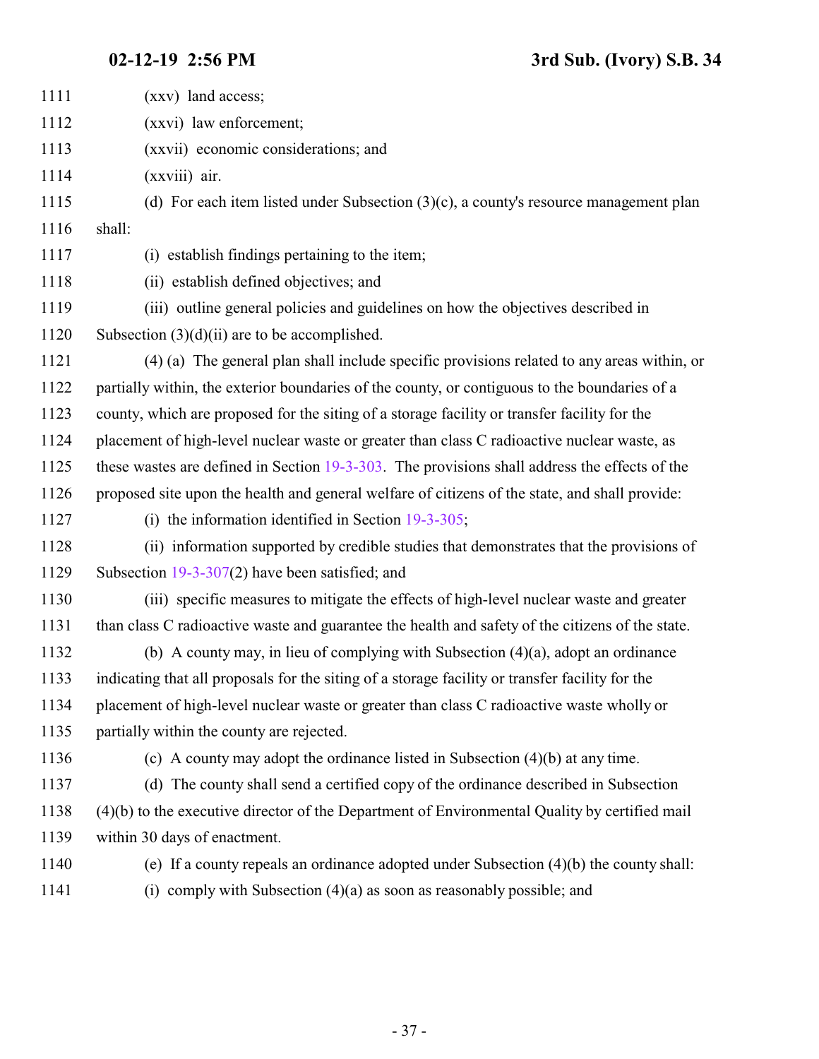(xxv) land access;

(xxvi) law enforcement;

(xxvii) economic considerations; and

(xxviii) air.

(d) For each item listed under Subsection (3)(c), a county's resource management plan shall:

(i) establish findings pertaining to the item;

(ii) establish defined objectives; and

(iii) outline general policies and guidelines on how the objectives described in Subsection (3)(d)(ii) are to be accomplished.

(4) (a) The general plan shall include specific provisions related to any areas within, or partially within, the exterior boundaries of the county, or contiguous to the boundaries of a county, which are proposed for the siting of a storage facility or transfer facility for the placement of high-level nuclear waste or greater than class C radioactive nuclear waste, as these wastes are defined in Section 19-3-303. The provisions shall address the effects of the proposed site upon the health and general welfare of citizens of the state, and shall provide:

(i) the information identified in Section 19-3-305;

(ii) information supported by credible studies that demonstrates that the provisions of Subsection 19-3-307(2) have been satisfied; and

(iii) specific measures to mitigate the effects of high-level nuclear waste and greater than class C radioactive waste and guarantee the health and safety of the citizens of the state.

(b) A county may, in lieu of complying with Subsection (4)(a), adopt an ordinance indicating that all proposals for the siting of a storage facility or transfer facility for the placement of high-level nuclear waste or greater than class C radioactive waste wholly or partially within the county are rejected.

(c) A county may adopt the ordinance listed in Subsection (4)(b) at any time.

(d) The county shall send a certified copy of the ordinance described in Subsection (4)(b) to the executive director of the Department of Environmental Quality by certified mail within 30 days of enactment.

(e) If a county repeals an ordinance adopted under Subsection (4)(b) the county shall:

(i) comply with Subsection (4)(a) as soon as reasonably possible; and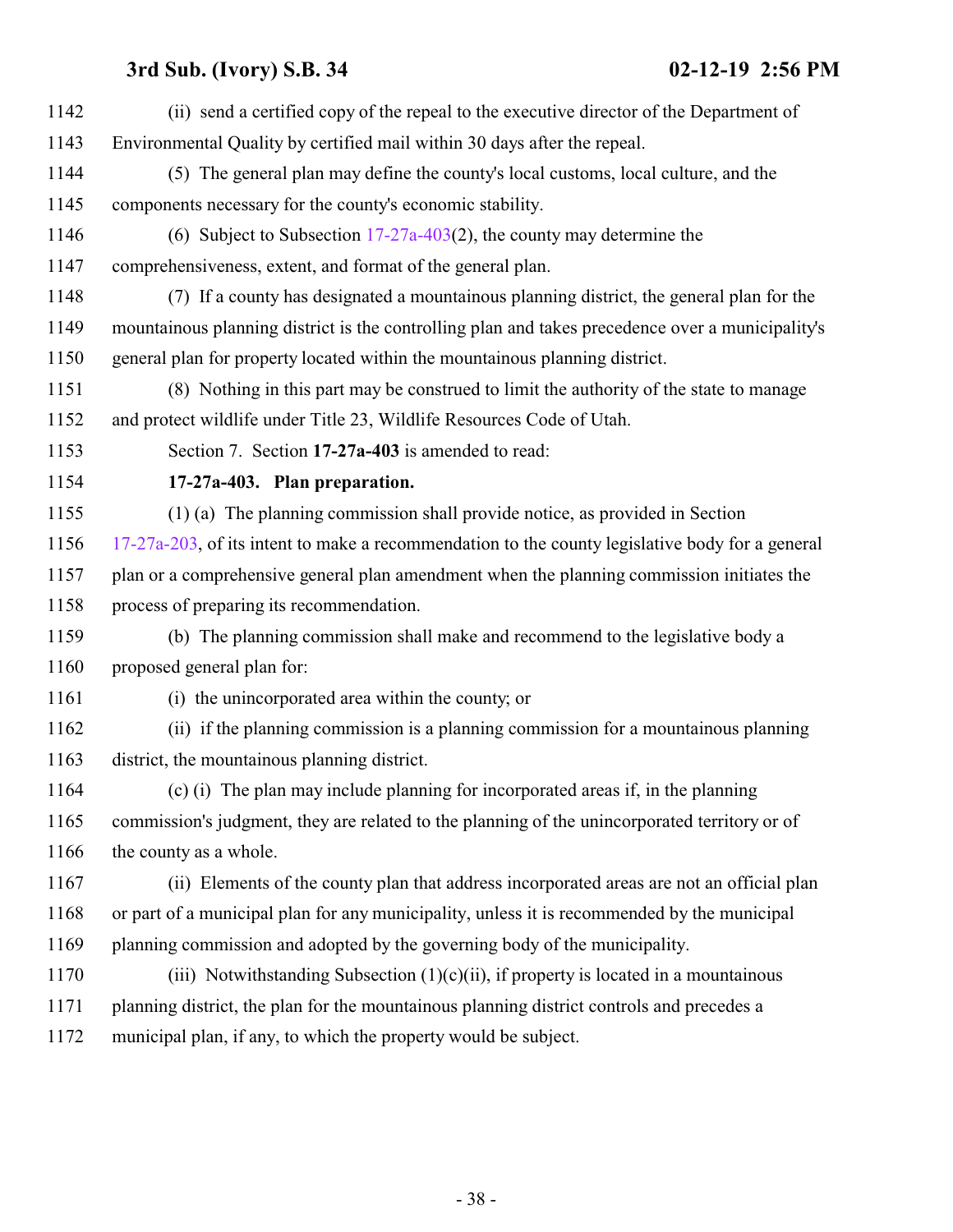(ii) send a certified copy of the repeal to the executive director of the Department of Environmental Quality by certified mail within 30 days after the repeal.

(5) The general plan may define the county's local customs, local culture, and the components necessary for the county's economic stability.

(6) Subject to Subsection 17-27a-403(2), the county may determine the comprehensiveness, extent, and format of the general plan.

(7) If a county has designated a mountainous planning district, the general plan for the mountainous planning district is the controlling plan and takes precedence over a municipality's general plan for property located within the mountainous planning district.

(8) Nothing in this part may be construed to limit the authority of the state to manage and protect wildlife under Title 23, Wildlife Resources Code of Utah.

Section 7. Section **17-27a-403** is amended to read:

**17-27a-403. Plan preparation.**

(1) (a) The planning commission shall provide notice, as provided in Section 17-27a-203, of its intent to make a recommendation to the county legislative body for a general plan or a comprehensive general plan amendment when the planning commission initiates the process of preparing its recommendation.

(b) The planning commission shall make and recommend to the legislative body a proposed general plan for:

(i) the unincorporated area within the county; or

(ii) if the planning commission is a planning commission for a mountainous planning district, the mountainous planning district.

(c) (i) The plan may include planning for incorporated areas if, in the planning commission's judgment, they are related to the planning of the unincorporated territory or of the county as a whole.

(ii) Elements of the county plan that address incorporated areas are not an official plan or part of a municipal plan for any municipality, unless it is recommended by the municipal planning commission and adopted by the governing body of the municipality.

(iii) Notwithstanding Subsection (1)(c)(ii), if property is located in a mountainous planning district, the plan for the mountainous planning district controls and precedes a municipal plan, if any, to which the property would be subject.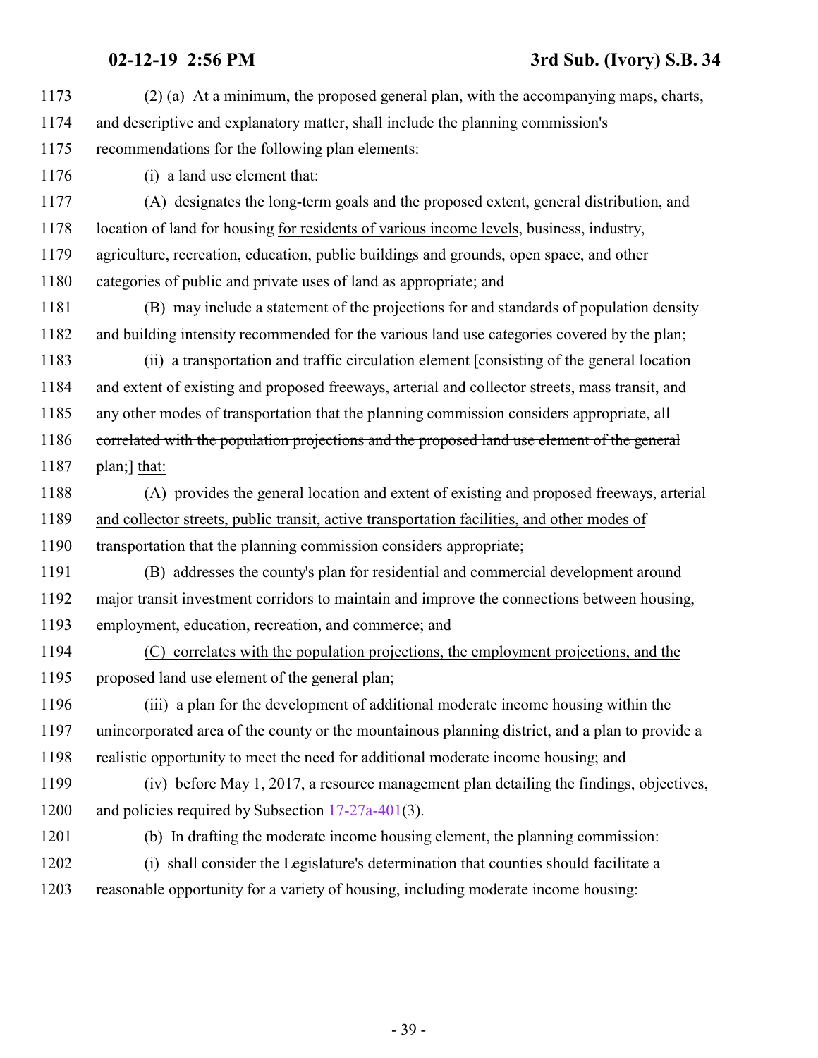1173 (2) (a) At a minimum, the proposed general plan, with the accompanying maps, charts,
1174 and descriptive and explanatory matter, shall include the planning commission's
1175 recommendations for the following plan elements:

1176 (i) a land use element that:

1177 (A) designates the long-term goals and the proposed extent, general distribution, and
1178 location of land for housing <u>for residents of various income levels</u>, business, industry,
1179 agriculture, recreation, education, public buildings and grounds, open space, and other
1180 categories of public and private uses of land as appropriate; and

1181 (B) may include a statement of the projections for and standards of population density
1182 and building intensity recommended for the various land use categories covered by the plan;

1183 (ii) a transportation and traffic circulation element [~~consisting of the general location~~
1184 ~~and extent of existing and proposed freeways, arterial and collector streets, mass transit, and~~
1185 ~~any other modes of transportation that the planning commission considers appropriate, all~~
1186 ~~correlated with the population projections and the proposed land use element of the general~~
1187 ~~plan;~~] <u>that:</u>

1188 <u>(A) provides the general location and extent of existing and proposed freeways, arterial</u>
1189 <u>and collector streets, public transit, active transportation facilities, and other modes of</u>
1190 <u>transportation that the planning commission considers appropriate;</u>

1191 <u>(B) addresses the county's plan for residential and commercial development around</u>
1192 <u>major transit investment corridors to maintain and improve the connections between housing,</u>
1193 <u>employment, education, recreation, and commerce; and</u>

1194 <u>(C) correlates with the population projections, the employment projections, and the</u>
1195 <u>proposed land use element of the general plan;</u>

1196 (iii) a plan for the development of additional moderate income housing within the
1197 unincorporated area of the county or the mountainous planning district, and a plan to provide a
1198 realistic opportunity to meet the need for additional moderate income housing; and

1199 (iv) before May 1, 2017, a resource management plan detailing the findings, objectives,
1200 and policies required by Subsection 17-27a-401(3).

1201 (b) In drafting the moderate income housing element, the planning commission:

1202 (i) shall consider the Legislature's determination that counties should facilitate a
1203 reasonable opportunity for a variety of housing, including moderate income housing: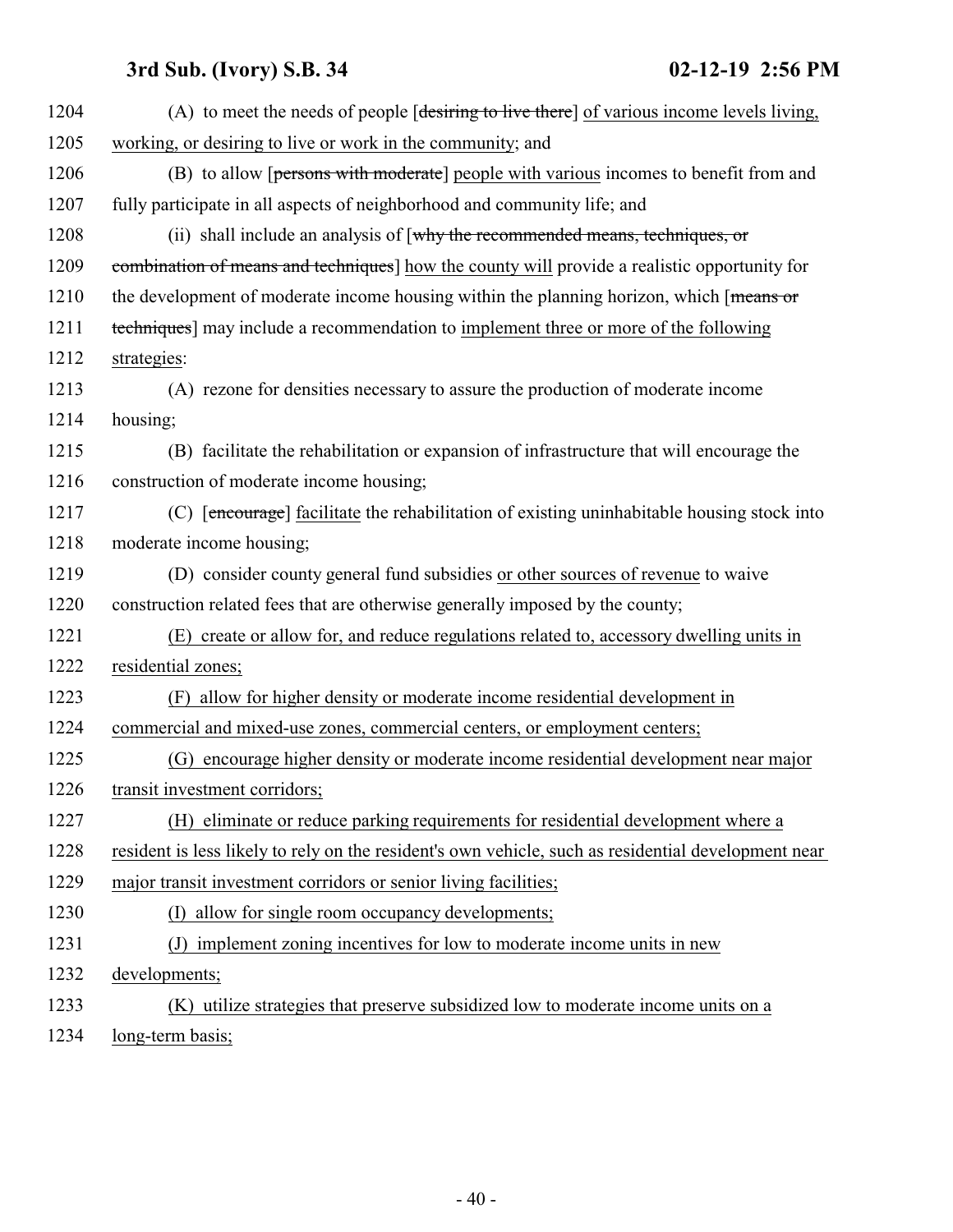(A) to meet the needs of people [~~desiring to live there~~] of various income levels living, working, or desiring to live or work in the community; and

(B) to allow [~~persons with moderate~~] people with various incomes to benefit from and fully participate in all aspects of neighborhood and community life; and

(ii) shall include an analysis of [~~why the recommended means, techniques, or combination of means and techniques~~] how the county will provide a realistic opportunity for the development of moderate income housing within the planning horizon, which [~~means or techniques~~] may include a recommendation to implement three or more of the following strategies:

(A) rezone for densities necessary to assure the production of moderate income housing;

(B) facilitate the rehabilitation or expansion of infrastructure that will encourage the construction of moderate income housing;

(C) [~~encourage~~] facilitate the rehabilitation of existing uninhabitable housing stock into moderate income housing;

(D) consider county general fund subsidies or other sources of revenue to waive construction related fees that are otherwise generally imposed by the county;

(E) create or allow for, and reduce regulations related to, accessory dwelling units in residential zones;

(F) allow for higher density or moderate income residential development in commercial and mixed-use zones, commercial centers, or employment centers;

(G) encourage higher density or moderate income residential development near major transit investment corridors;

(H) eliminate or reduce parking requirements for residential development where a resident is less likely to rely on the resident's own vehicle, such as residential development near major transit investment corridors or senior living facilities;

(I) allow for single room occupancy developments;

(J) implement zoning incentives for low to moderate income units in new developments;

(K) utilize strategies that preserve subsidized low to moderate income units on a long-term basis;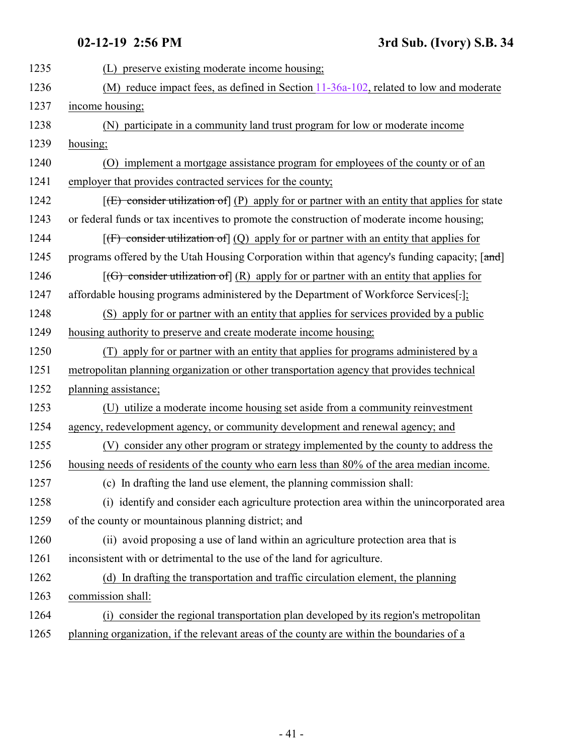1235 (L) preserve existing moderate income housing;

1236 (M) reduce impact fees, as defined in Section 11-36a-102, related to low and moderate

1237 income housing;

1238 (N) participate in a community land trust program for low or moderate income

1239 housing;

1240 (O) implement a mortgage assistance program for employees of the county or of an

1241 employer that provides contracted services for the county;

1242 [(E) consider utilization of] (P) apply for or partner with an entity that applies for state

1243 or federal funds or tax incentives to promote the construction of moderate income housing;

1244 [(F) consider utilization of] (Q) apply for or partner with an entity that applies for

1245 programs offered by the Utah Housing Corporation within that agency's funding capacity; [and]

1246 [(G) consider utilization of] (R) apply for or partner with an entity that applies for

1247 affordable housing programs administered by the Department of Workforce Services[.];

1248 (S) apply for or partner with an entity that applies for services provided by a public

1249 housing authority to preserve and create moderate income housing;

1250 (T) apply for or partner with an entity that applies for programs administered by a

1251 metropolitan planning organization or other transportation agency that provides technical

1252 planning assistance;

1253 (U) utilize a moderate income housing set aside from a community reinvestment

1254 agency, redevelopment agency, or community development and renewal agency; and

1255 (V) consider any other program or strategy implemented by the county to address the

1256 housing needs of residents of the county who earn less than 80% of the area median income.

1257 (c) In drafting the land use element, the planning commission shall:

1258 (i) identify and consider each agriculture protection area within the unincorporated area

1259 of the county or mountainous planning district; and

1260 (ii) avoid proposing a use of land within an agriculture protection area that is

1261 inconsistent with or detrimental to the use of the land for agriculture.

1262 (d) In drafting the transportation and traffic circulation element, the planning

1263 commission shall:

1264 (i) consider the regional transportation plan developed by its region's metropolitan

1265 planning organization, if the relevant areas of the county are within the boundaries of a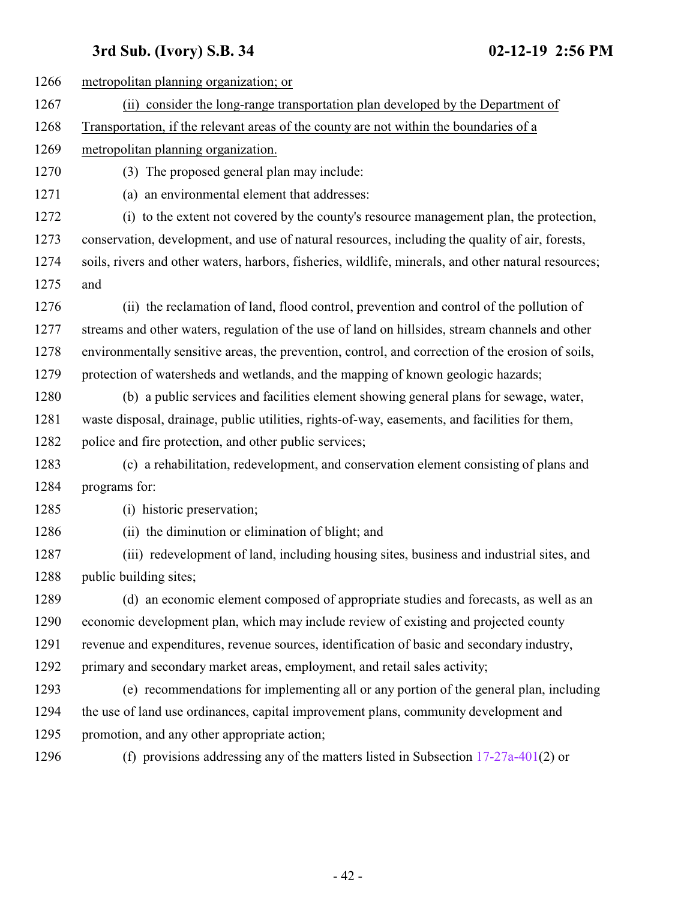metropolitan planning organization; or

(ii) consider the long-range transportation plan developed by the Department of Transportation, if the relevant areas of the county are not within the boundaries of a metropolitan planning organization.

(3) The proposed general plan may include:

(a) an environmental element that addresses:

(i) to the extent not covered by the county's resource management plan, the protection, conservation, development, and use of natural resources, including the quality of air, forests, soils, rivers and other waters, harbors, fisheries, wildlife, minerals, and other natural resources; and

(ii) the reclamation of land, flood control, prevention and control of the pollution of streams and other waters, regulation of the use of land on hillsides, stream channels and other environmentally sensitive areas, the prevention, control, and correction of the erosion of soils, protection of watersheds and wetlands, and the mapping of known geologic hazards;

(b) a public services and facilities element showing general plans for sewage, water, waste disposal, drainage, public utilities, rights-of-way, easements, and facilities for them, police and fire protection, and other public services;

(c) a rehabilitation, redevelopment, and conservation element consisting of plans and programs for:

(i) historic preservation;

(ii) the diminution or elimination of blight; and

(iii) redevelopment of land, including housing sites, business and industrial sites, and public building sites;

(d) an economic element composed of appropriate studies and forecasts, as well as an economic development plan, which may include review of existing and projected county revenue and expenditures, revenue sources, identification of basic and secondary industry, primary and secondary market areas, employment, and retail sales activity;

(e) recommendations for implementing all or any portion of the general plan, including the use of land use ordinances, capital improvement plans, community development and promotion, and any other appropriate action;

(f) provisions addressing any of the matters listed in Subsection 17-27a-401(2) or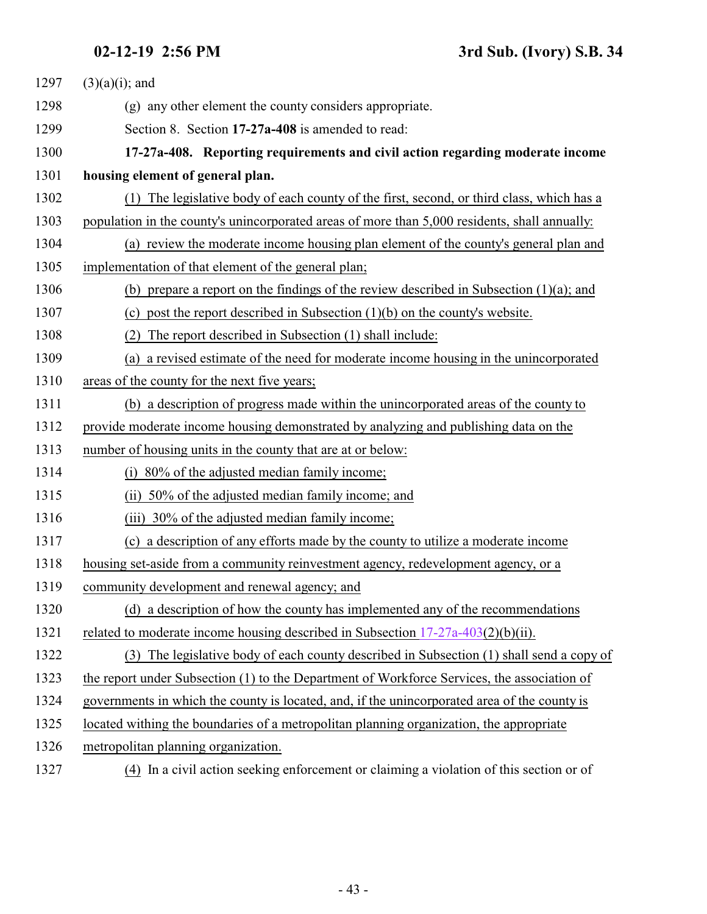(3)(a)(i); and

(g) any other element the county considers appropriate.

Section 8. Section **17-27a-408** is amended to read:

**17-27a-408. Reporting requirements and civil action regarding moderate income housing element of general plan.**

(1) The legislative body of each county of the first, second, or third class, which has a population in the county's unincorporated areas of more than 5,000 residents, shall annually:

(a) review the moderate income housing plan element of the county's general plan and implementation of that element of the general plan;

(b) prepare a report on the findings of the review described in Subsection (1)(a); and

(c) post the report described in Subsection (1)(b) on the county's website.

(2) The report described in Subsection (1) shall include:

(a) a revised estimate of the need for moderate income housing in the unincorporated areas of the county for the next five years;

(b) a description of progress made within the unincorporated areas of the county to provide moderate income housing demonstrated by analyzing and publishing data on the number of housing units in the county that are at or below:

(i) 80% of the adjusted median family income;

(ii) 50% of the adjusted median family income; and

(iii) 30% of the adjusted median family income;

(c) a description of any efforts made by the county to utilize a moderate income housing set-aside from a community reinvestment agency, redevelopment agency, or a community development and renewal agency; and

(d) a description of how the county has implemented any of the recommendations related to moderate income housing described in Subsection 17-27a-403(2)(b)(ii).

(3) The legislative body of each county described in Subsection (1) shall send a copy of the report under Subsection (1) to the Department of Workforce Services, the association of governments in which the county is located, and, if the unincorporated area of the county is located withing the boundaries of a metropolitan planning organization, the appropriate metropolitan planning organization.

(4) In a civil action seeking enforcement or claiming a violation of this section or of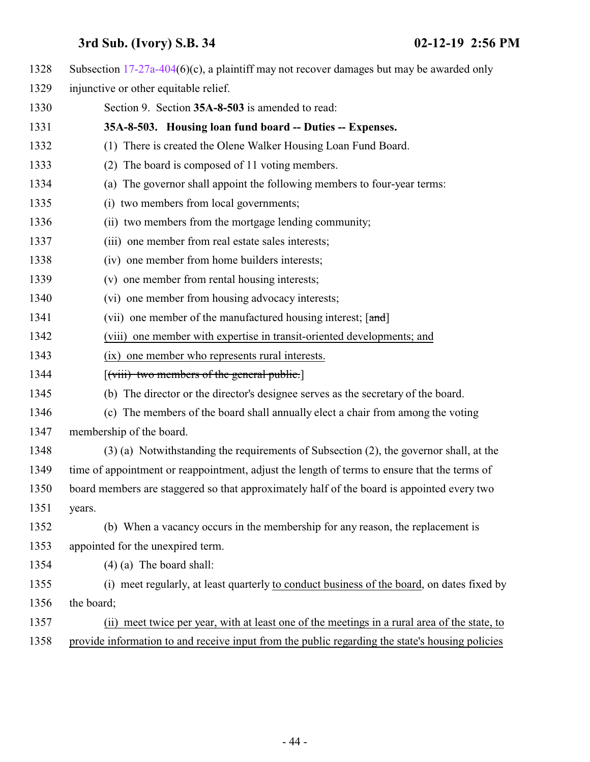Subsection 17-27a-404(6)(c), a plaintiff may not recover damages but may be awarded only injunctive or other equitable relief.

Section 9. Section **35A-8-503** is amended to read:

**35A-8-503. Housing loan fund board -- Duties -- Expenses.**

(1) There is created the Olene Walker Housing Loan Fund Board.

(2) The board is composed of 11 voting members.

(a) The governor shall appoint the following members to four-year terms:

(i) two members from local governments;

(ii) two members from the mortgage lending community;

(iii) one member from real estate sales interests;

(iv) one member from home builders interests;

(v) one member from rental housing interests;

(vi) one member from housing advocacy interests;

(vii) one member of the manufactured housing interest; [~~and~~]

<u>(viii) one member with expertise in transit-oriented developments; and</u>

<u>(ix) one member who represents rural interests.</u>

[~~(viii) two members of the general public.~~]

(b) The director or the director's designee serves as the secretary of the board.

(c) The members of the board shall annually elect a chair from among the voting membership of the board.

(3) (a) Notwithstanding the requirements of Subsection (2), the governor shall, at the time of appointment or reappointment, adjust the length of terms to ensure that the terms of board members are staggered so that approximately half of the board is appointed every two years.

(b) When a vacancy occurs in the membership for any reason, the replacement is appointed for the unexpired term.

(4) (a) The board shall:

(i) meet regularly, at least quarterly <u>to conduct business of the board</u>, on dates fixed by the board;

<u>(ii) meet twice per year, with at least one of the meetings in a rural area of the state, to provide information to and receive input from the public regarding the state's housing policies</u>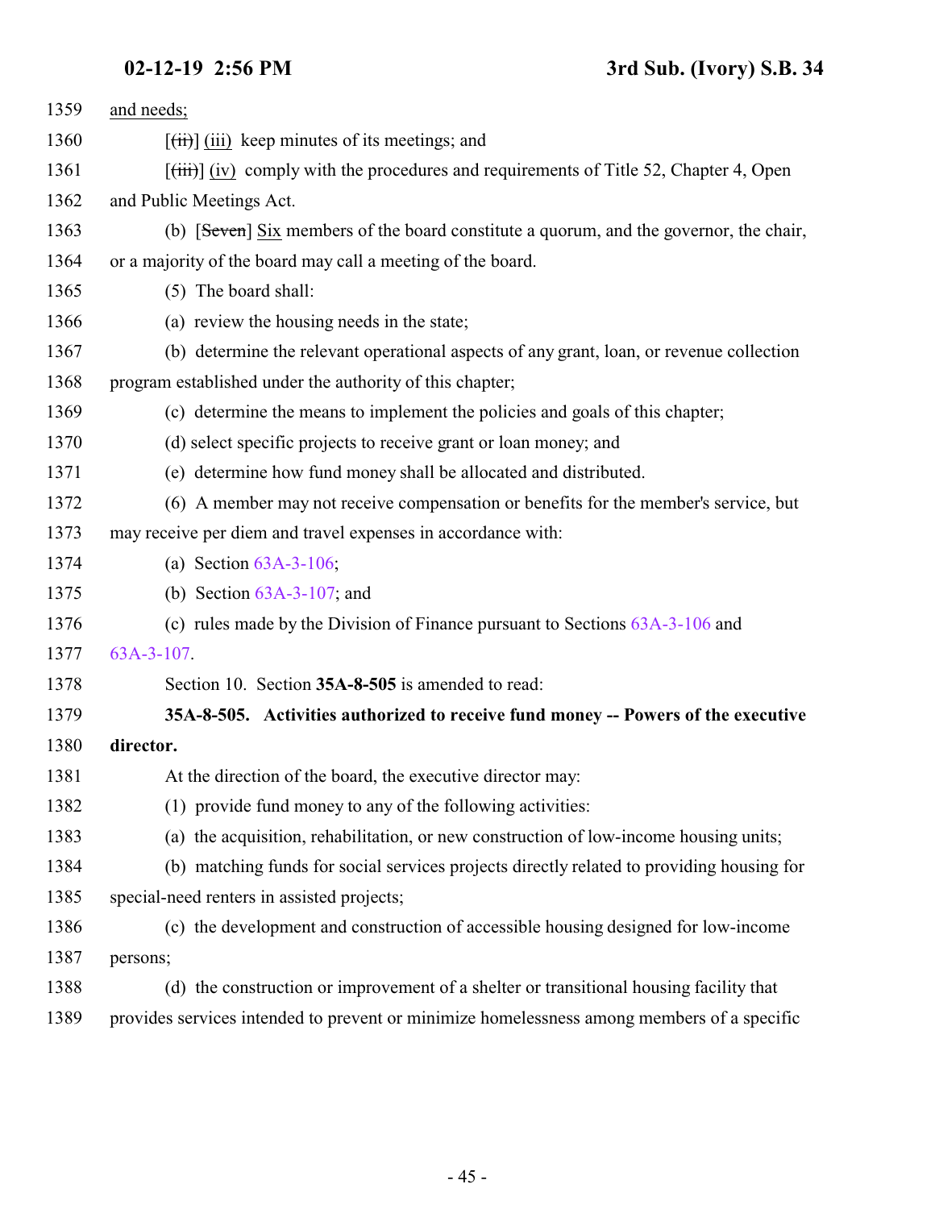and needs;

[(ii)] (iii) keep minutes of its meetings; and

[(iii)] (iv) comply with the procedures and requirements of Title 52, Chapter 4, Open and Public Meetings Act.

(b) [Seven] Six members of the board constitute a quorum, and the governor, the chair, or a majority of the board may call a meeting of the board.

(5) The board shall:

(a) review the housing needs in the state;

(b) determine the relevant operational aspects of any grant, loan, or revenue collection program established under the authority of this chapter;

(c) determine the means to implement the policies and goals of this chapter;

(d) select specific projects to receive grant or loan money; and

(e) determine how fund money shall be allocated and distributed.

(6) A member may not receive compensation or benefits for the member's service, but may receive per diem and travel expenses in accordance with:

(a) Section 63A-3-106;

(b) Section 63A-3-107; and

(c) rules made by the Division of Finance pursuant to Sections 63A-3-106 and 63A-3-107.

Section 10. Section **35A-8-505** is amended to read:

**35A-8-505. Activities authorized to receive fund money -- Powers of the executive director.**

At the direction of the board, the executive director may:

(1) provide fund money to any of the following activities:

(a) the acquisition, rehabilitation, or new construction of low-income housing units;

(b) matching funds for social services projects directly related to providing housing for special-need renters in assisted projects;

(c) the development and construction of accessible housing designed for low-income persons;

(d) the construction or improvement of a shelter or transitional housing facility that provides services intended to prevent or minimize homelessness among members of a specific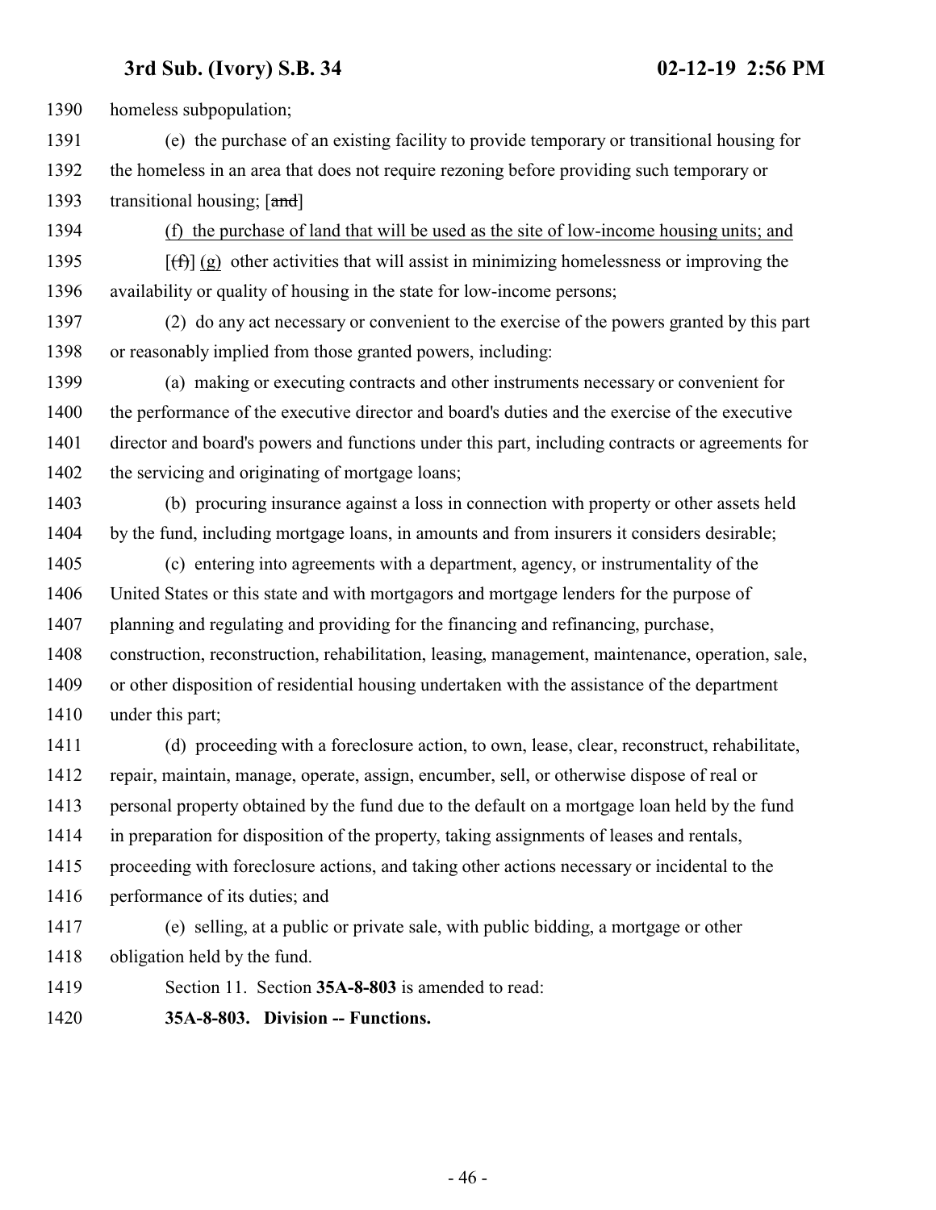homeless subpopulation;

(e) the purchase of an existing facility to provide temporary or transitional housing for the homeless in an area that does not require rezoning before providing such temporary or transitional housing; [~~and~~]

(f) the purchase of land that will be used as the site of low-income housing units; and

[~~(f)~~] (g) other activities that will assist in minimizing homelessness or improving the availability or quality of housing in the state for low-income persons;

(2) do any act necessary or convenient to the exercise of the powers granted by this part or reasonably implied from those granted powers, including:

(a) making or executing contracts and other instruments necessary or convenient for the performance of the executive director and board's duties and the exercise of the executive director and board's powers and functions under this part, including contracts or agreements for the servicing and originating of mortgage loans;

(b) procuring insurance against a loss in connection with property or other assets held by the fund, including mortgage loans, in amounts and from insurers it considers desirable;

(c) entering into agreements with a department, agency, or instrumentality of the United States or this state and with mortgagors and mortgage lenders for the purpose of planning and regulating and providing for the financing and refinancing, purchase, construction, reconstruction, rehabilitation, leasing, management, maintenance, operation, sale, or other disposition of residential housing undertaken with the assistance of the department under this part;

(d) proceeding with a foreclosure action, to own, lease, clear, reconstruct, rehabilitate, repair, maintain, manage, operate, assign, encumber, sell, or otherwise dispose of real or personal property obtained by the fund due to the default on a mortgage loan held by the fund in preparation for disposition of the property, taking assignments of leases and rentals, proceeding with foreclosure actions, and taking other actions necessary or incidental to the performance of its duties; and

(e) selling, at a public or private sale, with public bidding, a mortgage or other obligation held by the fund.

Section 11. Section **35A-8-803** is amended to read:

**35A-8-803. Division -- Functions.**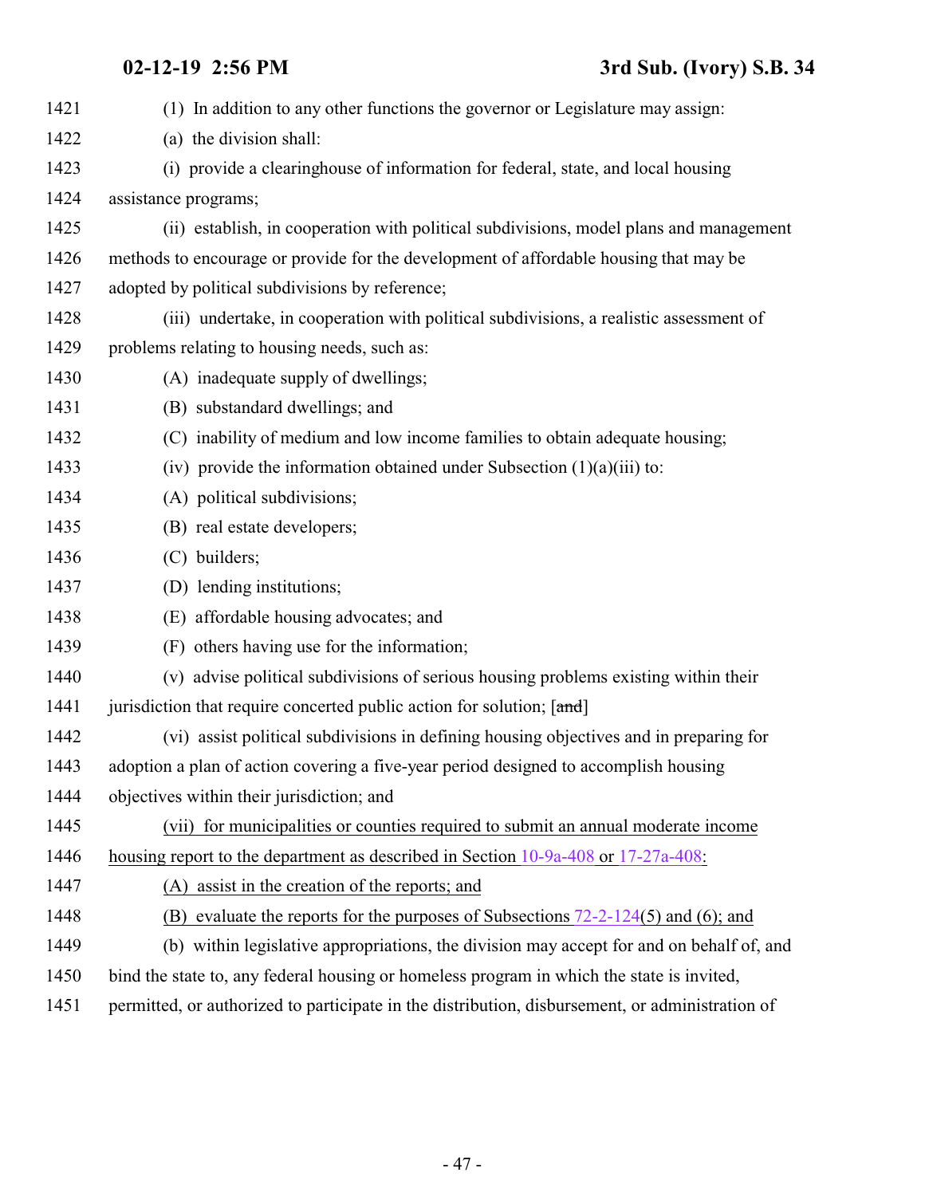(1) In addition to any other functions the governor or Legislature may assign:

(a) the division shall:

(i) provide a clearinghouse of information for federal, state, and local housing assistance programs;

(ii) establish, in cooperation with political subdivisions, model plans and management methods to encourage or provide for the development of affordable housing that may be adopted by political subdivisions by reference;

(iii) undertake, in cooperation with political subdivisions, a realistic assessment of problems relating to housing needs, such as:

(A) inadequate supply of dwellings;

(B) substandard dwellings; and

(C) inability of medium and low income families to obtain adequate housing;

(iv) provide the information obtained under Subsection (1)(a)(iii) to:

(A) political subdivisions;

(B) real estate developers;

(C) builders;

(D) lending institutions;

(E) affordable housing advocates; and

(F) others having use for the information;

(v) advise political subdivisions of serious housing problems existing within their jurisdiction that require concerted public action for solution; [~~and~~]

(vi) assist political subdivisions in defining housing objectives and in preparing for adoption a plan of action covering a five-year period designed to accomplish housing objectives within their jurisdiction; and

<u>(vii) for municipalities or counties required to submit an annual moderate income housing report to the department as described in Section 10-9a-408 or 17-27a-408:</u>

<u>(A) assist in the creation of the reports; and</u>

<u>(B) evaluate the reports for the purposes of Subsections 72-2-124(5) and (6); and</u>

(b) within legislative appropriations, the division may accept for and on behalf of, and bind the state to, any federal housing or homeless program in which the state is invited, permitted, or authorized to participate in the distribution, disbursement, or administration of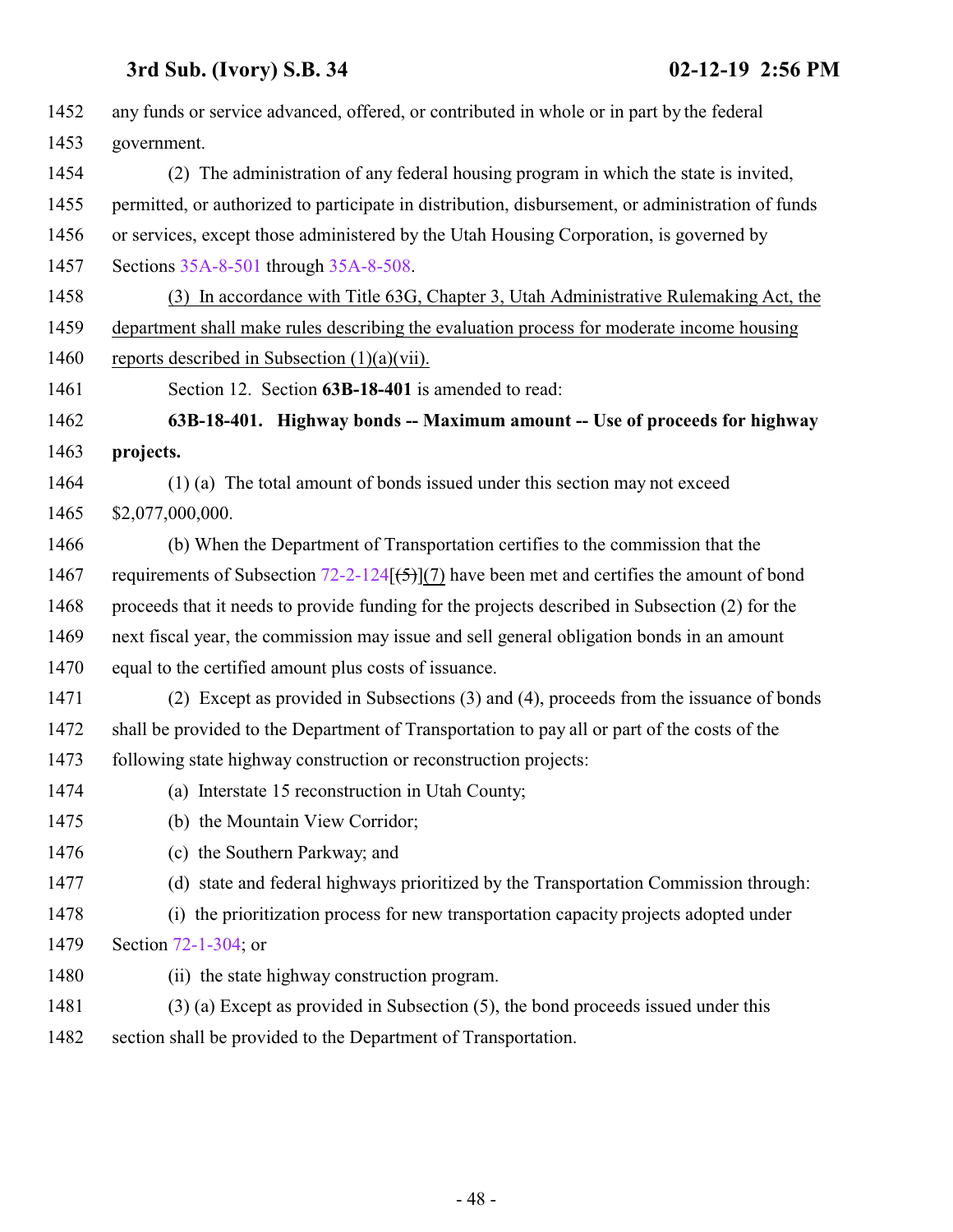any funds or service advanced, offered, or contributed in whole or in part by the federal government.

(2) The administration of any federal housing program in which the state is invited, permitted, or authorized to participate in distribution, disbursement, or administration of funds or services, except those administered by the Utah Housing Corporation, is governed by Sections 35A-8-501 through 35A-8-508.

(3) In accordance with Title 63G, Chapter 3, Utah Administrative Rulemaking Act, the department shall make rules describing the evaluation process for moderate income housing reports described in Subsection (1)(a)(vii).

Section 12. Section **63B-18-401** is amended to read:

**63B-18-401. Highway bonds -- Maximum amount -- Use of proceeds for highway projects.**

(1) (a) The total amount of bonds issued under this section may not exceed $2,077,000,000.

(b) When the Department of Transportation certifies to the commission that the requirements of Subsection 72-2-124[~~(5)~~](7) have been met and certifies the amount of bond proceeds that it needs to provide funding for the projects described in Subsection (2) for the next fiscal year, the commission may issue and sell general obligation bonds in an amount equal to the certified amount plus costs of issuance.

(2) Except as provided in Subsections (3) and (4), proceeds from the issuance of bonds shall be provided to the Department of Transportation to pay all or part of the costs of the following state highway construction or reconstruction projects:

(a) Interstate 15 reconstruction in Utah County;

(b) the Mountain View Corridor;

(c) the Southern Parkway; and

(d) state and federal highways prioritized by the Transportation Commission through:

(i) the prioritization process for new transportation capacity projects adopted under Section 72-1-304; or

(ii) the state highway construction program.

(3) (a) Except as provided in Subsection (5), the bond proceeds issued under this section shall be provided to the Department of Transportation.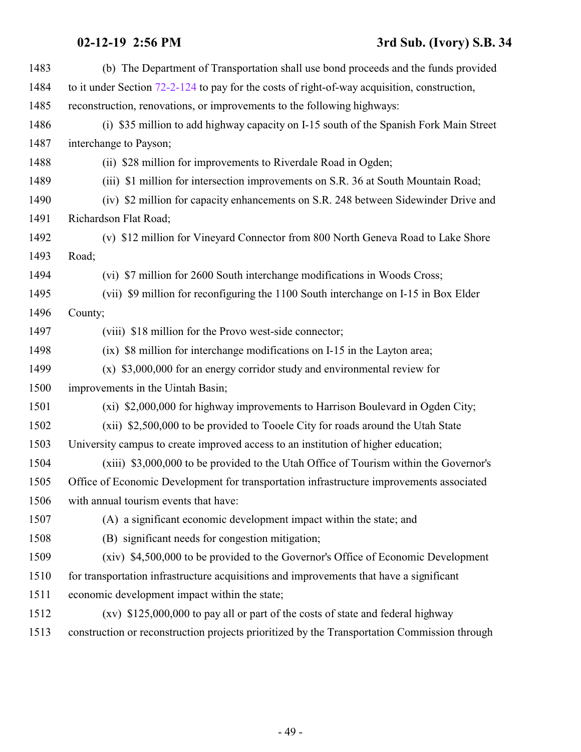(b) The Department of Transportation shall use bond proceeds and the funds provided to it under Section 72-2-124 to pay for the costs of right-of-way acquisition, construction, reconstruction, renovations, or improvements to the following highways:

(i) $35 million to add highway capacity on I-15 south of the Spanish Fork Main Street interchange to Payson;

(ii) $28 million for improvements to Riverdale Road in Ogden;

(iii) $1 million for intersection improvements on S.R. 36 at South Mountain Road;

(iv) $2 million for capacity enhancements on S.R. 248 between Sidewinder Drive and Richardson Flat Road;

(v) $12 million for Vineyard Connector from 800 North Geneva Road to Lake Shore Road;

(vi) $7 million for 2600 South interchange modifications in Woods Cross;

(vii) $9 million for reconfiguring the 1100 South interchange on I-15 in Box Elder County;

(viii) $18 million for the Provo west-side connector;

(ix) $8 million for interchange modifications on I-15 in the Layton area;

(x) $3,000,000 for an energy corridor study and environmental review for improvements in the Uintah Basin;

(xi) $2,000,000 for highway improvements to Harrison Boulevard in Ogden City;

(xii) $2,500,000 to be provided to Tooele City for roads around the Utah State University campus to create improved access to an institution of higher education;

(xiii) $3,000,000 to be provided to the Utah Office of Tourism within the Governor's Office of Economic Development for transportation infrastructure improvements associated with annual tourism events that have:

(A) a significant economic development impact within the state; and

(B) significant needs for congestion mitigation;

(xiv) $4,500,000 to be provided to the Governor's Office of Economic Development for transportation infrastructure acquisitions and improvements that have a significant economic development impact within the state;

(xv) $125,000,000 to pay all or part of the costs of state and federal highway construction or reconstruction projects prioritized by the Transportation Commission through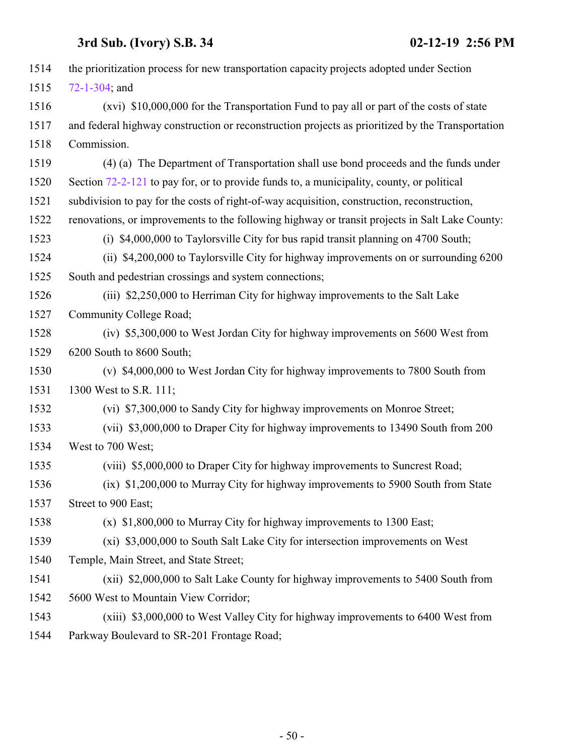the prioritization process for new transportation capacity projects adopted under Section 72-1-304; and

(xvi) $10,000,000 for the Transportation Fund to pay all or part of the costs of state and federal highway construction or reconstruction projects as prioritized by the Transportation Commission.

(4) (a) The Department of Transportation shall use bond proceeds and the funds under Section 72-2-121 to pay for, or to provide funds to, a municipality, county, or political subdivision to pay for the costs of right-of-way acquisition, construction, reconstruction, renovations, or improvements to the following highway or transit projects in Salt Lake County:

(i) $4,000,000 to Taylorsville City for bus rapid transit planning on 4700 South;

(ii) $4,200,000 to Taylorsville City for highway improvements on or surrounding 6200 South and pedestrian crossings and system connections;

(iii) $2,250,000 to Herriman City for highway improvements to the Salt Lake Community College Road;

(iv) $5,300,000 to West Jordan City for highway improvements on 5600 West from 6200 South to 8600 South;

(v) $4,000,000 to West Jordan City for highway improvements to 7800 South from 1300 West to S.R. 111;

(vi) $7,300,000 to Sandy City for highway improvements on Monroe Street;

(vii) $3,000,000 to Draper City for highway improvements to 13490 South from 200 West to 700 West;

(viii) $5,000,000 to Draper City for highway improvements to Suncrest Road;

(ix) $1,200,000 to Murray City for highway improvements to 5900 South from State Street to 900 East;

(x) $1,800,000 to Murray City for highway improvements to 1300 East;

(xi) $3,000,000 to South Salt Lake City for intersection improvements on West Temple, Main Street, and State Street;

(xii) $2,000,000 to Salt Lake County for highway improvements to 5400 South from 5600 West to Mountain View Corridor;

(xiii) $3,000,000 to West Valley City for highway improvements to 6400 West from Parkway Boulevard to SR-201 Frontage Road;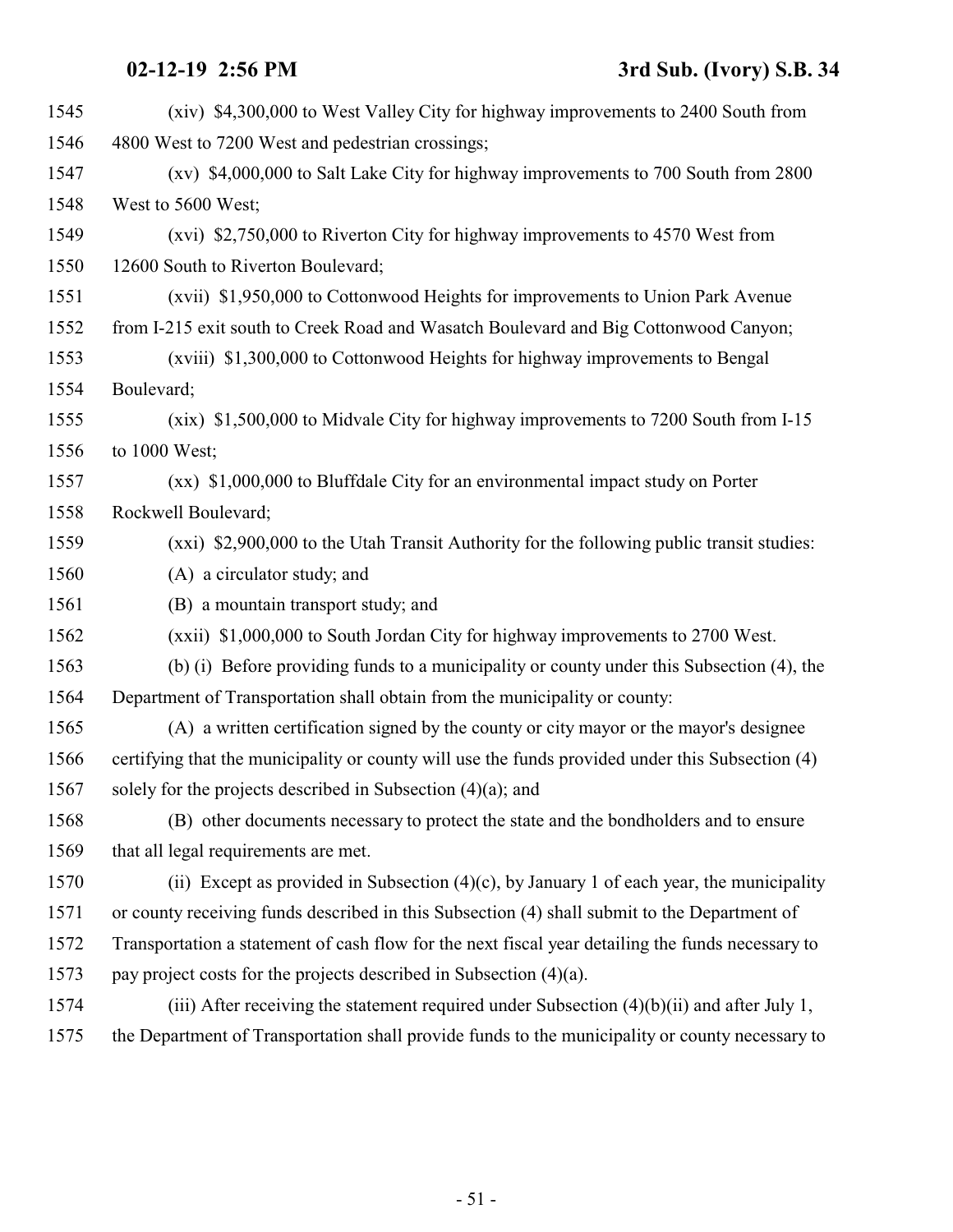(xiv) $4,300,000 to West Valley City for highway improvements to 2400 South from 4800 West to 7200 West and pedestrian crossings;

(xv) $4,000,000 to Salt Lake City for highway improvements to 700 South from 2800 West to 5600 West;

(xvi) $2,750,000 to Riverton City for highway improvements to 4570 West from 12600 South to Riverton Boulevard;

(xvii) $1,950,000 to Cottonwood Heights for improvements to Union Park Avenue from I-215 exit south to Creek Road and Wasatch Boulevard and Big Cottonwood Canyon;

(xviii) $1,300,000 to Cottonwood Heights for highway improvements to Bengal Boulevard;

(xix) $1,500,000 to Midvale City for highway improvements to 7200 South from I-15 to 1000 West;

(xx) $1,000,000 to Bluffdale City for an environmental impact study on Porter Rockwell Boulevard;

(xxi) $2,900,000 to the Utah Transit Authority for the following public transit studies:

(A) a circulator study; and

(B) a mountain transport study; and

(xxii) $1,000,000 to South Jordan City for highway improvements to 2700 West.

(b) (i) Before providing funds to a municipality or county under this Subsection (4), the Department of Transportation shall obtain from the municipality or county:

(A) a written certification signed by the county or city mayor or the mayor's designee certifying that the municipality or county will use the funds provided under this Subsection (4) solely for the projects described in Subsection (4)(a); and

(B) other documents necessary to protect the state and the bondholders and to ensure that all legal requirements are met.

(ii) Except as provided in Subsection (4)(c), by January 1 of each year, the municipality or county receiving funds described in this Subsection (4) shall submit to the Department of Transportation a statement of cash flow for the next fiscal year detailing the funds necessary to pay project costs for the projects described in Subsection (4)(a).

(iii) After receiving the statement required under Subsection (4)(b)(ii) and after July 1, the Department of Transportation shall provide funds to the municipality or county necessary to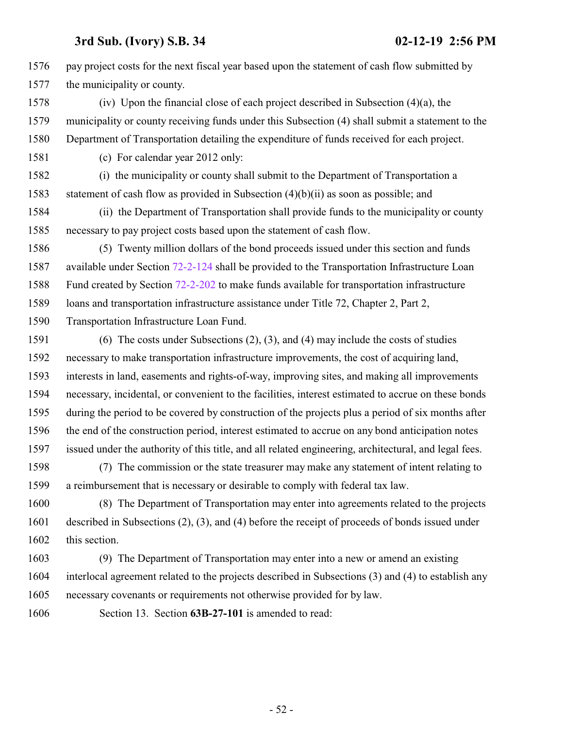pay project costs for the next fiscal year based upon the statement of cash flow submitted by the municipality or county.

(iv) Upon the financial close of each project described in Subsection (4)(a), the municipality or county receiving funds under this Subsection (4) shall submit a statement to the Department of Transportation detailing the expenditure of funds received for each project.

(c) For calendar year 2012 only:

(i) the municipality or county shall submit to the Department of Transportation a statement of cash flow as provided in Subsection (4)(b)(ii) as soon as possible; and

(ii) the Department of Transportation shall provide funds to the municipality or county necessary to pay project costs based upon the statement of cash flow.

(5) Twenty million dollars of the bond proceeds issued under this section and funds available under Section 72-2-124 shall be provided to the Transportation Infrastructure Loan Fund created by Section 72-2-202 to make funds available for transportation infrastructure loans and transportation infrastructure assistance under Title 72, Chapter 2, Part 2, Transportation Infrastructure Loan Fund.

(6) The costs under Subsections (2), (3), and (4) may include the costs of studies necessary to make transportation infrastructure improvements, the cost of acquiring land, interests in land, easements and rights-of-way, improving sites, and making all improvements necessary, incidental, or convenient to the facilities, interest estimated to accrue on these bonds during the period to be covered by construction of the projects plus a period of six months after the end of the construction period, interest estimated to accrue on any bond anticipation notes issued under the authority of this title, and all related engineering, architectural, and legal fees.

(7) The commission or the state treasurer may make any statement of intent relating to a reimbursement that is necessary or desirable to comply with federal tax law.

(8) The Department of Transportation may enter into agreements related to the projects described in Subsections (2), (3), and (4) before the receipt of proceeds of bonds issued under this section.

(9) The Department of Transportation may enter into a new or amend an existing interlocal agreement related to the projects described in Subsections (3) and (4) to establish any necessary covenants or requirements not otherwise provided for by law.

Section 13. Section **63B-27-101** is amended to read: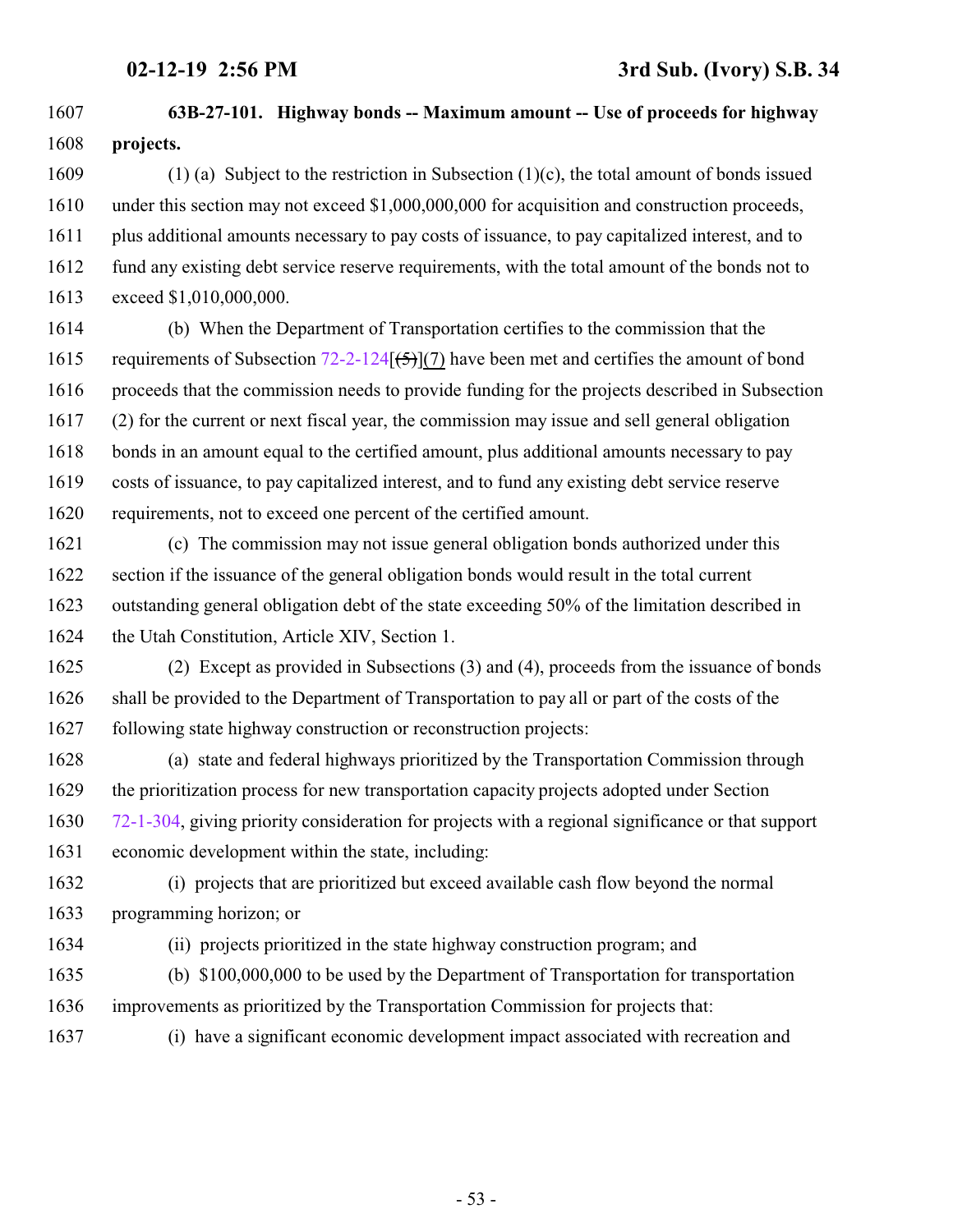**63B-27-101. Highway bonds -- Maximum amount -- Use of proceeds for highway projects.**

(1) (a) Subject to the restriction in Subsection (1)(c), the total amount of bonds issued under this section may not exceed $1,000,000,000 for acquisition and construction proceeds, plus additional amounts necessary to pay costs of issuance, to pay capitalized interest, and to fund any existing debt service reserve requirements, with the total amount of the bonds not to exceed $1,010,000,000.

(b) When the Department of Transportation certifies to the commission that the requirements of Subsection 72-2-124[~~(5)~~](7) have been met and certifies the amount of bond proceeds that the commission needs to provide funding for the projects described in Subsection (2) for the current or next fiscal year, the commission may issue and sell general obligation bonds in an amount equal to the certified amount, plus additional amounts necessary to pay costs of issuance, to pay capitalized interest, and to fund any existing debt service reserve requirements, not to exceed one percent of the certified amount.

(c) The commission may not issue general obligation bonds authorized under this section if the issuance of the general obligation bonds would result in the total current outstanding general obligation debt of the state exceeding 50% of the limitation described in the Utah Constitution, Article XIV, Section 1.

(2) Except as provided in Subsections (3) and (4), proceeds from the issuance of bonds shall be provided to the Department of Transportation to pay all or part of the costs of the following state highway construction or reconstruction projects:

(a) state and federal highways prioritized by the Transportation Commission through the prioritization process for new transportation capacity projects adopted under Section 72-1-304, giving priority consideration for projects with a regional significance or that support economic development within the state, including:

(i) projects that are prioritized but exceed available cash flow beyond the normal programming horizon; or

(ii) projects prioritized in the state highway construction program; and

(b) $100,000,000 to be used by the Department of Transportation for transportation improvements as prioritized by the Transportation Commission for projects that:

(i) have a significant economic development impact associated with recreation and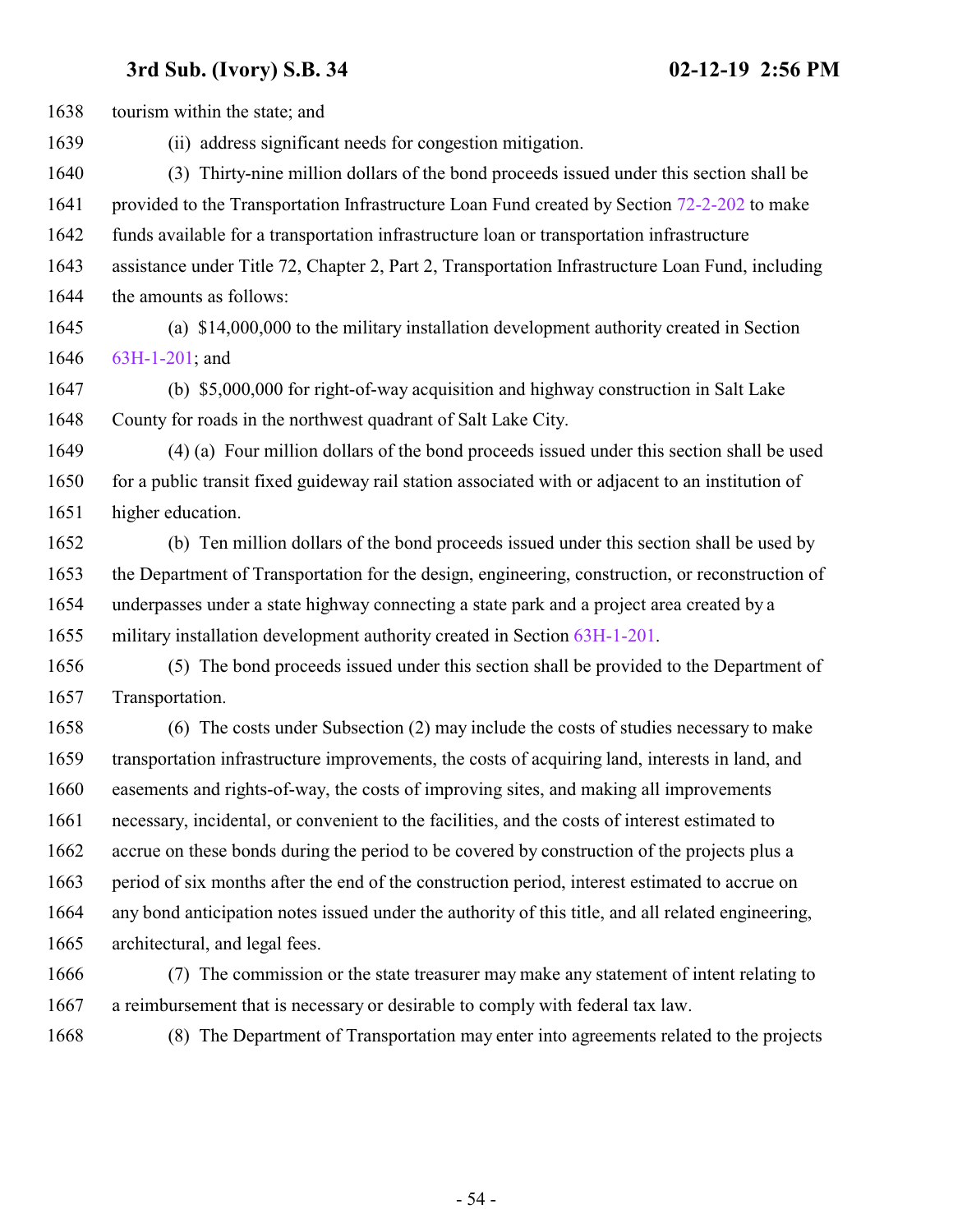tourism within the state; and

(ii) address significant needs for congestion mitigation.

(3) Thirty-nine million dollars of the bond proceeds issued under this section shall be provided to the Transportation Infrastructure Loan Fund created by Section 72-2-202 to make funds available for a transportation infrastructure loan or transportation infrastructure assistance under Title 72, Chapter 2, Part 2, Transportation Infrastructure Loan Fund, including the amounts as follows:

(a) $14,000,000 to the military installation development authority created in Section 63H-1-201; and

(b) $5,000,000 for right-of-way acquisition and highway construction in Salt Lake County for roads in the northwest quadrant of Salt Lake City.

(4) (a) Four million dollars of the bond proceeds issued under this section shall be used for a public transit fixed guideway rail station associated with or adjacent to an institution of higher education.

(b) Ten million dollars of the bond proceeds issued under this section shall be used by the Department of Transportation for the design, engineering, construction, or reconstruction of underpasses under a state highway connecting a state park and a project area created by a military installation development authority created in Section 63H-1-201.

(5) The bond proceeds issued under this section shall be provided to the Department of Transportation.

(6) The costs under Subsection (2) may include the costs of studies necessary to make transportation infrastructure improvements, the costs of acquiring land, interests in land, and easements and rights-of-way, the costs of improving sites, and making all improvements necessary, incidental, or convenient to the facilities, and the costs of interest estimated to accrue on these bonds during the period to be covered by construction of the projects plus a period of six months after the end of the construction period, interest estimated to accrue on any bond anticipation notes issued under the authority of this title, and all related engineering, architectural, and legal fees.

(7) The commission or the state treasurer may make any statement of intent relating to a reimbursement that is necessary or desirable to comply with federal tax law.

(8) The Department of Transportation may enter into agreements related to the projects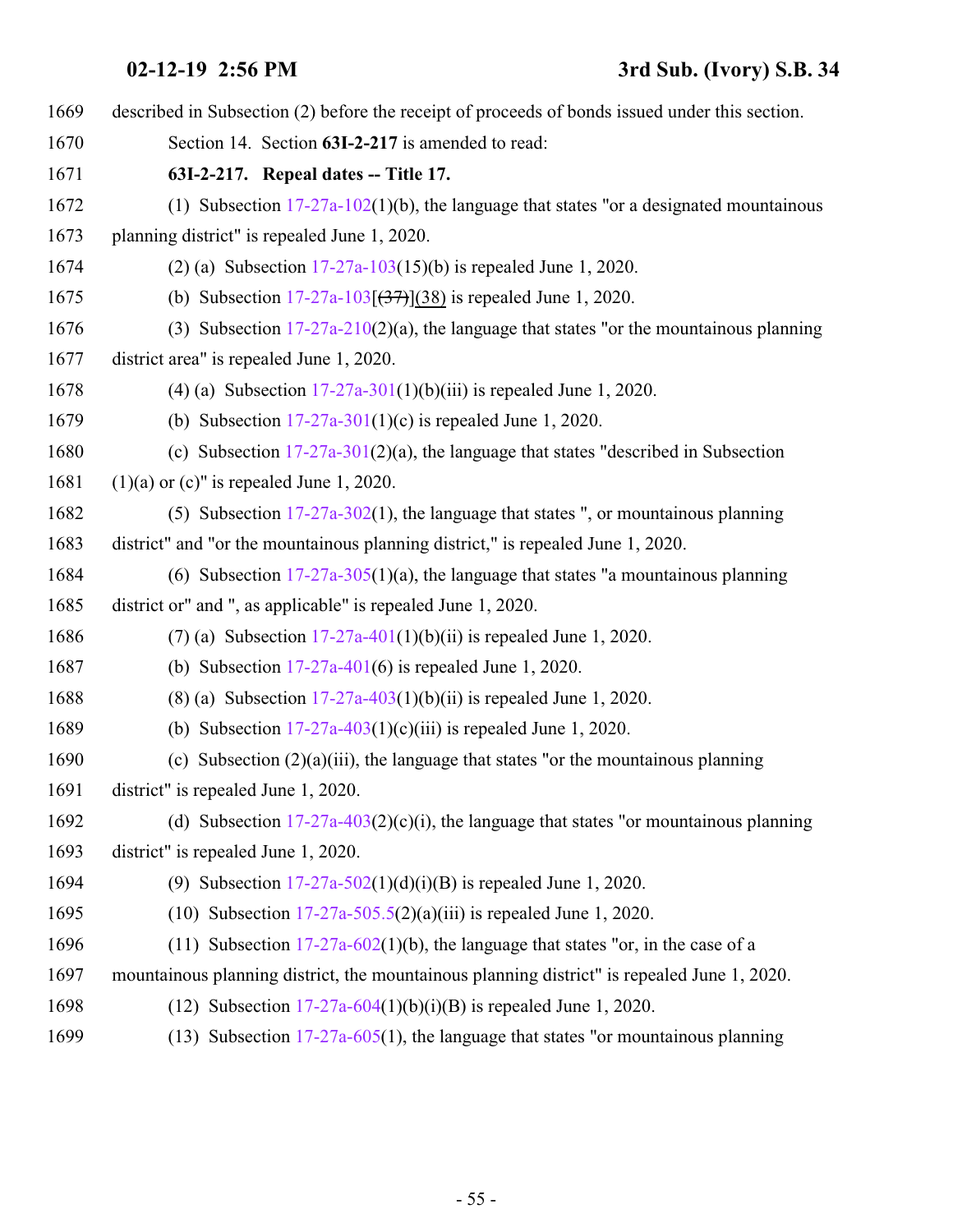described in Subsection (2) before the receipt of proceeds of bonds issued under this section.

Section 14. Section **63I-2-217** is amended to read:

**63I-2-217. Repeal dates -- Title 17.**

(1) Subsection 17-27a-102(1)(b), the language that states "or a designated mountainous planning district" is repealed June 1, 2020.

(2) (a) Subsection 17-27a-103(15)(b) is repealed June 1, 2020.

(b) Subsection 17-27a-103[~~(37)~~](38) is repealed June 1, 2020.

(3) Subsection 17-27a-210(2)(a), the language that states "or the mountainous planning district area" is repealed June 1, 2020.

(4) (a) Subsection 17-27a-301(1)(b)(iii) is repealed June 1, 2020.

(b) Subsection 17-27a-301(1)(c) is repealed June 1, 2020.

(c) Subsection 17-27a-301(2)(a), the language that states "described in Subsection (1)(a) or (c)" is repealed June 1, 2020.

(5) Subsection 17-27a-302(1), the language that states ", or mountainous planning district" and "or the mountainous planning district," is repealed June 1, 2020.

(6) Subsection 17-27a-305(1)(a), the language that states "a mountainous planning district or" and ", as applicable" is repealed June 1, 2020.

(7) (a) Subsection 17-27a-401(1)(b)(ii) is repealed June 1, 2020.

(b) Subsection 17-27a-401(6) is repealed June 1, 2020.

(8) (a) Subsection 17-27a-403(1)(b)(ii) is repealed June 1, 2020.

(b) Subsection 17-27a-403(1)(c)(iii) is repealed June 1, 2020.

(c) Subsection (2)(a)(iii), the language that states "or the mountainous planning district" is repealed June 1, 2020.

(d) Subsection 17-27a-403(2)(c)(i), the language that states "or mountainous planning district" is repealed June 1, 2020.

(9) Subsection 17-27a-502(1)(d)(i)(B) is repealed June 1, 2020.

(10) Subsection 17-27a-505.5(2)(a)(iii) is repealed June 1, 2020.

(11) Subsection 17-27a-602(1)(b), the language that states "or, in the case of a mountainous planning district, the mountainous planning district" is repealed June 1, 2020.

(12) Subsection 17-27a-604(1)(b)(i)(B) is repealed June 1, 2020.

(13) Subsection 17-27a-605(1), the language that states "or mountainous planning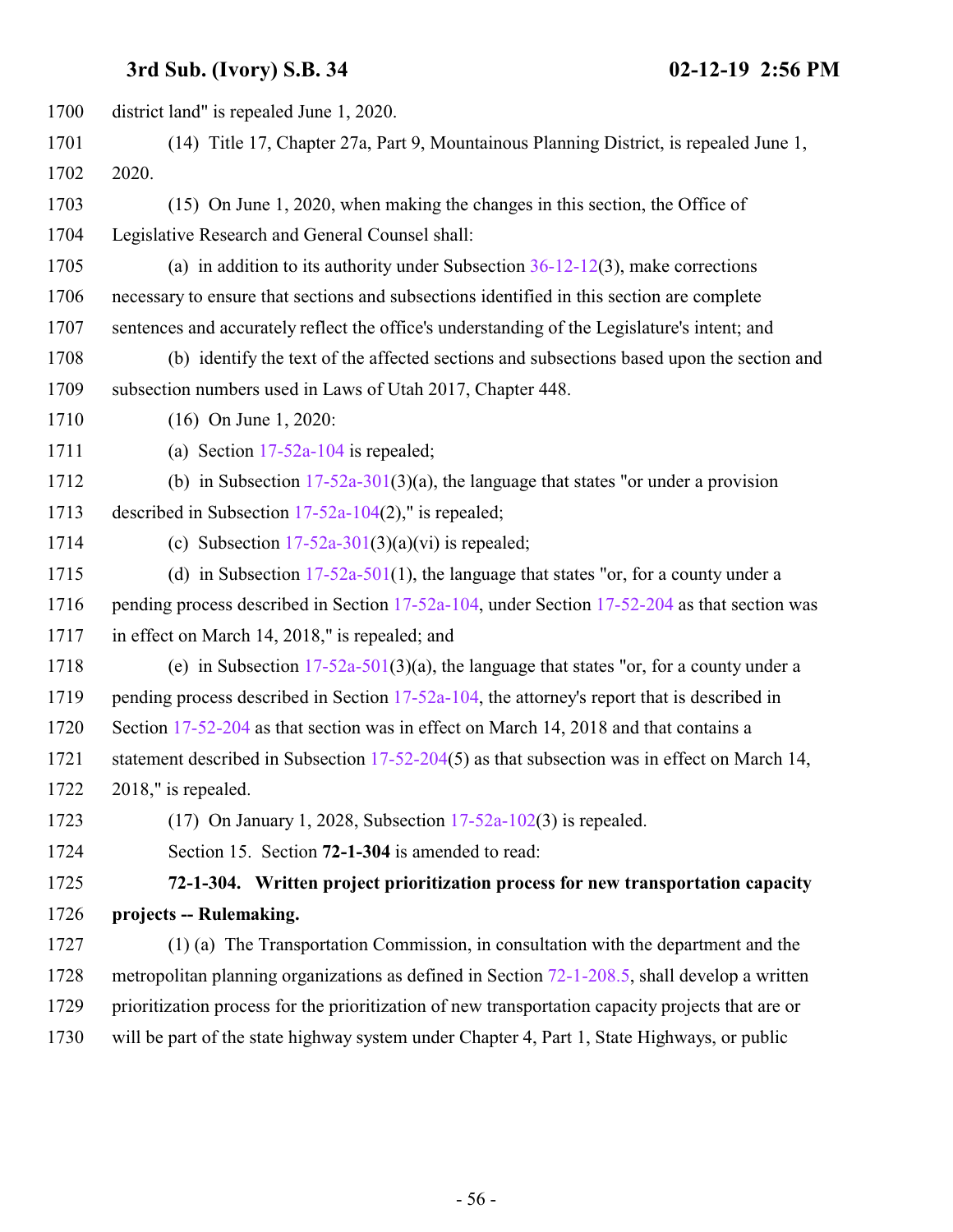district land" is repealed June 1, 2020.

(14) Title 17, Chapter 27a, Part 9, Mountainous Planning District, is repealed June 1, 2020.

(15) On June 1, 2020, when making the changes in this section, the Office of Legislative Research and General Counsel shall:

(a) in addition to its authority under Subsection 36-12-12(3), make corrections necessary to ensure that sections and subsections identified in this section are complete sentences and accurately reflect the office's understanding of the Legislature's intent; and

(b) identify the text of the affected sections and subsections based upon the section and subsection numbers used in Laws of Utah 2017, Chapter 448.

(16) On June 1, 2020:

(a) Section 17-52a-104 is repealed;

(b) in Subsection 17-52a-301(3)(a), the language that states "or under a provision described in Subsection 17-52a-104(2)," is repealed;

(c) Subsection 17-52a-301(3)(a)(vi) is repealed;

(d) in Subsection 17-52a-501(1), the language that states "or, for a county under a pending process described in Section 17-52a-104, under Section 17-52-204 as that section was in effect on March 14, 2018," is repealed; and

(e) in Subsection 17-52a-501(3)(a), the language that states "or, for a county under a pending process described in Section 17-52a-104, the attorney's report that is described in Section 17-52-204 as that section was in effect on March 14, 2018 and that contains a statement described in Subsection 17-52-204(5) as that subsection was in effect on March 14, 2018," is repealed.

(17) On January 1, 2028, Subsection 17-52a-102(3) is repealed.

Section 15. Section **72-1-304** is amended to read:

**72-1-304. Written project prioritization process for new transportation capacity projects -- Rulemaking.**

(1) (a) The Transportation Commission, in consultation with the department and the metropolitan planning organizations as defined in Section 72-1-208.5, shall develop a written prioritization process for the prioritization of new transportation capacity projects that are or will be part of the state highway system under Chapter 4, Part 1, State Highways, or public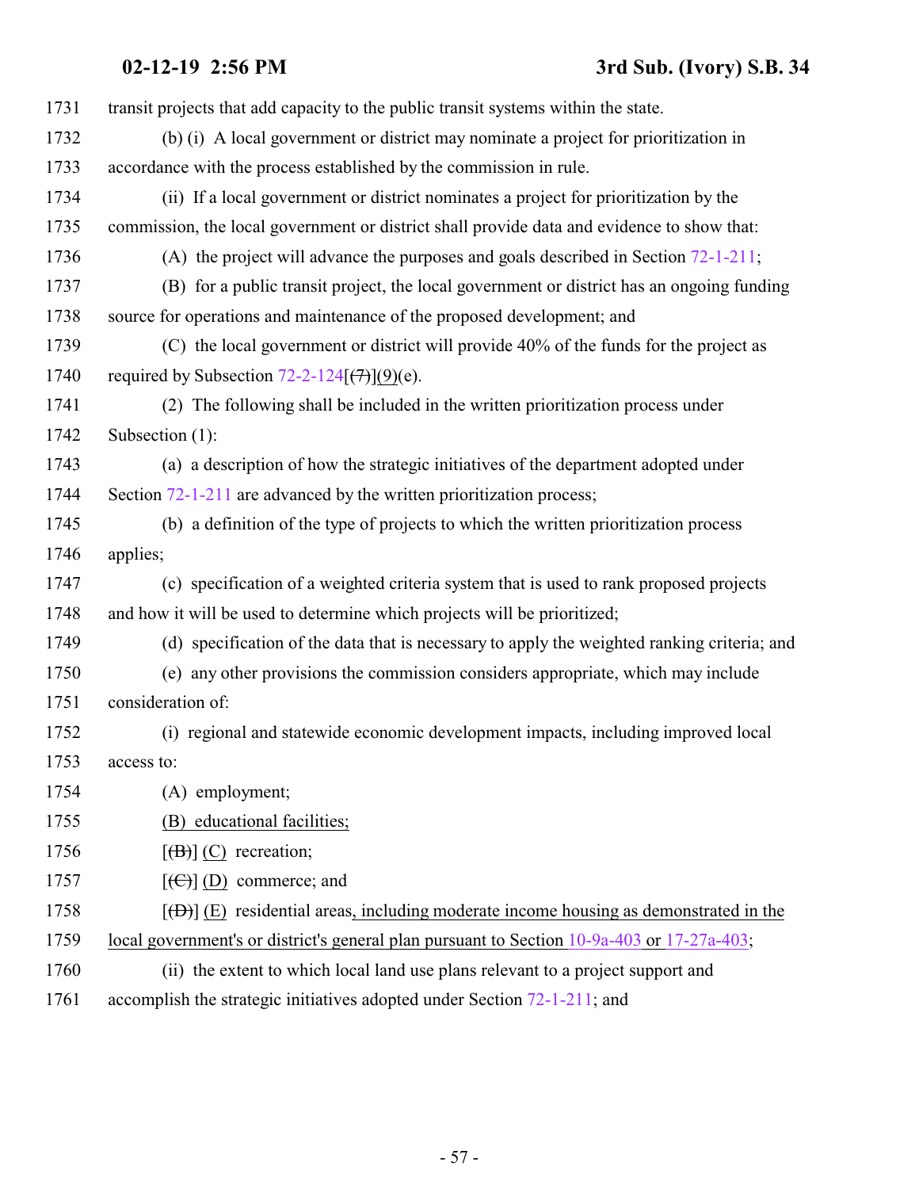1731 transit projects that add capacity to the public transit systems within the state.

1732 (b) (i) A local government or district may nominate a project for prioritization in

1733 accordance with the process established by the commission in rule.

1734 (ii) If a local government or district nominates a project for prioritization by the

1735 commission, the local government or district shall provide data and evidence to show that:

1736 (A) the project will advance the purposes and goals described in Section 72-1-211;

1737 (B) for a public transit project, the local government or district has an ongoing funding

1738 source for operations and maintenance of the proposed development; and

1739 (C) the local government or district will provide 40% of the funds for the project as

1740 required by Subsection 72-2-124[~~(7)~~](9)(e).

1741 (2) The following shall be included in the written prioritization process under

1742 Subsection (1):

1743 (a) a description of how the strategic initiatives of the department adopted under

1744 Section 72-1-211 are advanced by the written prioritization process;

1745 (b) a definition of the type of projects to which the written prioritization process

1746 applies;

1747 (c) specification of a weighted criteria system that is used to rank proposed projects

1748 and how it will be used to determine which projects will be prioritized;

1749 (d) specification of the data that is necessary to apply the weighted ranking criteria; and

1750 (e) any other provisions the commission considers appropriate, which may include

1751 consideration of:

1752 (i) regional and statewide economic development impacts, including improved local

1753 access to:

1754 (A) employment;

1755 <u>(B) educational facilities;</u>

1756 [~~(B)~~] <u>(C)</u> recreation;

1757 [~~(C)~~] <u>(D)</u> commerce; and

1758 [~~(D)~~] <u>(E)</u> residential areas<u>, including moderate income housing as demonstrated in the</u>

1759 <u>local government's or district's general plan pursuant to Section 10-9a-403 or 17-27a-403</u>;

1760 (ii) the extent to which local land use plans relevant to a project support and

1761 accomplish the strategic initiatives adopted under Section 72-1-211; and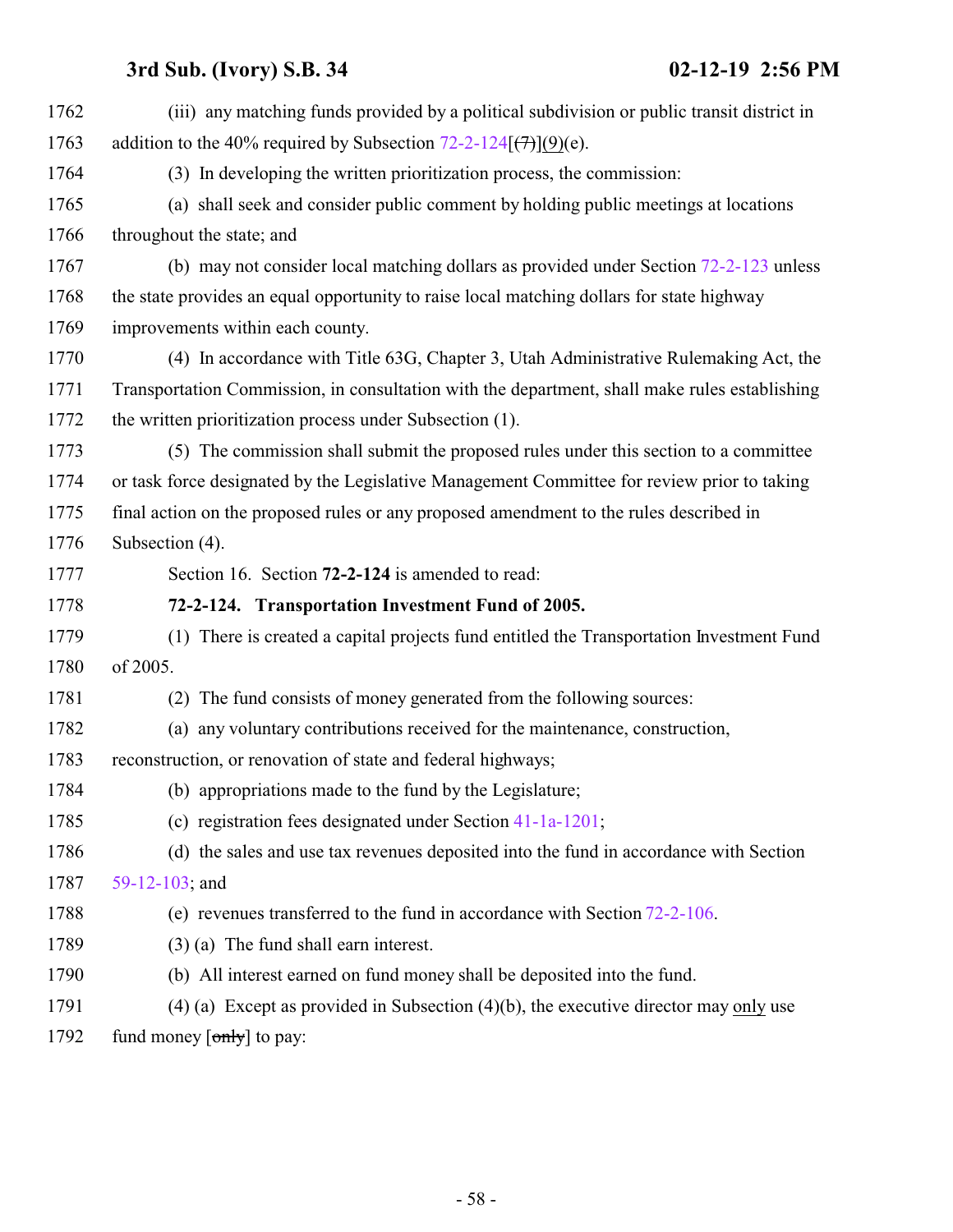(iii) any matching funds provided by a political subdivision or public transit district in addition to the 40% required by Subsection 72-2-124[(7)](9)(e).

(3) In developing the written prioritization process, the commission:

(a) shall seek and consider public comment by holding public meetings at locations throughout the state; and

(b) may not consider local matching dollars as provided under Section 72-2-123 unless the state provides an equal opportunity to raise local matching dollars for state highway improvements within each county.

(4) In accordance with Title 63G, Chapter 3, Utah Administrative Rulemaking Act, the Transportation Commission, in consultation with the department, shall make rules establishing the written prioritization process under Subsection (1).

(5) The commission shall submit the proposed rules under this section to a committee or task force designated by the Legislative Management Committee for review prior to taking final action on the proposed rules or any proposed amendment to the rules described in Subsection (4).

Section 16. Section **72-2-124** is amended to read:

**72-2-124. Transportation Investment Fund of 2005.**

(1) There is created a capital projects fund entitled the Transportation Investment Fund of 2005.

(2) The fund consists of money generated from the following sources:

(a) any voluntary contributions received for the maintenance, construction, reconstruction, or renovation of state and federal highways;

(b) appropriations made to the fund by the Legislature;

(c) registration fees designated under Section 41-1a-1201;

(d) the sales and use tax revenues deposited into the fund in accordance with Section 59-12-103; and

(e) revenues transferred to the fund in accordance with Section 72-2-106.

(3) (a) The fund shall earn interest.

(b) All interest earned on fund money shall be deposited into the fund.

(4) (a) Except as provided in Subsection (4)(b), the executive director may only use fund money [only] to pay: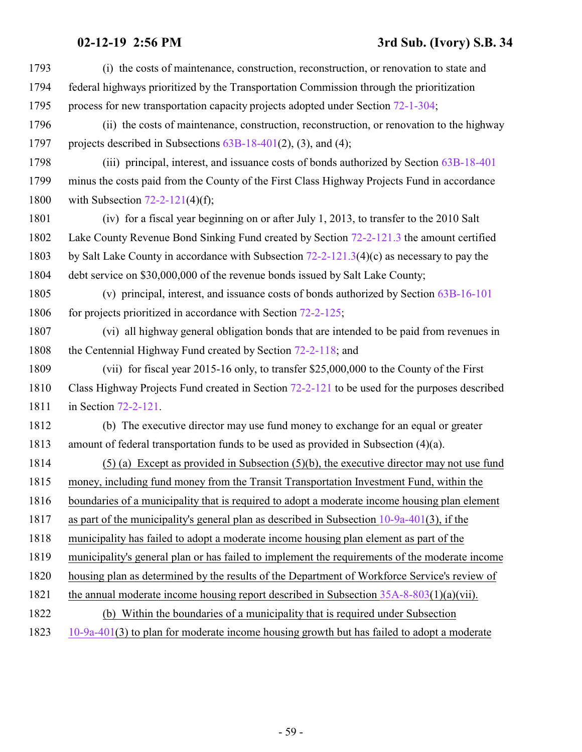1793 (i) the costs of maintenance, construction, reconstruction, or renovation to state and
1794 federal highways prioritized by the Transportation Commission through the prioritization
1795 process for new transportation capacity projects adopted under Section 72-1-304;

1796 (ii) the costs of maintenance, construction, reconstruction, or renovation to the highway
1797 projects described in Subsections 63B-18-401(2), (3), and (4);

1798 (iii) principal, interest, and issuance costs of bonds authorized by Section 63B-18-401
1799 minus the costs paid from the County of the First Class Highway Projects Fund in accordance
1800 with Subsection 72-2-121(4)(f);

1801 (iv) for a fiscal year beginning on or after July 1, 2013, to transfer to the 2010 Salt
1802 Lake County Revenue Bond Sinking Fund created by Section 72-2-121.3 the amount certified
1803 by Salt Lake County in accordance with Subsection 72-2-121.3(4)(c) as necessary to pay the
1804 debt service on $30,000,000 of the revenue bonds issued by Salt Lake County;

1805 (v) principal, interest, and issuance costs of bonds authorized by Section 63B-16-101
1806 for projects prioritized in accordance with Section 72-2-125;

1807 (vi) all highway general obligation bonds that are intended to be paid from revenues in
1808 the Centennial Highway Fund created by Section 72-2-118; and

1809 (vii) for fiscal year 2015-16 only, to transfer $25,000,000 to the County of the First
1810 Class Highway Projects Fund created in Section 72-2-121 to be used for the purposes described
1811 in Section 72-2-121.

1812 (b) The executive director may use fund money to exchange for an equal or greater
1813 amount of federal transportation funds to be used as provided in Subsection (4)(a).

1814 <u>(5) (a) Except as provided in Subsection (5)(b), the executive director may not use fund</u>
1815 <u>money, including fund money from the Transit Transportation Investment Fund, within the</u>
1816 <u>boundaries of a municipality that is required to adopt a moderate income housing plan element</u>
1817 <u>as part of the municipality's general plan as described in Subsection 10-9a-401(3), if the</u>
1818 <u>municipality has failed to adopt a moderate income housing plan element as part of the</u>
1819 <u>municipality's general plan or has failed to implement the requirements of the moderate income</u>
1820 <u>housing plan as determined by the results of the Department of Workforce Service's review of</u>
1821 <u>the annual moderate income housing report described in Subsection 35A-8-803(1)(a)(vii).</u>

1822 <u>(b) Within the boundaries of a municipality that is required under Subsection</u>
1823 <u>10-9a-401(3) to plan for moderate income housing growth but has failed to adopt a moderate</u>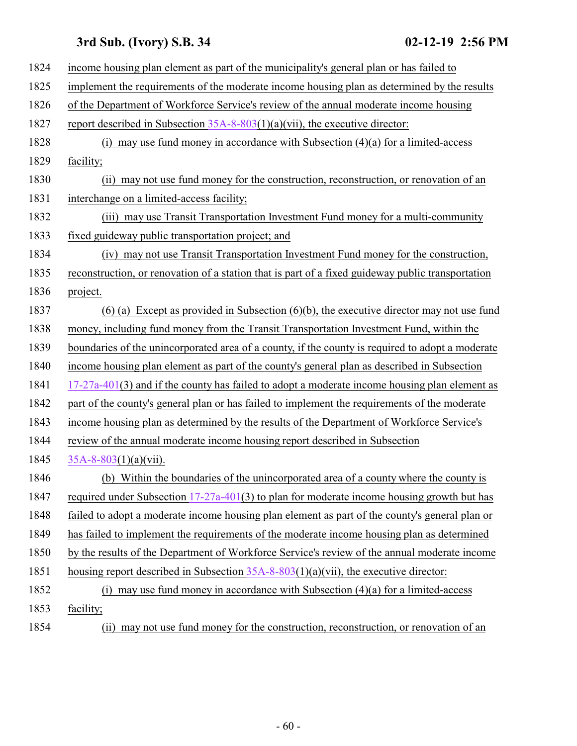income housing plan element as part of the municipality's general plan or has failed to implement the requirements of the moderate income housing plan as determined by the results of the Department of Workforce Service's review of the annual moderate income housing report described in Subsection 35A-8-803(1)(a)(vii), the executive director:

(i) may use fund money in accordance with Subsection (4)(a) for a limited-access facility;

(ii) may not use fund money for the construction, reconstruction, or renovation of an interchange on a limited-access facility;

(iii) may use Transit Transportation Investment Fund money for a multi-community fixed guideway public transportation project; and

(iv) may not use Transit Transportation Investment Fund money for the construction, reconstruction, or renovation of a station that is part of a fixed guideway public transportation project.

(6) (a) Except as provided in Subsection (6)(b), the executive director may not use fund money, including fund money from the Transit Transportation Investment Fund, within the boundaries of the unincorporated area of a county, if the county is required to adopt a moderate income housing plan element as part of the county's general plan as described in Subsection 17-27a-401(3) and if the county has failed to adopt a moderate income housing plan element as part of the county's general plan or has failed to implement the requirements of the moderate income housing plan as determined by the results of the Department of Workforce Service's review of the annual moderate income housing report described in Subsection 35A-8-803(1)(a)(vii).

(b) Within the boundaries of the unincorporated area of a county where the county is required under Subsection 17-27a-401(3) to plan for moderate income housing growth but has failed to adopt a moderate income housing plan element as part of the county's general plan or has failed to implement the requirements of the moderate income housing plan as determined by the results of the Department of Workforce Service's review of the annual moderate income housing report described in Subsection 35A-8-803(1)(a)(vii), the executive director:

(i) may use fund money in accordance with Subsection (4)(a) for a limited-access facility;

(ii) may not use fund money for the construction, reconstruction, or renovation of an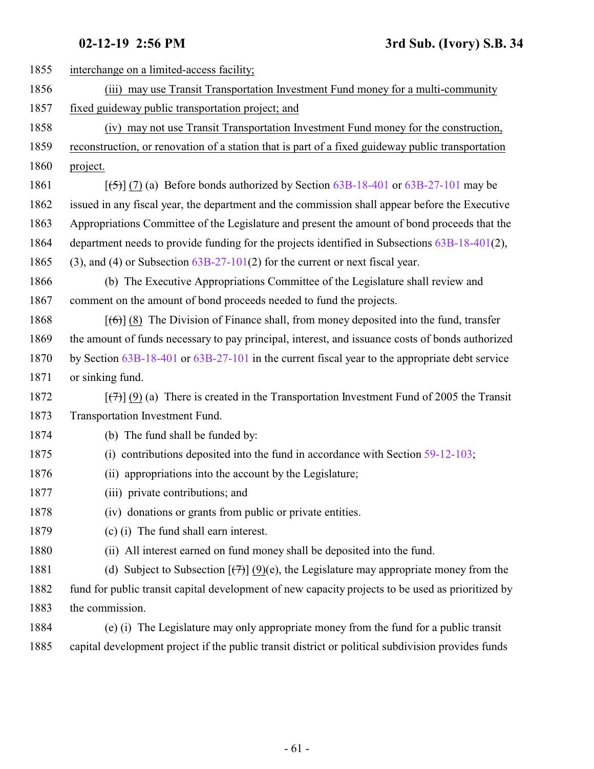1855 interchange on a limited-access facility;

1856 (iii) may use Transit Transportation Investment Fund money for a multi-community

1857 fixed guideway public transportation project; and

1858 (iv) may not use Transit Transportation Investment Fund money for the construction,

1859 reconstruction, or renovation of a station that is part of a fixed guideway public transportation

1860 project.

1861 [~~(5)~~] (7) (a) Before bonds authorized by Section 63B-18-401 or 63B-27-101 may be

1862 issued in any fiscal year, the department and the commission shall appear before the Executive

1863 Appropriations Committee of the Legislature and present the amount of bond proceeds that the

1864 department needs to provide funding for the projects identified in Subsections 63B-18-401(2),

1865 (3), and (4) or Subsection 63B-27-101(2) for the current or next fiscal year.

1866 (b) The Executive Appropriations Committee of the Legislature shall review and

1867 comment on the amount of bond proceeds needed to fund the projects.

1868 [~~(6)~~] (8) The Division of Finance shall, from money deposited into the fund, transfer

1869 the amount of funds necessary to pay principal, interest, and issuance costs of bonds authorized

1870 by Section 63B-18-401 or 63B-27-101 in the current fiscal year to the appropriate debt service

1871 or sinking fund.

1872 [~~(7)~~] (9) (a) There is created in the Transportation Investment Fund of 2005 the Transit

1873 Transportation Investment Fund.

1874 (b) The fund shall be funded by:

1875 (i) contributions deposited into the fund in accordance with Section 59-12-103;

1876 (ii) appropriations into the account by the Legislature;

1877 (iii) private contributions; and

1878 (iv) donations or grants from public or private entities.

1879 (c) (i) The fund shall earn interest.

1880 (ii) All interest earned on fund money shall be deposited into the fund.

1881 (d) Subject to Subsection [~~(7)~~] (9)(e), the Legislature may appropriate money from the

1882 fund for public transit capital development of new capacity projects to be used as prioritized by

1883 the commission.

1884 (e) (i) The Legislature may only appropriate money from the fund for a public transit

1885 capital development project if the public transit district or political subdivision provides funds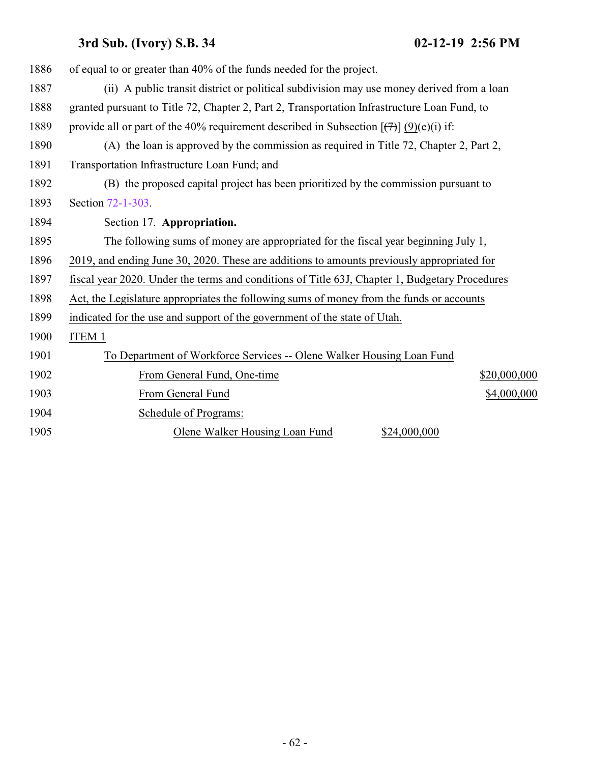of equal to or greater than 40% of the funds needed for the project.

(ii) A public transit district or political subdivision may use money derived from a loan granted pursuant to Title 72, Chapter 2, Part 2, Transportation Infrastructure Loan Fund, to provide all or part of the 40% requirement described in Subsection [(7)] (9)(e)(i) if:

(A) the loan is approved by the commission as required in Title 72, Chapter 2, Part 2, Transportation Infrastructure Loan Fund; and

(B) the proposed capital project has been prioritized by the commission pursuant to Section 72-1-303.

Section 17. **Appropriation.**

The following sums of money are appropriated for the fiscal year beginning July 1, 2019, and ending June 30, 2020. These are additions to amounts previously appropriated for fiscal year 2020. Under the terms and conditions of Title 63J, Chapter 1, Budgetary Procedures Act, the Legislature appropriates the following sums of money from the funds or accounts indicated for the use and support of the government of the state of Utah.

ITEM 1

To Department of Workforce Services -- Olene Walker Housing Loan Fund

| | | |
|---|---|---|
| From General Fund, One-time | | $20,000,000 |
| From General Fund | | $4,000,000 |
| Schedule of Programs: | | |
| Olene Walker Housing Loan Fund | $24,000,000 | |